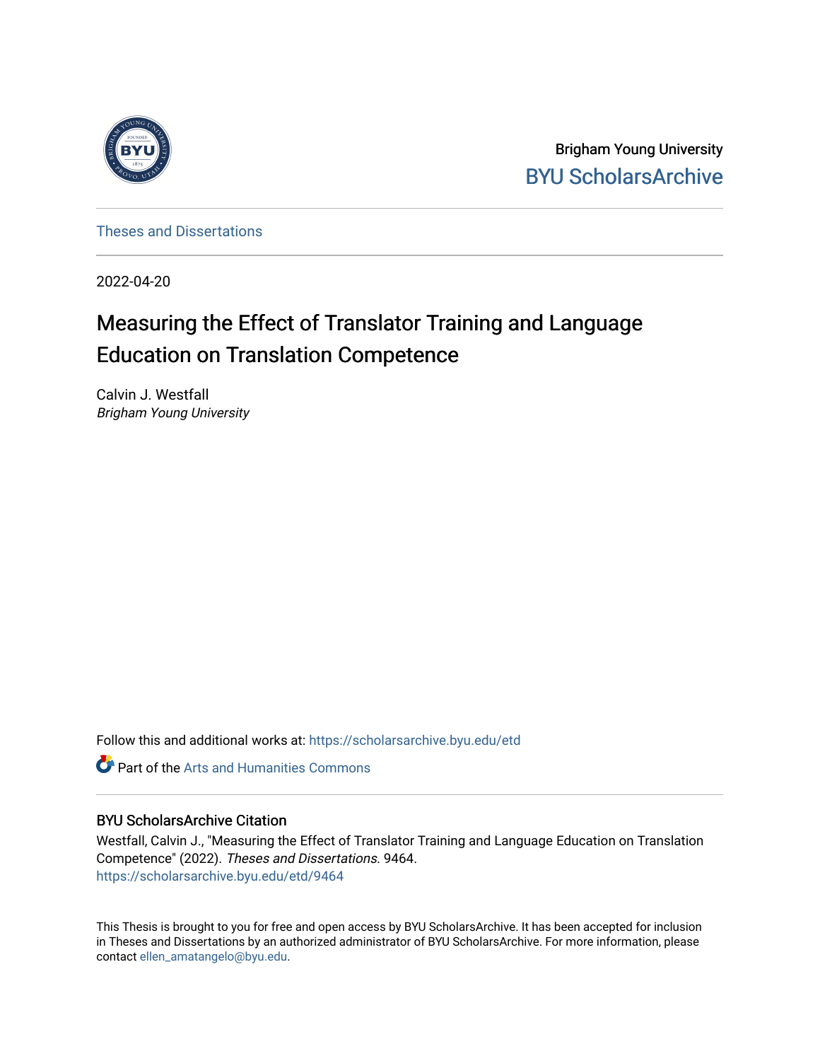Brigham Young University

BYU ScholarsArchive

Theses and Dissertations

2022-04-20

# Measuring the Effect of Translator Training and Language Education on Translation Competence

Calvin J. Westfall

*Brigham Young University*

Follow this and additional works at: https://scholarsarchive.byu.edu/etd

Part of the Arts and Humanities Commons

## BYU ScholarsArchive Citation

Westfall, Calvin J., "Measuring the Effect of Translator Training and Language Education on Translation Competence" (2022). *Theses and Dissertations*. 9464.
https://scholarsarchive.byu.edu/etd/9464

This Thesis is brought to you for free and open access by BYU ScholarsArchive. It has been accepted for inclusion in Theses and Dissertations by an authorized administrator of BYU ScholarsArchive. For more information, please contact ellen_amatangelo@byu.edu.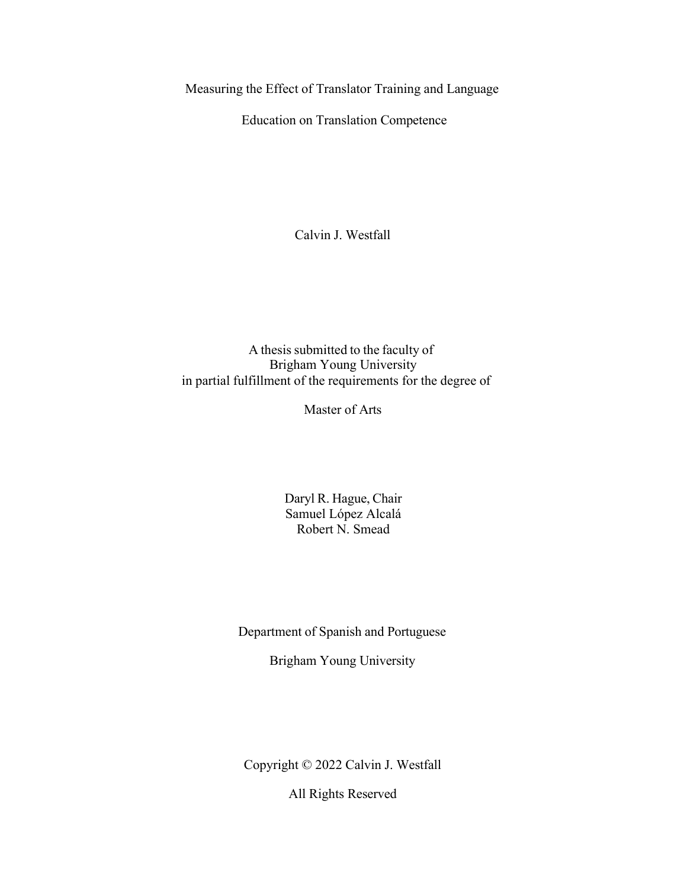Measuring the Effect of Translator Training and Language

Education on Translation Competence

Calvin J. Westfall

A thesis submitted to the faculty of
Brigham Young University
in partial fulfillment of the requirements for the degree of

Master of Arts

Daryl R. Hague, Chair
Samuel López Alcalá
Robert N. Smead

Department of Spanish and Portuguese

Brigham Young University

Copyright © 2022 Calvin J. Westfall

All Rights Reserved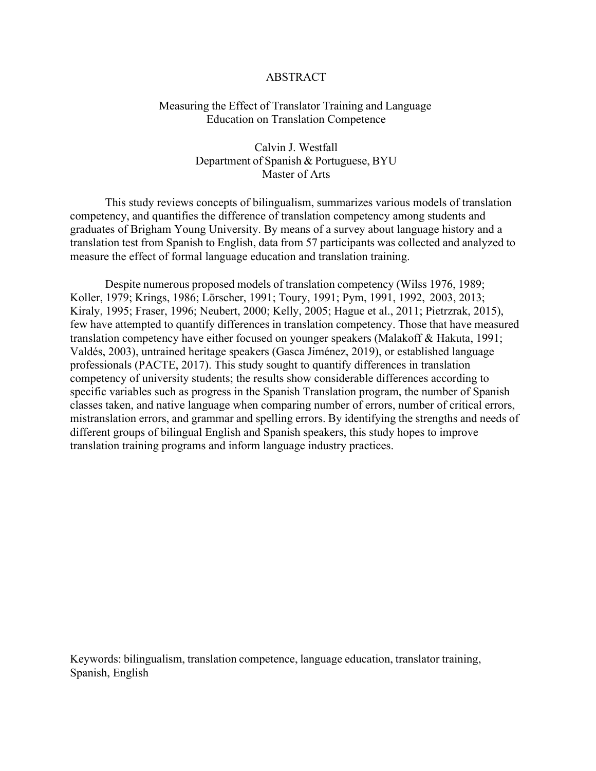# ABSTRACT

Measuring the Effect of Translator Training and Language Education on Translation Competence

Calvin J. Westfall
Department of Spanish & Portuguese, BYU
Master of Arts

This study reviews concepts of bilingualism, summarizes various models of translation competency, and quantifies the difference of translation competency among students and graduates of Brigham Young University. By means of a survey about language history and a translation test from Spanish to English, data from 57 participants was collected and analyzed to measure the effect of formal language education and translation training.

Despite numerous proposed models of translation competency (Wilss 1976, 1989; Koller, 1979; Krings, 1986; Lörscher, 1991; Toury, 1991; Pym, 1991, 1992, 2003, 2013; Kiraly, 1995; Fraser, 1996; Neubert, 2000; Kelly, 2005; Hague et al., 2011; Pietrzrak, 2015), few have attempted to quantify differences in translation competency. Those that have measured translation competency have either focused on younger speakers (Malakoff & Hakuta, 1991; Valdés, 2003), untrained heritage speakers (Gasca Jiménez, 2019), or established language professionals (PACTE, 2017). This study sought to quantify differences in translation competency of university students; the results show considerable differences according to specific variables such as progress in the Spanish Translation program, the number of Spanish classes taken, and native language when comparing number of errors, number of critical errors, mistranslation errors, and grammar and spelling errors. By identifying the strengths and needs of different groups of bilingual English and Spanish speakers, this study hopes to improve translation training programs and inform language industry practices.

Keywords: bilingualism, translation competence, language education, translator training, Spanish, English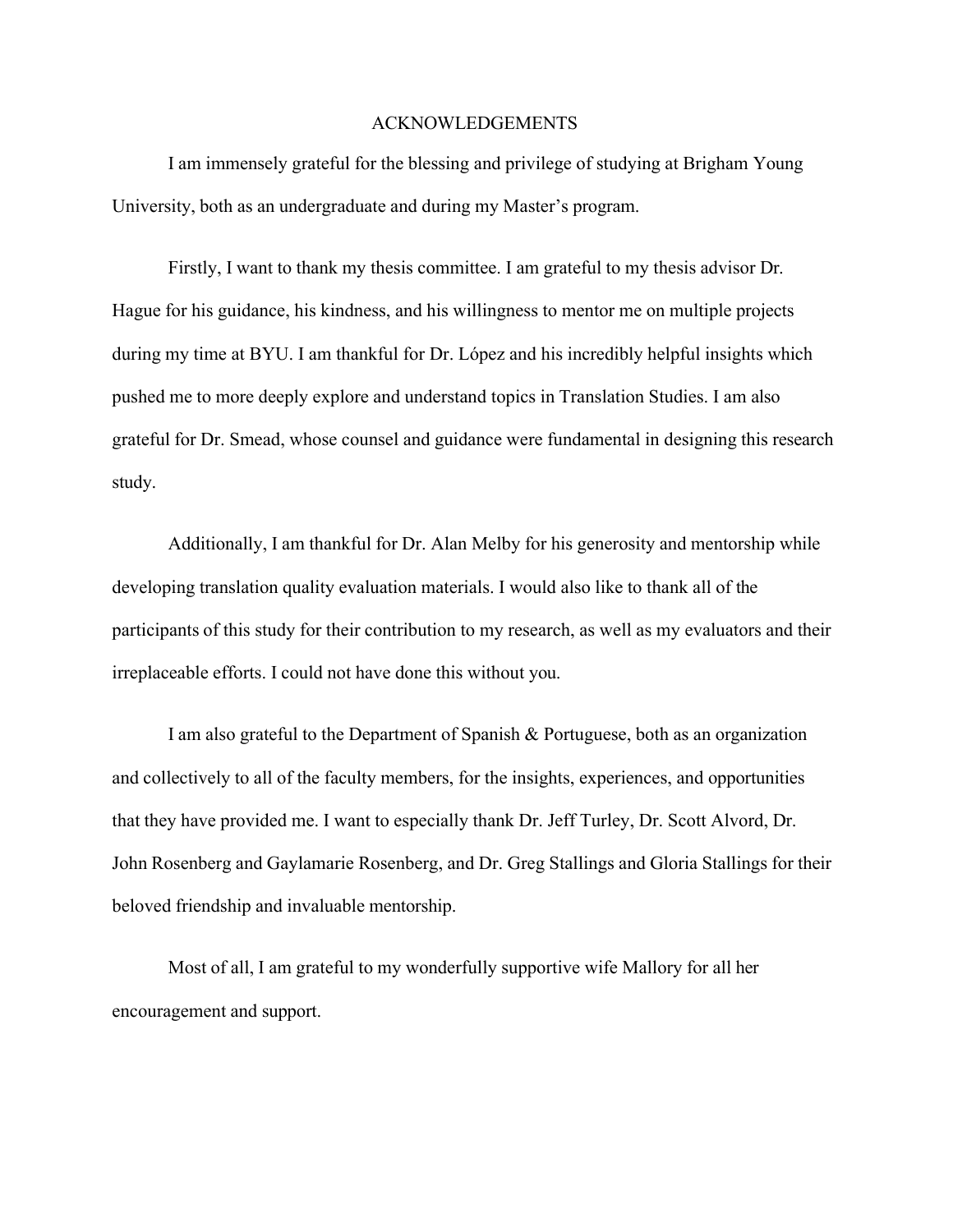# ACKNOWLEDGEMENTS

I am immensely grateful for the blessing and privilege of studying at Brigham Young University, both as an undergraduate and during my Master's program.

Firstly, I want to thank my thesis committee. I am grateful to my thesis advisor Dr. Hague for his guidance, his kindness, and his willingness to mentor me on multiple projects during my time at BYU. I am thankful for Dr. López and his incredibly helpful insights which pushed me to more deeply explore and understand topics in Translation Studies. I am also grateful for Dr. Smead, whose counsel and guidance were fundamental in designing this research study.

Additionally, I am thankful for Dr. Alan Melby for his generosity and mentorship while developing translation quality evaluation materials. I would also like to thank all of the participants of this study for their contribution to my research, as well as my evaluators and their irreplaceable efforts. I could not have done this without you.

I am also grateful to the Department of Spanish & Portuguese, both as an organization and collectively to all of the faculty members, for the insights, experiences, and opportunities that they have provided me. I want to especially thank Dr. Jeff Turley, Dr. Scott Alvord, Dr. John Rosenberg and Gaylamarie Rosenberg, and Dr. Greg Stallings and Gloria Stallings for their beloved friendship and invaluable mentorship.

Most of all, I am grateful to my wonderfully supportive wife Mallory for all her encouragement and support.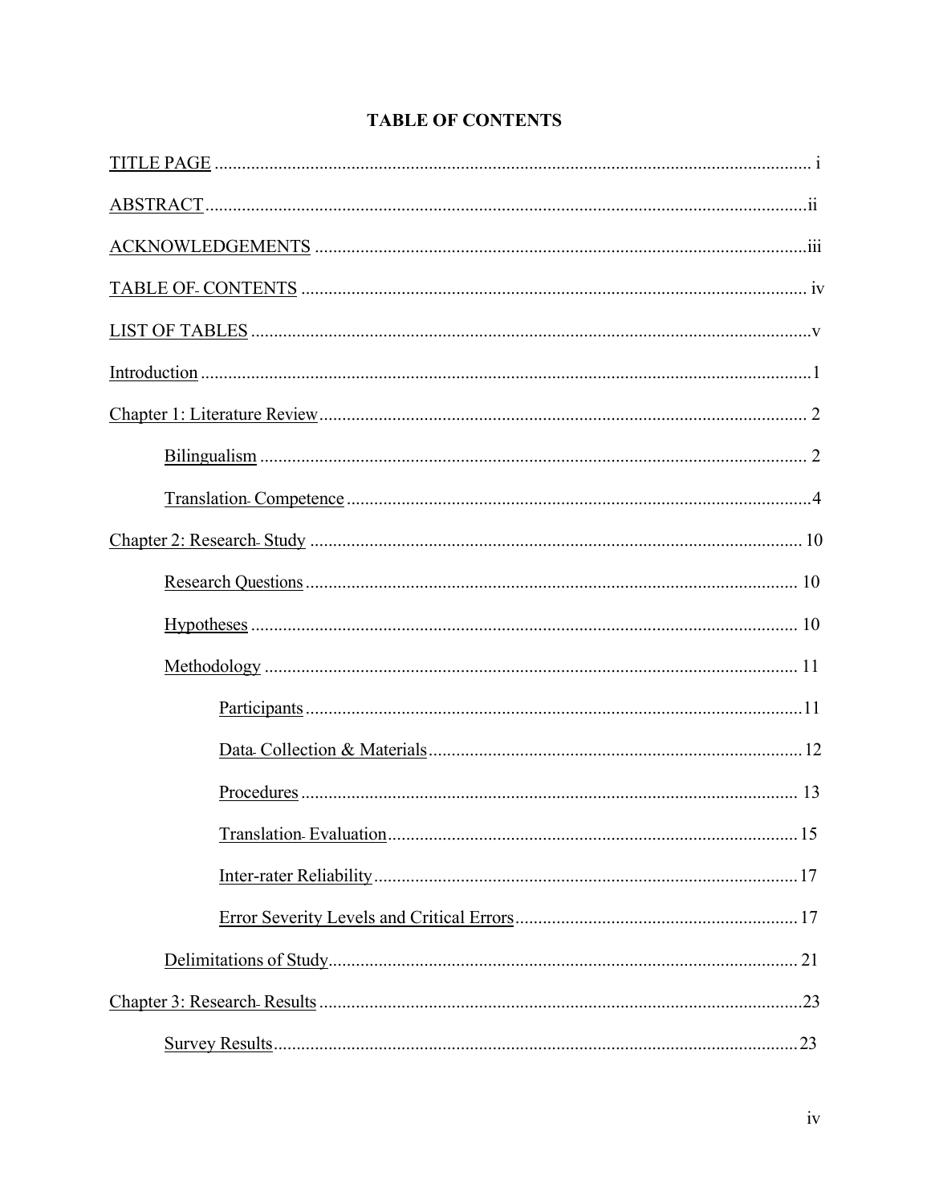# TABLE OF CONTENTS

TITLE PAGE ........................................................................................................................ i

ABSTRACT ........................................................................................................................ ii

ACKNOWLEDGEMENTS ................................................................................................ iii

TABLE OF CONTENTS ................................................................................................... iv

LIST OF TABLES ............................................................................................................... v

Introduction .......................................................................................................................... 1

Chapter 1: Literature Review ............................................................................................... 2

    Bilingualism ................................................................................................................... 2

    Translation Competence ................................................................................................. 4

Chapter 2: Research Study ................................................................................................. 10

    Research Questions ...................................................................................................... 10

    Hypotheses ................................................................................................................... 10

    Methodology ................................................................................................................ 11

        Participants ............................................................................................................. 11

        Data Collection & Materials ................................................................................... 12

        Procedures .............................................................................................................. 13

        Translation Evaluation ............................................................................................ 15

        Inter-rater Reliability .............................................................................................. 17

        Error Severity Levels and Critical Errors ............................................................... 17

    Delimitations of Study .................................................................................................. 21

Chapter 3: Research Results .............................................................................................. 23

    Survey Results .............................................................................................................. 23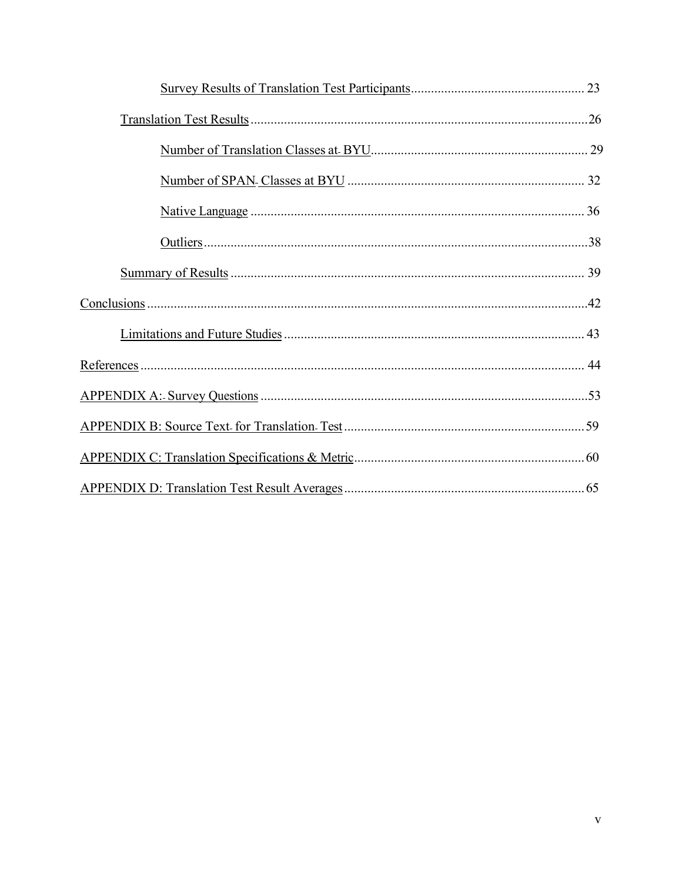Survey Results of Translation Test Participants ........................................ 23

Translation Test Results ........................................................................ 26

Number of Translation Classes at BYU .............................................. 29

Number of SPAN Classes at BYU ....................................................... 32

Native Language ................................................................................ 36

Outliers ............................................................................................. 38

Summary of Results ............................................................................... 39

Conclusions ............................................................................................... 42

Limitations and Future Studies ............................................................... 43

References ................................................................................................. 44

APPENDIX A: Survey Questions ................................................................ 53

APPENDIX B: Source Text for Translation Test .......................................... 59

APPENDIX C: Translation Specifications & Metric ...................................... 60

APPENDIX D: Translation Test Result Averages ......................................... 65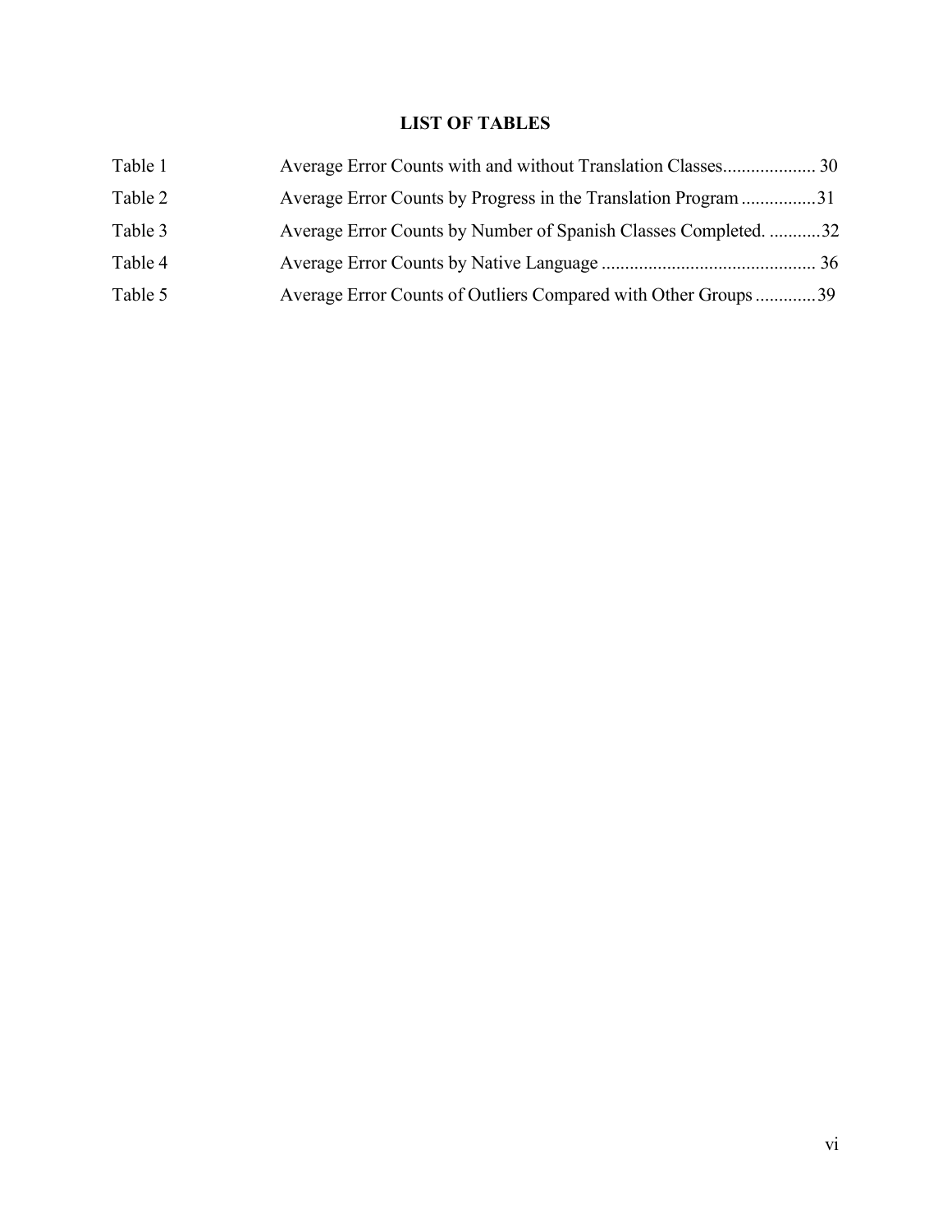# LIST OF TABLES

| | | |
|---|---|---|
| Table 1 | Average Error Counts with and without Translation Classes | 30 |
| Table 2 | Average Error Counts by Progress in the Translation Program | 31 |
| Table 3 | Average Error Counts by Number of Spanish Classes Completed. | 32 |
| Table 4 | Average Error Counts by Native Language | 36 |
| Table 5 | Average Error Counts of Outliers Compared with Other Groups | 39 |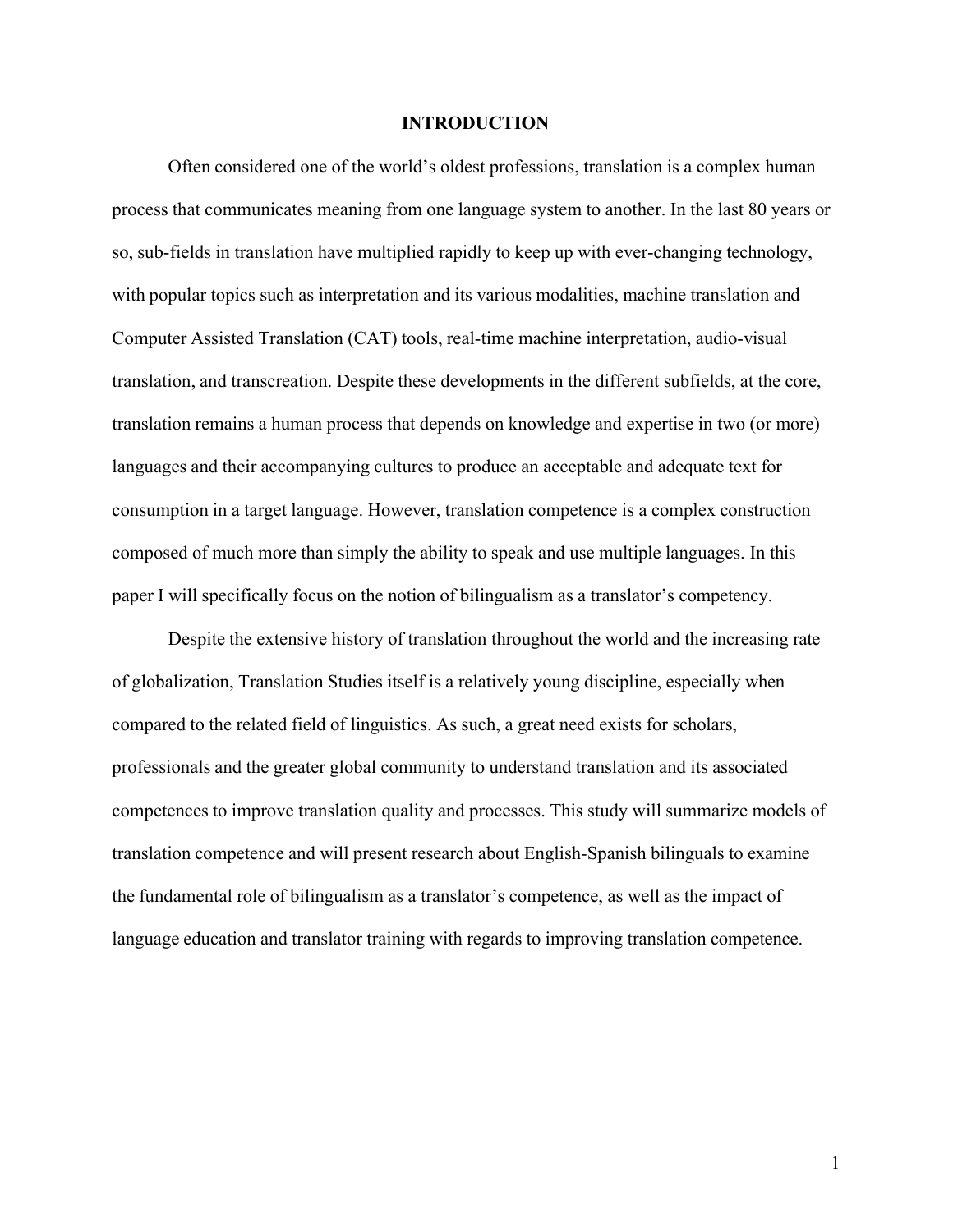# INTRODUCTION

Often considered one of the world's oldest professions, translation is a complex human process that communicates meaning from one language system to another. In the last 80 years or so, sub-fields in translation have multiplied rapidly to keep up with ever-changing technology, with popular topics such as interpretation and its various modalities, machine translation and Computer Assisted Translation (CAT) tools, real-time machine interpretation, audio-visual translation, and transcreation. Despite these developments in the different subfields, at the core, translation remains a human process that depends on knowledge and expertise in two (or more) languages and their accompanying cultures to produce an acceptable and adequate text for consumption in a target language. However, translation competence is a complex construction composed of much more than simply the ability to speak and use multiple languages. In this paper I will specifically focus on the notion of bilingualism as a translator's competency.

Despite the extensive history of translation throughout the world and the increasing rate of globalization, Translation Studies itself is a relatively young discipline, especially when compared to the related field of linguistics. As such, a great need exists for scholars, professionals and the greater global community to understand translation and its associated competences to improve translation quality and processes. This study will summarize models of translation competence and will present research about English-Spanish bilinguals to examine the fundamental role of bilingualism as a translator's competence, as well as the impact of language education and translator training with regards to improving translation competence.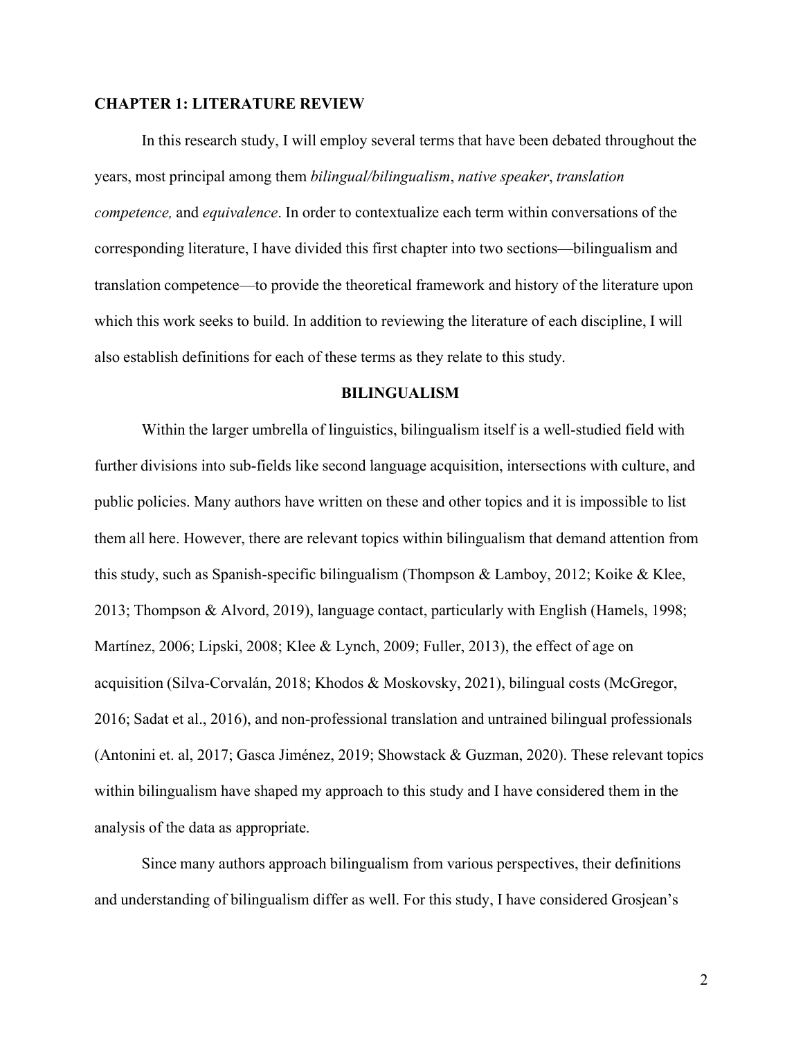# CHAPTER 1: LITERATURE REVIEW

In this research study, I will employ several terms that have been debated throughout the years, most principal among them *bilingual/bilingualism*, *native speaker*, *translation competence,* and *equivalence*. In order to contextualize each term within conversations of the corresponding literature, I have divided this first chapter into two sections—bilingualism and translation competence—to provide the theoretical framework and history of the literature upon which this work seeks to build. In addition to reviewing the literature of each discipline, I will also establish definitions for each of these terms as they relate to this study.

## BILINGUALISM

Within the larger umbrella of linguistics, bilingualism itself is a well-studied field with further divisions into sub-fields like second language acquisition, intersections with culture, and public policies. Many authors have written on these and other topics and it is impossible to list them all here. However, there are relevant topics within bilingualism that demand attention from this study, such as Spanish-specific bilingualism (Thompson & Lamboy, 2012; Koike & Klee, 2013; Thompson & Alvord, 2019), language contact, particularly with English (Hamels, 1998; Martínez, 2006; Lipski, 2008; Klee & Lynch, 2009; Fuller, 2013), the effect of age on acquisition (Silva-Corvalán, 2018; Khodos & Moskovsky, 2021), bilingual costs (McGregor, 2016; Sadat et al., 2016), and non-professional translation and untrained bilingual professionals (Antonini et. al, 2017; Gasca Jiménez, 2019; Showstack & Guzman, 2020). These relevant topics within bilingualism have shaped my approach to this study and I have considered them in the analysis of the data as appropriate.

Since many authors approach bilingualism from various perspectives, their definitions and understanding of bilingualism differ as well. For this study, I have considered Grosjean's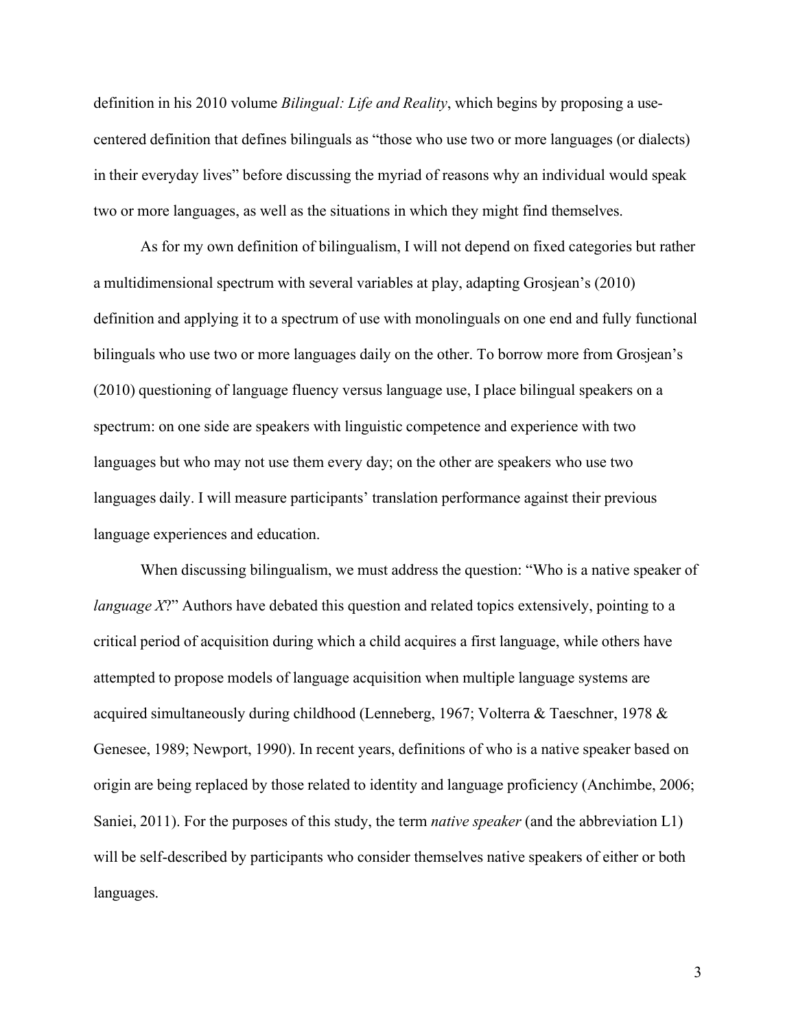definition in his 2010 volume *Bilingual: Life and Reality*, which begins by proposing a use-centered definition that defines bilinguals as "those who use two or more languages (or dialects) in their everyday lives" before discussing the myriad of reasons why an individual would speak two or more languages, as well as the situations in which they might find themselves.

As for my own definition of bilingualism, I will not depend on fixed categories but rather a multidimensional spectrum with several variables at play, adapting Grosjean's (2010) definition and applying it to a spectrum of use with monolinguals on one end and fully functional bilinguals who use two or more languages daily on the other. To borrow more from Grosjean's (2010) questioning of language fluency versus language use, I place bilingual speakers on a spectrum: on one side are speakers with linguistic competence and experience with two languages but who may not use them every day; on the other are speakers who use two languages daily. I will measure participants' translation performance against their previous language experiences and education.

When discussing bilingualism, we must address the question: "Who is a native speaker of *language X*?" Authors have debated this question and related topics extensively, pointing to a critical period of acquisition during which a child acquires a first language, while others have attempted to propose models of language acquisition when multiple language systems are acquired simultaneously during childhood (Lenneberg, 1967; Volterra & Taeschner, 1978 & Genesee, 1989; Newport, 1990). In recent years, definitions of who is a native speaker based on origin are being replaced by those related to identity and language proficiency (Anchimbe, 2006; Saniei, 2011). For the purposes of this study, the term *native speaker* (and the abbreviation L1) will be self-described by participants who consider themselves native speakers of either or both languages.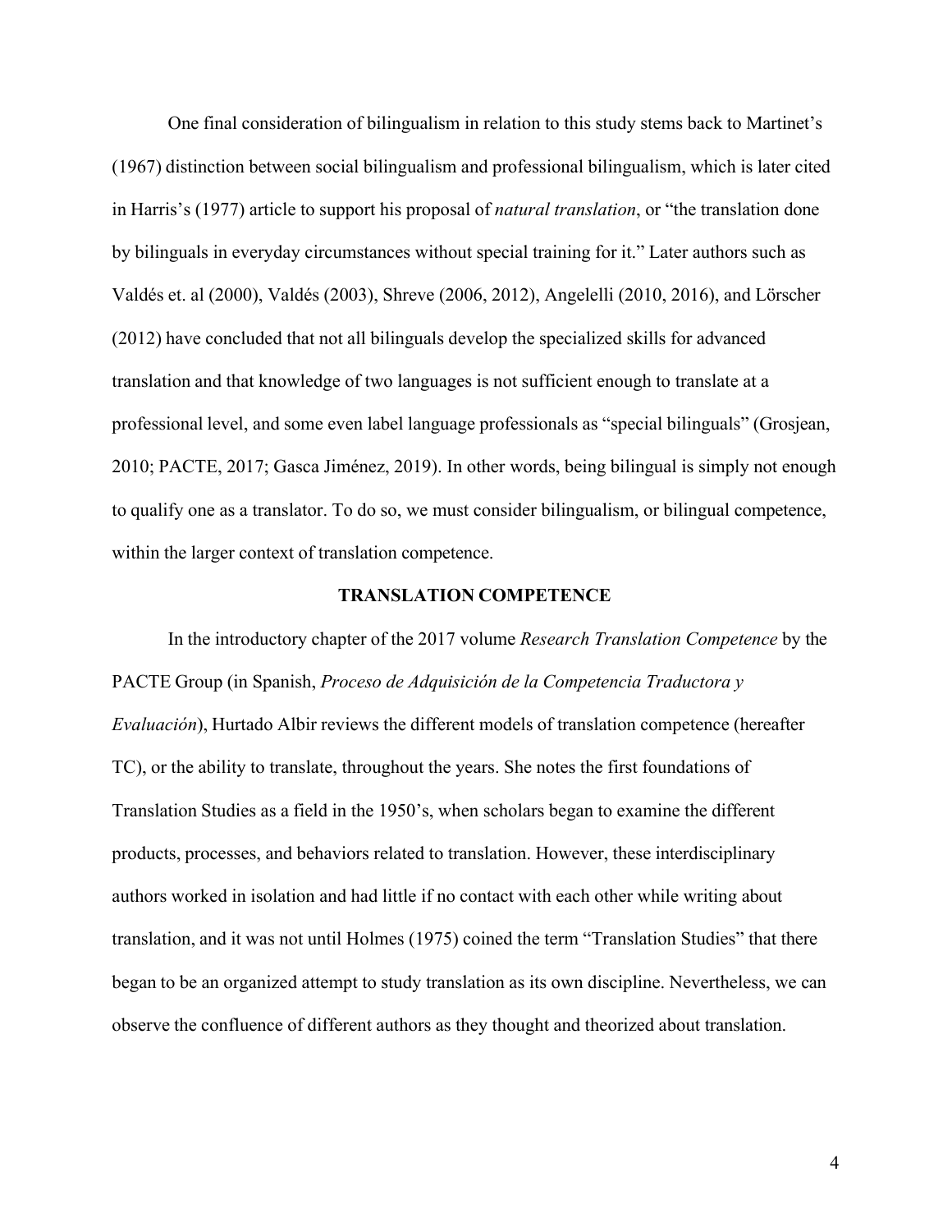One final consideration of bilingualism in relation to this study stems back to Martinet's (1967) distinction between social bilingualism and professional bilingualism, which is later cited in Harris's (1977) article to support his proposal of *natural translation*, or "the translation done by bilinguals in everyday circumstances without special training for it." Later authors such as Valdés et. al (2000), Valdés (2003), Shreve (2006, 2012), Angelelli (2010, 2016), and Lörscher (2012) have concluded that not all bilinguals develop the specialized skills for advanced translation and that knowledge of two languages is not sufficient enough to translate at a professional level, and some even label language professionals as "special bilinguals" (Grosjean, 2010; PACTE, 2017; Gasca Jiménez, 2019). In other words, being bilingual is simply not enough to qualify one as a translator. To do so, we must consider bilingualism, or bilingual competence, within the larger context of translation competence.

## TRANSLATION COMPETENCE

In the introductory chapter of the 2017 volume *Research Translation Competence* by the PACTE Group (in Spanish, *Proceso de Adquisición de la Competencia Traductora y Evaluación*), Hurtado Albir reviews the different models of translation competence (hereafter TC), or the ability to translate, throughout the years. She notes the first foundations of Translation Studies as a field in the 1950's, when scholars began to examine the different products, processes, and behaviors related to translation. However, these interdisciplinary authors worked in isolation and had little if no contact with each other while writing about translation, and it was not until Holmes (1975) coined the term "Translation Studies" that there began to be an organized attempt to study translation as its own discipline. Nevertheless, we can observe the confluence of different authors as they thought and theorized about translation.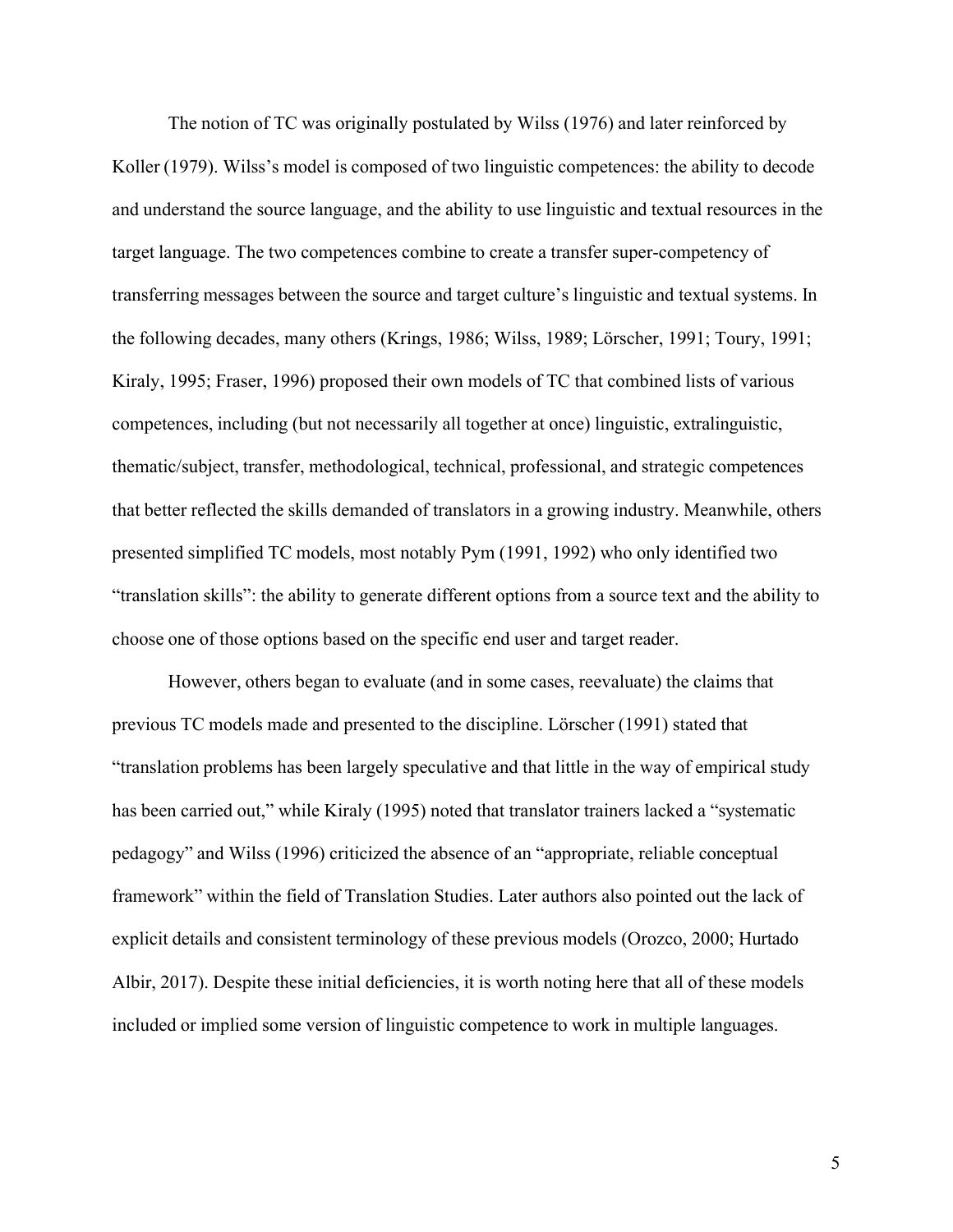The notion of TC was originally postulated by Wilss (1976) and later reinforced by Koller (1979). Wilss's model is composed of two linguistic competences: the ability to decode and understand the source language, and the ability to use linguistic and textual resources in the target language. The two competences combine to create a transfer super-competency of transferring messages between the source and target culture's linguistic and textual systems. In the following decades, many others (Krings, 1986; Wilss, 1989; Lörscher, 1991; Toury, 1991; Kiraly, 1995; Fraser, 1996) proposed their own models of TC that combined lists of various competences, including (but not necessarily all together at once) linguistic, extralinguistic, thematic/subject, transfer, methodological, technical, professional, and strategic competences that better reflected the skills demanded of translators in a growing industry. Meanwhile, others presented simplified TC models, most notably Pym (1991, 1992) who only identified two "translation skills": the ability to generate different options from a source text and the ability to choose one of those options based on the specific end user and target reader.

However, others began to evaluate (and in some cases, reevaluate) the claims that previous TC models made and presented to the discipline. Lörscher (1991) stated that "translation problems has been largely speculative and that little in the way of empirical study has been carried out," while Kiraly (1995) noted that translator trainers lacked a "systematic pedagogy" and Wilss (1996) criticized the absence of an "appropriate, reliable conceptual framework" within the field of Translation Studies. Later authors also pointed out the lack of explicit details and consistent terminology of these previous models (Orozco, 2000; Hurtado Albir, 2017). Despite these initial deficiencies, it is worth noting here that all of these models included or implied some version of linguistic competence to work in multiple languages.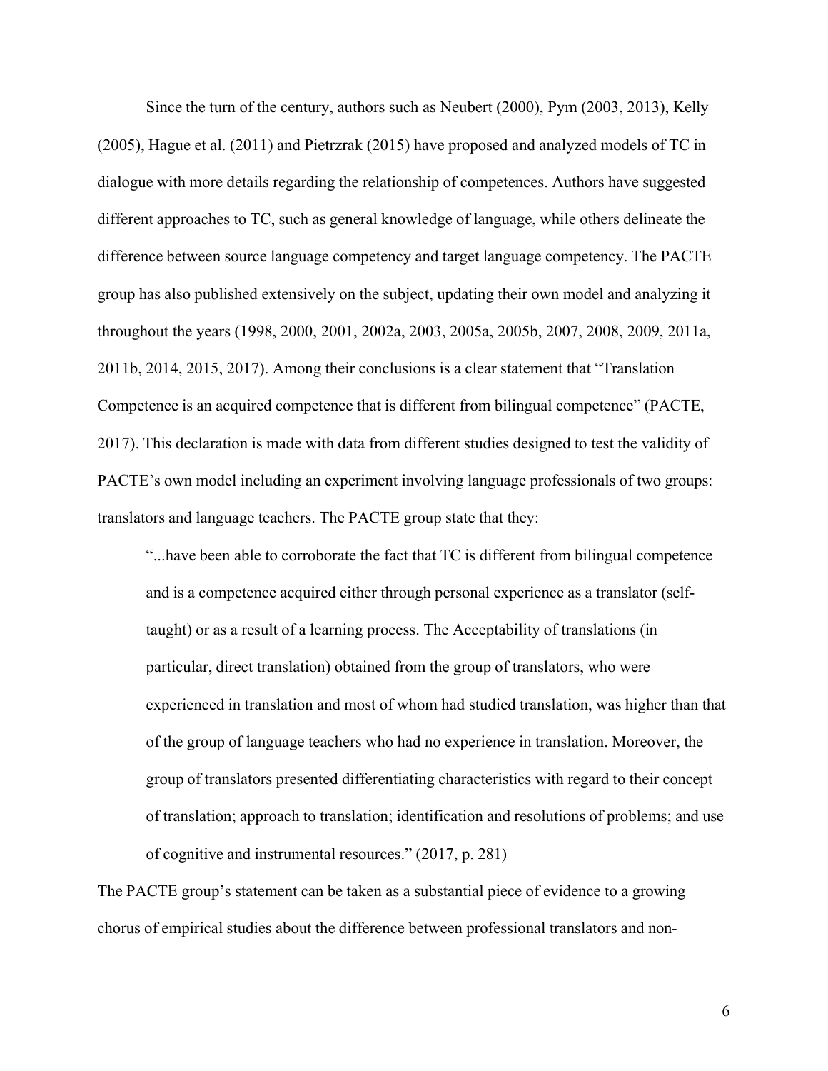Since the turn of the century, authors such as Neubert (2000), Pym (2003, 2013), Kelly (2005), Hague et al. (2011) and Pietrzrak (2015) have proposed and analyzed models of TC in dialogue with more details regarding the relationship of competences. Authors have suggested different approaches to TC, such as general knowledge of language, while others delineate the difference between source language competency and target language competency. The PACTE group has also published extensively on the subject, updating their own model and analyzing it throughout the years (1998, 2000, 2001, 2002a, 2003, 2005a, 2005b, 2007, 2008, 2009, 2011a, 2011b, 2014, 2015, 2017). Among their conclusions is a clear statement that "Translation Competence is an acquired competence that is different from bilingual competence" (PACTE, 2017). This declaration is made with data from different studies designed to test the validity of PACTE's own model including an experiment involving language professionals of two groups: translators and language teachers. The PACTE group state that they:

> "...have been able to corroborate the fact that TC is different from bilingual competence and is a competence acquired either through personal experience as a translator (self-taught) or as a result of a learning process. The Acceptability of translations (in particular, direct translation) obtained from the group of translators, who were experienced in translation and most of whom had studied translation, was higher than that of the group of language teachers who had no experience in translation. Moreover, the group of translators presented differentiating characteristics with regard to their concept of translation; approach to translation; identification and resolutions of problems; and use of cognitive and instrumental resources." (2017, p. 281)

The PACTE group's statement can be taken as a substantial piece of evidence to a growing chorus of empirical studies about the difference between professional translators and non-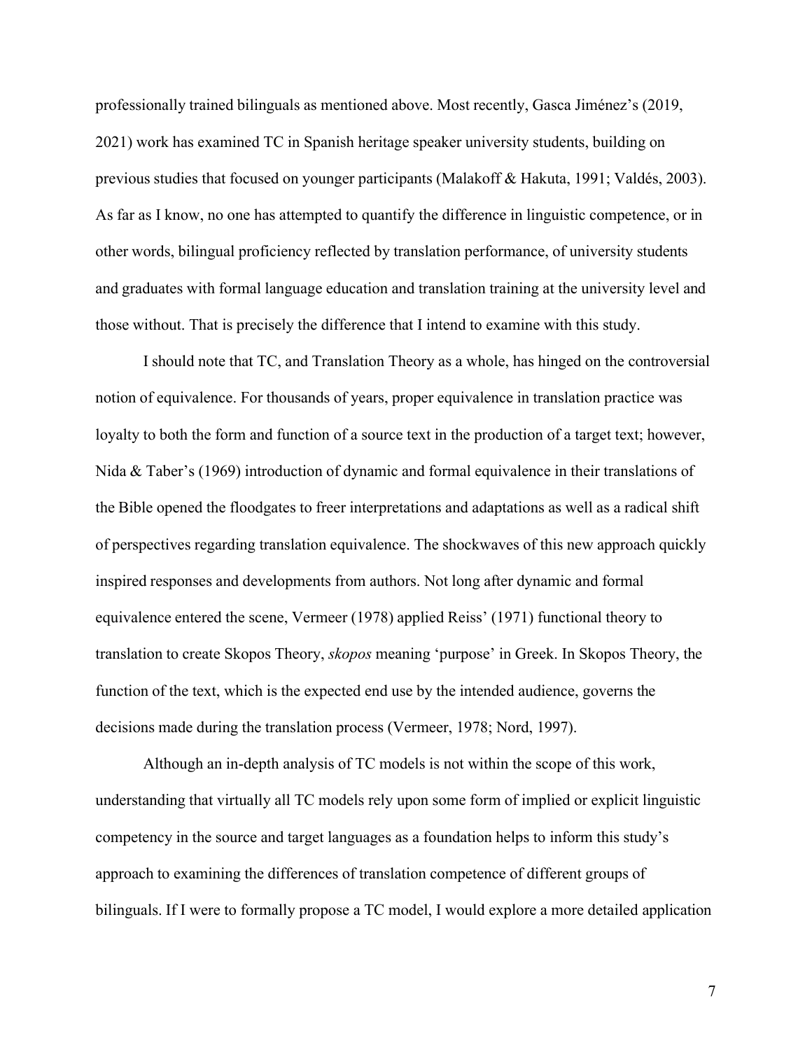professionally trained bilinguals as mentioned above. Most recently, Gasca Jiménez's (2019, 2021) work has examined TC in Spanish heritage speaker university students, building on previous studies that focused on younger participants (Malakoff & Hakuta, 1991; Valdés, 2003). As far as I know, no one has attempted to quantify the difference in linguistic competence, or in other words, bilingual proficiency reflected by translation performance, of university students and graduates with formal language education and translation training at the university level and those without. That is precisely the difference that I intend to examine with this study.

I should note that TC, and Translation Theory as a whole, has hinged on the controversial notion of equivalence. For thousands of years, proper equivalence in translation practice was loyalty to both the form and function of a source text in the production of a target text; however, Nida & Taber's (1969) introduction of dynamic and formal equivalence in their translations of the Bible opened the floodgates to freer interpretations and adaptations as well as a radical shift of perspectives regarding translation equivalence. The shockwaves of this new approach quickly inspired responses and developments from authors. Not long after dynamic and formal equivalence entered the scene, Vermeer (1978) applied Reiss' (1971) functional theory to translation to create Skopos Theory, *skopos* meaning 'purpose' in Greek. In Skopos Theory, the function of the text, which is the expected end use by the intended audience, governs the decisions made during the translation process (Vermeer, 1978; Nord, 1997).

Although an in-depth analysis of TC models is not within the scope of this work, understanding that virtually all TC models rely upon some form of implied or explicit linguistic competency in the source and target languages as a foundation helps to inform this study's approach to examining the differences of translation competence of different groups of bilinguals. If I were to formally propose a TC model, I would explore a more detailed application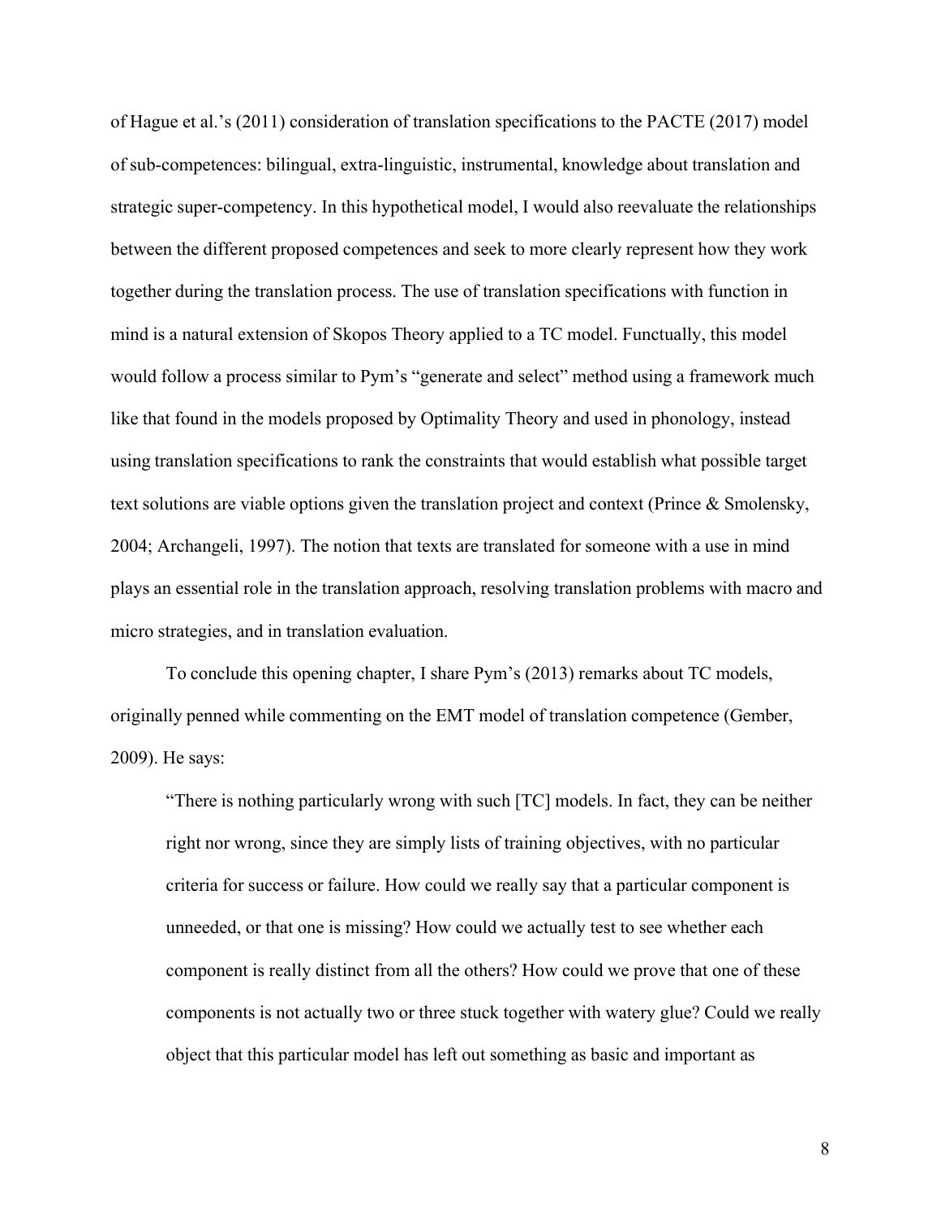of Hague et al.'s (2011) consideration of translation specifications to the PACTE (2017) model of sub-competences: bilingual, extra-linguistic, instrumental, knowledge about translation and strategic super-competency. In this hypothetical model, I would also reevaluate the relationships between the different proposed competences and seek to more clearly represent how they work together during the translation process. The use of translation specifications with function in mind is a natural extension of Skopos Theory applied to a TC model. Functually, this model would follow a process similar to Pym's "generate and select" method using a framework much like that found in the models proposed by Optimality Theory and used in phonology, instead using translation specifications to rank the constraints that would establish what possible target text solutions are viable options given the translation project and context (Prince & Smolensky, 2004; Archangeli, 1997). The notion that texts are translated for someone with a use in mind plays an essential role in the translation approach, resolving translation problems with macro and micro strategies, and in translation evaluation.

To conclude this opening chapter, I share Pym's (2013) remarks about TC models, originally penned while commenting on the EMT model of translation competence (Gember, 2009). He says:

> "There is nothing particularly wrong with such [TC] models. In fact, they can be neither right nor wrong, since they are simply lists of training objectives, with no particular criteria for success or failure. How could we really say that a particular component is unneeded, or that one is missing? How could we actually test to see whether each component is really distinct from all the others? How could we prove that one of these components is not actually two or three stuck together with watery glue? Could we really object that this particular model has left out something as basic and important as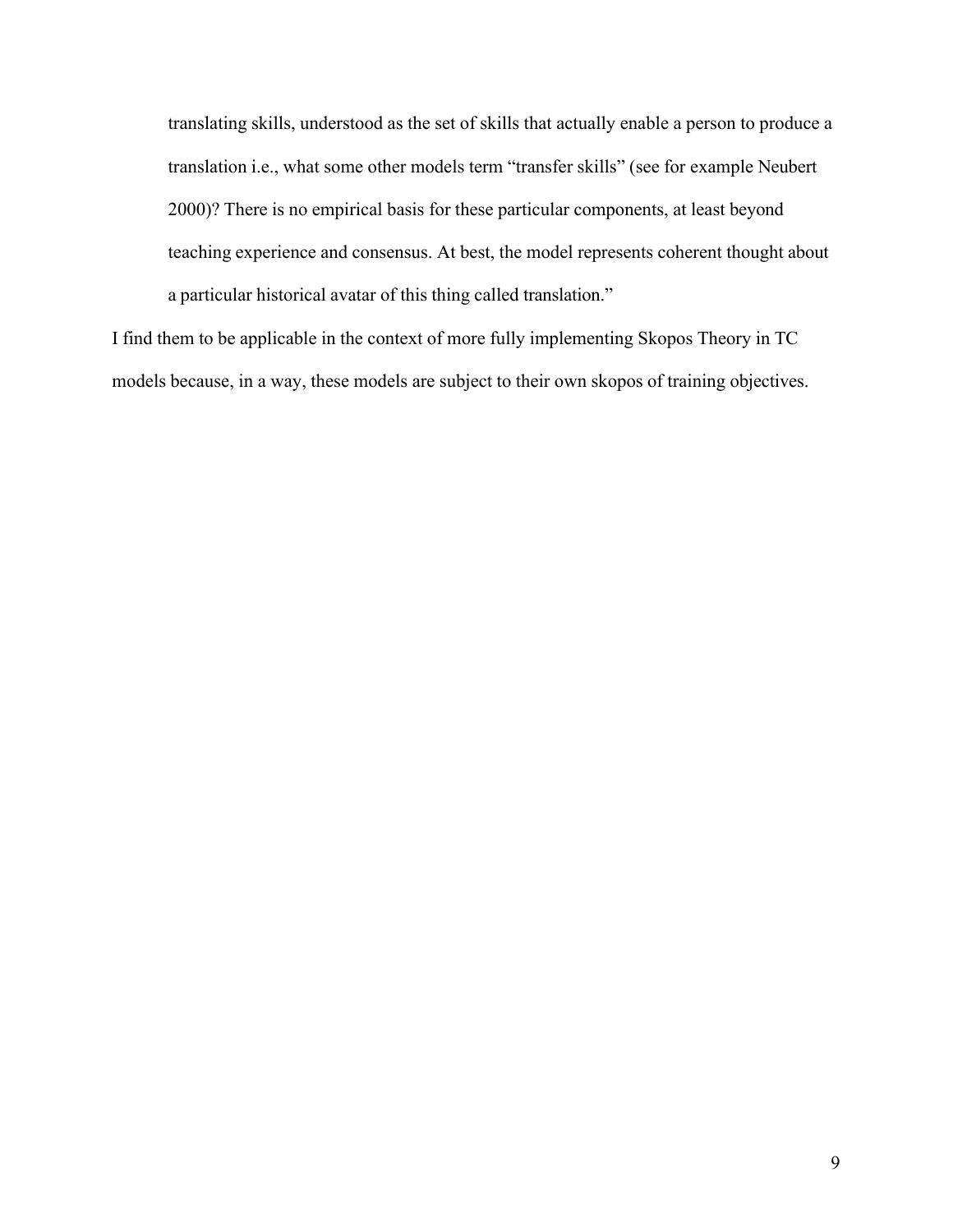> translating skills, understood as the set of skills that actually enable a person to produce a translation i.e., what some other models term "transfer skills" (see for example Neubert 2000)? There is no empirical basis for these particular components, at least beyond teaching experience and consensus. At best, the model represents coherent thought about a particular historical avatar of this thing called translation."

I find them to be applicable in the context of more fully implementing Skopos Theory in TC models because, in a way, these models are subject to their own skopos of training objectives.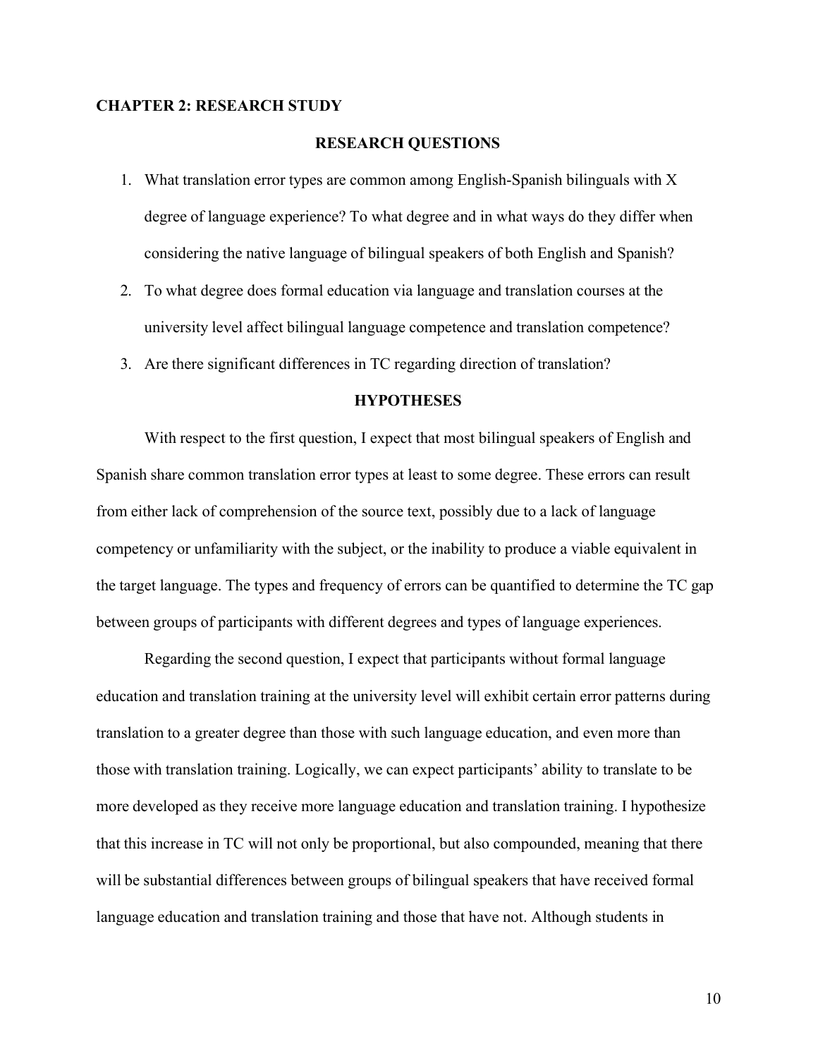## CHAPTER 2: RESEARCH STUDY

### RESEARCH QUESTIONS

1. What translation error types are common among English-Spanish bilinguals with X degree of language experience? To what degree and in what ways do they differ when considering the native language of bilingual speakers of both English and Spanish?
2. To what degree does formal education via language and translation courses at the university level affect bilingual language competence and translation competence?
3. Are there significant differences in TC regarding direction of translation?

### HYPOTHESES

With respect to the first question, I expect that most bilingual speakers of English and Spanish share common translation error types at least to some degree. These errors can result from either lack of comprehension of the source text, possibly due to a lack of language competency or unfamiliarity with the subject, or the inability to produce a viable equivalent in the target language. The types and frequency of errors can be quantified to determine the TC gap between groups of participants with different degrees and types of language experiences.

Regarding the second question, I expect that participants without formal language education and translation training at the university level will exhibit certain error patterns during translation to a greater degree than those with such language education, and even more than those with translation training. Logically, we can expect participants' ability to translate to be more developed as they receive more language education and translation training. I hypothesize that this increase in TC will not only be proportional, but also compounded, meaning that there will be substantial differences between groups of bilingual speakers that have received formal language education and translation training and those that have not. Although students in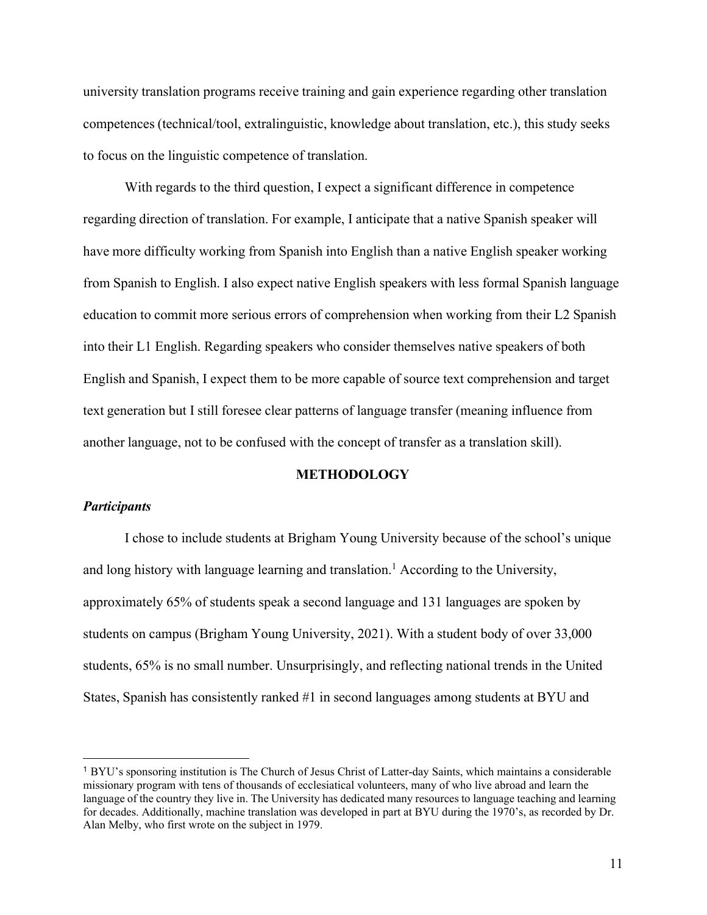university translation programs receive training and gain experience regarding other translation competences (technical/tool, extralinguistic, knowledge about translation, etc.), this study seeks to focus on the linguistic competence of translation.

With regards to the third question, I expect a significant difference in competence regarding direction of translation. For example, I anticipate that a native Spanish speaker will have more difficulty working from Spanish into English than a native English speaker working from Spanish to English. I also expect native English speakers with less formal Spanish language education to commit more serious errors of comprehension when working from their L2 Spanish into their L1 English. Regarding speakers who consider themselves native speakers of both English and Spanish, I expect them to be more capable of source text comprehension and target text generation but I still foresee clear patterns of language transfer (meaning influence from another language, not to be confused with the concept of transfer as a translation skill).

## METHODOLOGY

### *Participants*

I chose to include students at Brigham Young University because of the school's unique and long history with language learning and translation.[1] According to the University, approximately 65% of students speak a second language and 131 languages are spoken by students on campus (Brigham Young University, 2021). With a student body of over 33,000 students, 65% is no small number. Unsurprisingly, and reflecting national trends in the United States, Spanish has consistently ranked #1 in second languages among students at BYU and

---

[1] BYU's sponsoring institution is The Church of Jesus Christ of Latter-day Saints, which maintains a considerable missionary program with tens of thousands of ecclesiatical volunteers, many of who live abroad and learn the language of the country they live in. The University has dedicated many resources to language teaching and learning for decades. Additionally, machine translation was developed in part at BYU during the 1970's, as recorded by Dr. Alan Melby, who first wrote on the subject in 1979.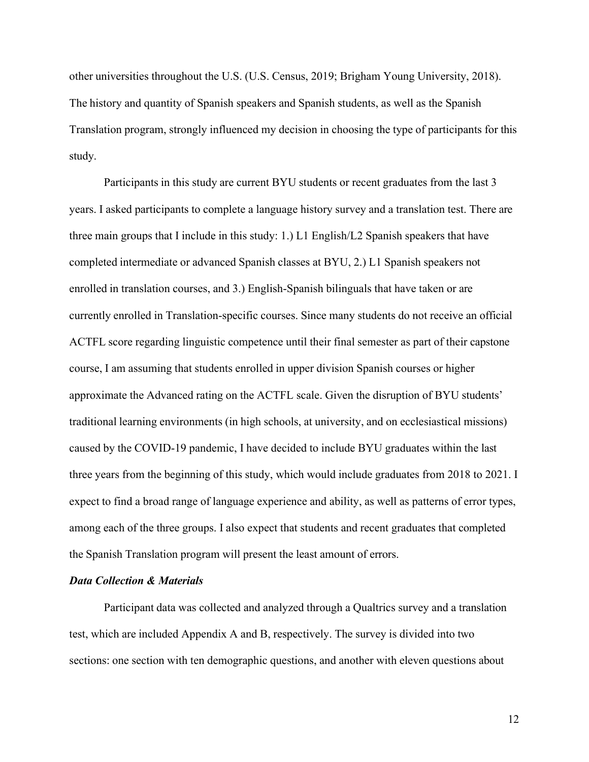other universities throughout the U.S. (U.S. Census, 2019; Brigham Young University, 2018). The history and quantity of Spanish speakers and Spanish students, as well as the Spanish Translation program, strongly influenced my decision in choosing the type of participants for this study.

Participants in this study are current BYU students or recent graduates from the last 3 years. I asked participants to complete a language history survey and a translation test. There are three main groups that I include in this study: 1.) L1 English/L2 Spanish speakers that have completed intermediate or advanced Spanish classes at BYU, 2.) L1 Spanish speakers not enrolled in translation courses, and 3.) English-Spanish bilinguals that have taken or are currently enrolled in Translation-specific courses. Since many students do not receive an official ACTFL score regarding linguistic competence until their final semester as part of their capstone course, I am assuming that students enrolled in upper division Spanish courses or higher approximate the Advanced rating on the ACTFL scale. Given the disruption of BYU students' traditional learning environments (in high schools, at university, and on ecclesiastical missions) caused by the COVID-19 pandemic, I have decided to include BYU graduates within the last three years from the beginning of this study, which would include graduates from 2018 to 2021. I expect to find a broad range of language experience and ability, as well as patterns of error types, among each of the three groups. I also expect that students and recent graduates that completed the Spanish Translation program will present the least amount of errors.

### ***Data Collection & Materials***

Participant data was collected and analyzed through a Qualtrics survey and a translation test, which are included Appendix A and B, respectively. The survey is divided into two sections: one section with ten demographic questions, and another with eleven questions about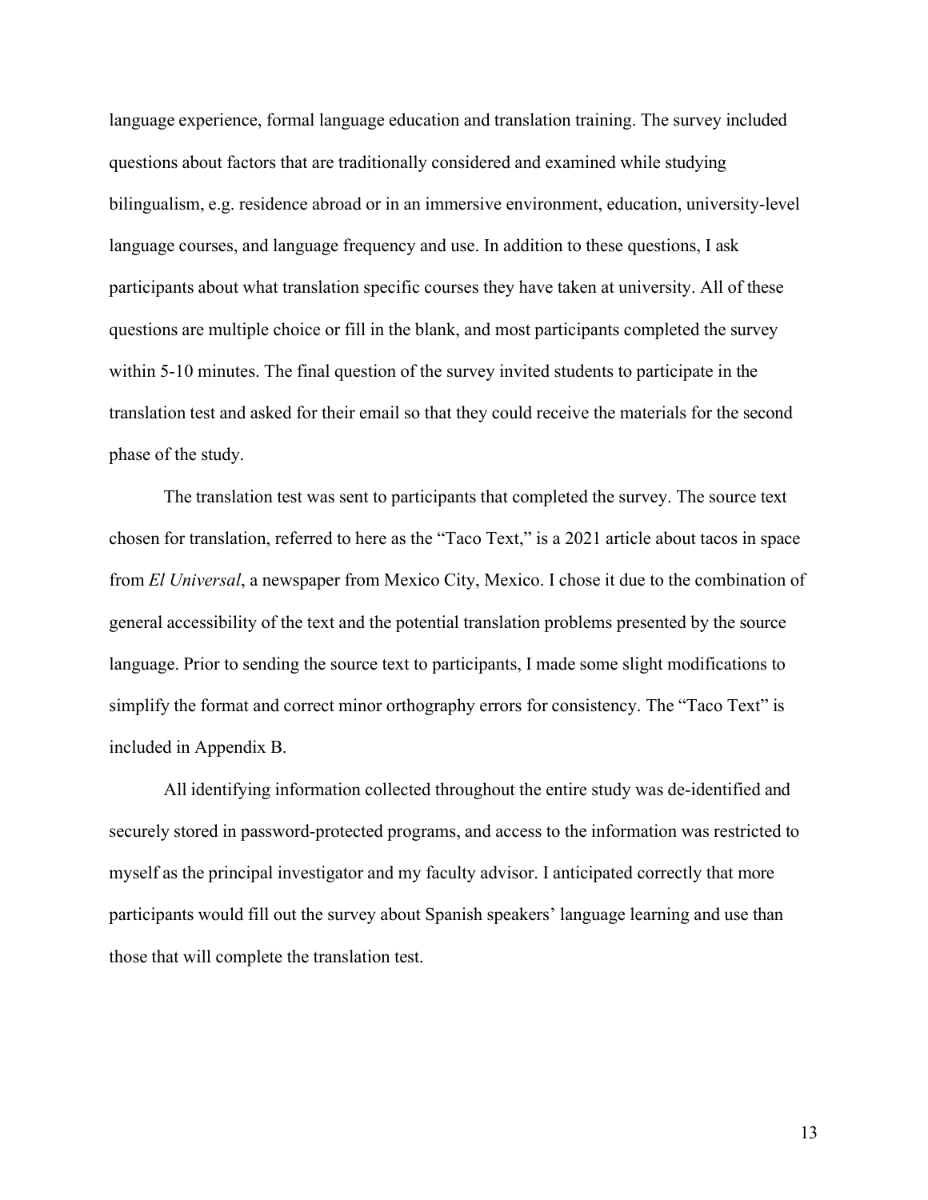language experience, formal language education and translation training. The survey included questions about factors that are traditionally considered and examined while studying bilingualism, e.g. residence abroad or in an immersive environment, education, university-level language courses, and language frequency and use. In addition to these questions, I ask participants about what translation specific courses they have taken at university. All of these questions are multiple choice or fill in the blank, and most participants completed the survey within 5-10 minutes. The final question of the survey invited students to participate in the translation test and asked for their email so that they could receive the materials for the second phase of the study.

The translation test was sent to participants that completed the survey. The source text chosen for translation, referred to here as the "Taco Text," is a 2021 article about tacos in space from *El Universal*, a newspaper from Mexico City, Mexico. I chose it due to the combination of general accessibility of the text and the potential translation problems presented by the source language. Prior to sending the source text to participants, I made some slight modifications to simplify the format and correct minor orthography errors for consistency. The "Taco Text" is included in Appendix B.

All identifying information collected throughout the entire study was de-identified and securely stored in password-protected programs, and access to the information was restricted to myself as the principal investigator and my faculty advisor. I anticipated correctly that more participants would fill out the survey about Spanish speakers' language learning and use than those that will complete the translation test.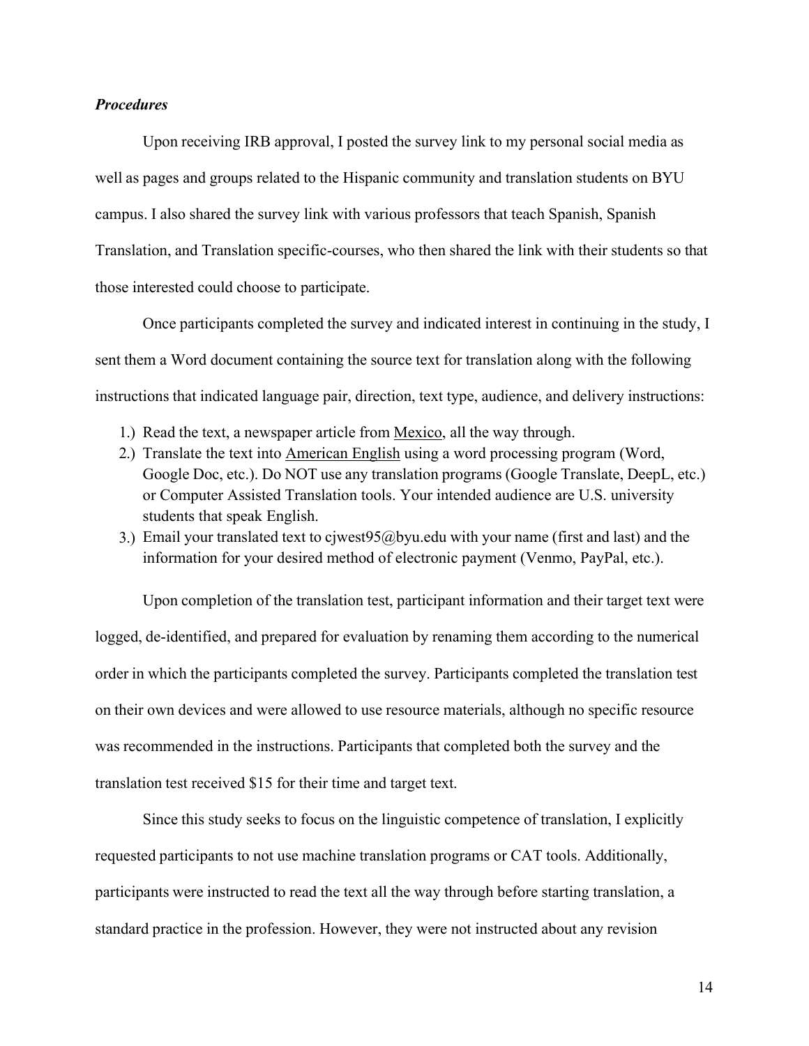### ***Procedures***

Upon receiving IRB approval, I posted the survey link to my personal social media as well as pages and groups related to the Hispanic community and translation students on BYU campus. I also shared the survey link with various professors that teach Spanish, Spanish Translation, and Translation specific-courses, who then shared the link with their students so that those interested could choose to participate.

Once participants completed the survey and indicated interest in continuing in the study, I sent them a Word document containing the source text for translation along with the following instructions that indicated language pair, direction, text type, audience, and delivery instructions:

1.) Read the text, a newspaper article from <u>Mexico</u>, all the way through.
2.) Translate the text into <u>American English</u> using a word processing program (Word, Google Doc, etc.). Do NOT use any translation programs (Google Translate, DeepL, etc.) or Computer Assisted Translation tools. Your intended audience are U.S. university students that speak English.
3.) Email your translated text to cjwest95@byu.edu with your name (first and last) and the information for your desired method of electronic payment (Venmo, PayPal, etc.).

Upon completion of the translation test, participant information and their target text were logged, de-identified, and prepared for evaluation by renaming them according to the numerical order in which the participants completed the survey. Participants completed the translation test on their own devices and were allowed to use resource materials, although no specific resource was recommended in the instructions. Participants that completed both the survey and the translation test received $15 for their time and target text.

Since this study seeks to focus on the linguistic competence of translation, I explicitly requested participants to not use machine translation programs or CAT tools. Additionally, participants were instructed to read the text all the way through before starting translation, a standard practice in the profession. However, they were not instructed about any revision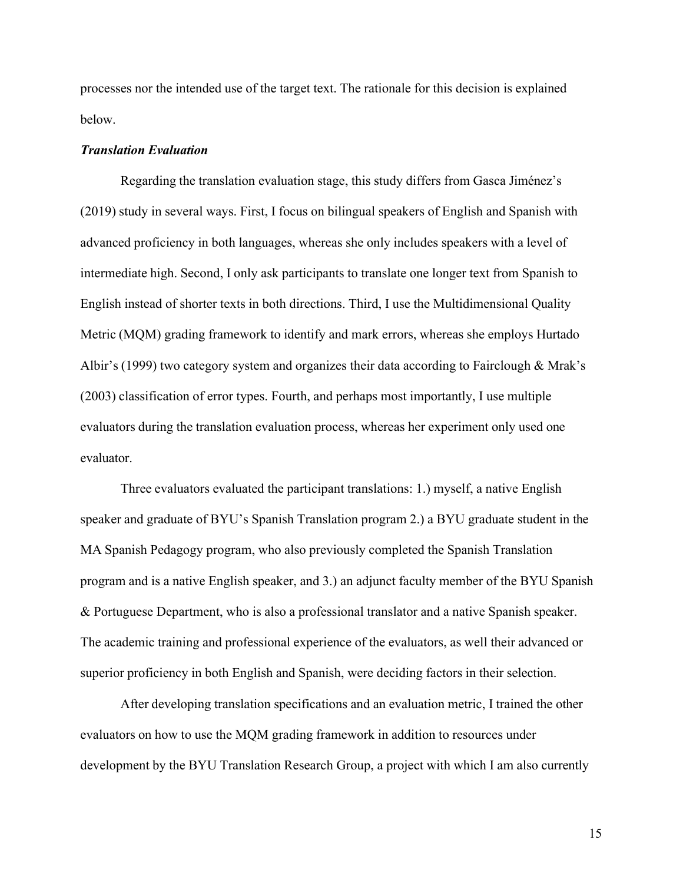processes nor the intended use of the target text. The rationale for this decision is explained below.

### *Translation Evaluation*

Regarding the translation evaluation stage, this study differs from Gasca Jiménez's (2019) study in several ways. First, I focus on bilingual speakers of English and Spanish with advanced proficiency in both languages, whereas she only includes speakers with a level of intermediate high. Second, I only ask participants to translate one longer text from Spanish to English instead of shorter texts in both directions. Third, I use the Multidimensional Quality Metric (MQM) grading framework to identify and mark errors, whereas she employs Hurtado Albir's (1999) two category system and organizes their data according to Fairclough & Mrak's (2003) classification of error types. Fourth, and perhaps most importantly, I use multiple evaluators during the translation evaluation process, whereas her experiment only used one evaluator.

Three evaluators evaluated the participant translations: 1.) myself, a native English speaker and graduate of BYU's Spanish Translation program 2.) a BYU graduate student in the MA Spanish Pedagogy program, who also previously completed the Spanish Translation program and is a native English speaker, and 3.) an adjunct faculty member of the BYU Spanish & Portuguese Department, who is also a professional translator and a native Spanish speaker. The academic training and professional experience of the evaluators, as well their advanced or superior proficiency in both English and Spanish, were deciding factors in their selection.

After developing translation specifications and an evaluation metric, I trained the other evaluators on how to use the MQM grading framework in addition to resources under development by the BYU Translation Research Group, a project with which I am also currently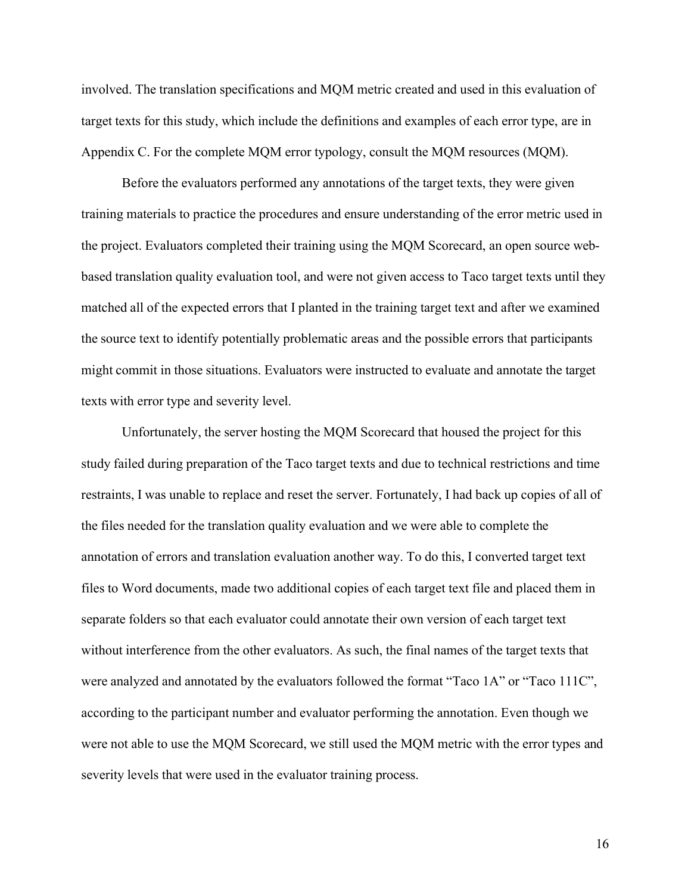involved. The translation specifications and MQM metric created and used in this evaluation of target texts for this study, which include the definitions and examples of each error type, are in Appendix C. For the complete MQM error typology, consult the MQM resources (MQM).

Before the evaluators performed any annotations of the target texts, they were given training materials to practice the procedures and ensure understanding of the error metric used in the project. Evaluators completed their training using the MQM Scorecard, an open source web-based translation quality evaluation tool, and were not given access to Taco target texts until they matched all of the expected errors that I planted in the training target text and after we examined the source text to identify potentially problematic areas and the possible errors that participants might commit in those situations. Evaluators were instructed to evaluate and annotate the target texts with error type and severity level.

Unfortunately, the server hosting the MQM Scorecard that housed the project for this study failed during preparation of the Taco target texts and due to technical restrictions and time restraints, I was unable to replace and reset the server. Fortunately, I had back up copies of all of the files needed for the translation quality evaluation and we were able to complete the annotation of errors and translation evaluation another way. To do this, I converted target text files to Word documents, made two additional copies of each target text file and placed them in separate folders so that each evaluator could annotate their own version of each target text without interference from the other evaluators. As such, the final names of the target texts that were analyzed and annotated by the evaluators followed the format "Taco 1A" or "Taco 111C", according to the participant number and evaluator performing the annotation. Even though we were not able to use the MQM Scorecard, we still used the MQM metric with the error types and severity levels that were used in the evaluator training process.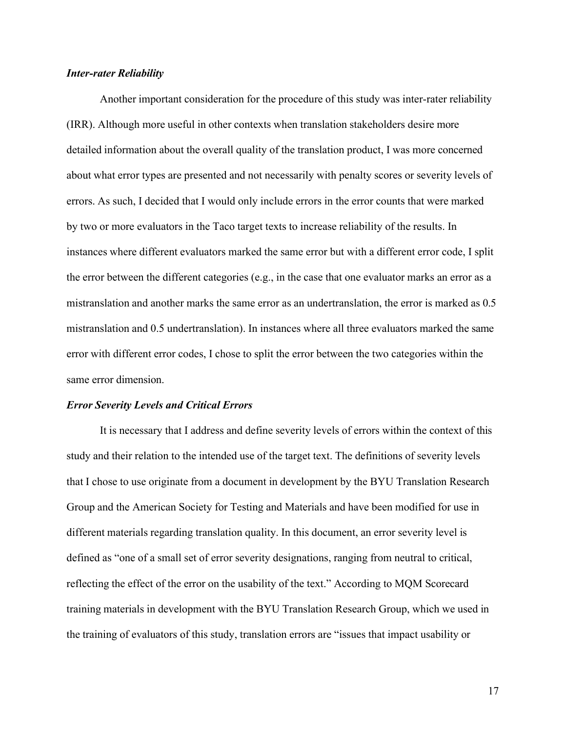### *Inter-rater Reliability*

Another important consideration for the procedure of this study was inter-rater reliability (IRR). Although more useful in other contexts when translation stakeholders desire more detailed information about the overall quality of the translation product, I was more concerned about what error types are presented and not necessarily with penalty scores or severity levels of errors. As such, I decided that I would only include errors in the error counts that were marked by two or more evaluators in the Taco target texts to increase reliability of the results. In instances where different evaluators marked the same error but with a different error code, I split the error between the different categories (e.g., in the case that one evaluator marks an error as a mistranslation and another marks the same error as an undertranslation, the error is marked as 0.5 mistranslation and 0.5 undertranslation). In instances where all three evaluators marked the same error with different error codes, I chose to split the error between the two categories within the same error dimension.

### *Error Severity Levels and Critical Errors*

It is necessary that I address and define severity levels of errors within the context of this study and their relation to the intended use of the target text. The definitions of severity levels that I chose to use originate from a document in development by the BYU Translation Research Group and the American Society for Testing and Materials and have been modified for use in different materials regarding translation quality. In this document, an error severity level is defined as "one of a small set of error severity designations, ranging from neutral to critical, reflecting the effect of the error on the usability of the text." According to MQM Scorecard training materials in development with the BYU Translation Research Group, which we used in the training of evaluators of this study, translation errors are "issues that impact usability or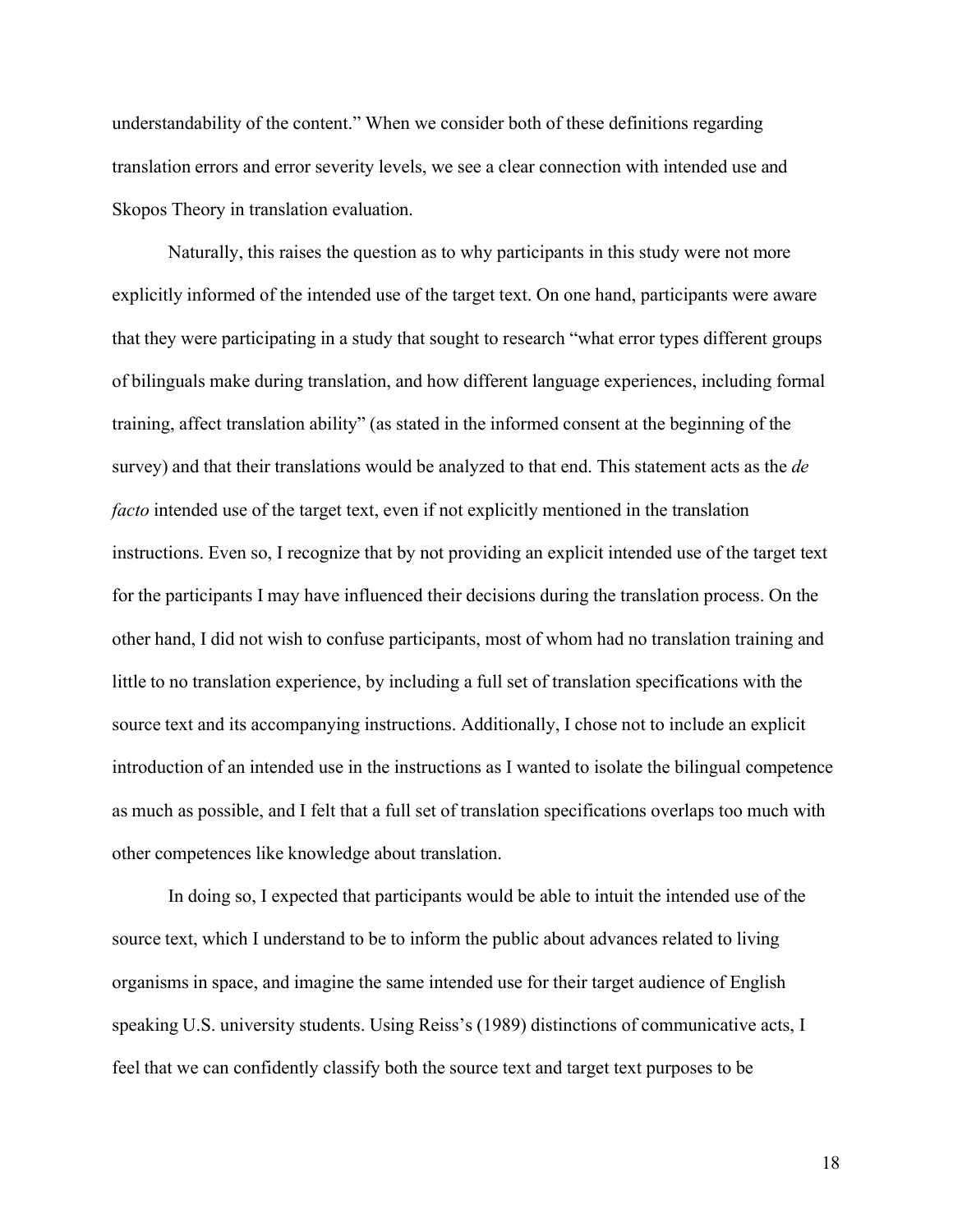understandability of the content." When we consider both of these definitions regarding translation errors and error severity levels, we see a clear connection with intended use and Skopos Theory in translation evaluation.

Naturally, this raises the question as to why participants in this study were not more explicitly informed of the intended use of the target text. On one hand, participants were aware that they were participating in a study that sought to research "what error types different groups of bilinguals make during translation, and how different language experiences, including formal training, affect translation ability" (as stated in the informed consent at the beginning of the survey) and that their translations would be analyzed to that end. This statement acts as the *de facto* intended use of the target text, even if not explicitly mentioned in the translation instructions. Even so, I recognize that by not providing an explicit intended use of the target text for the participants I may have influenced their decisions during the translation process. On the other hand, I did not wish to confuse participants, most of whom had no translation training and little to no translation experience, by including a full set of translation specifications with the source text and its accompanying instructions. Additionally, I chose not to include an explicit introduction of an intended use in the instructions as I wanted to isolate the bilingual competence as much as possible, and I felt that a full set of translation specifications overlaps too much with other competences like knowledge about translation.

In doing so, I expected that participants would be able to intuit the intended use of the source text, which I understand to be to inform the public about advances related to living organisms in space, and imagine the same intended use for their target audience of English speaking U.S. university students. Using Reiss's (1989) distinctions of communicative acts, I feel that we can confidently classify both the source text and target text purposes to be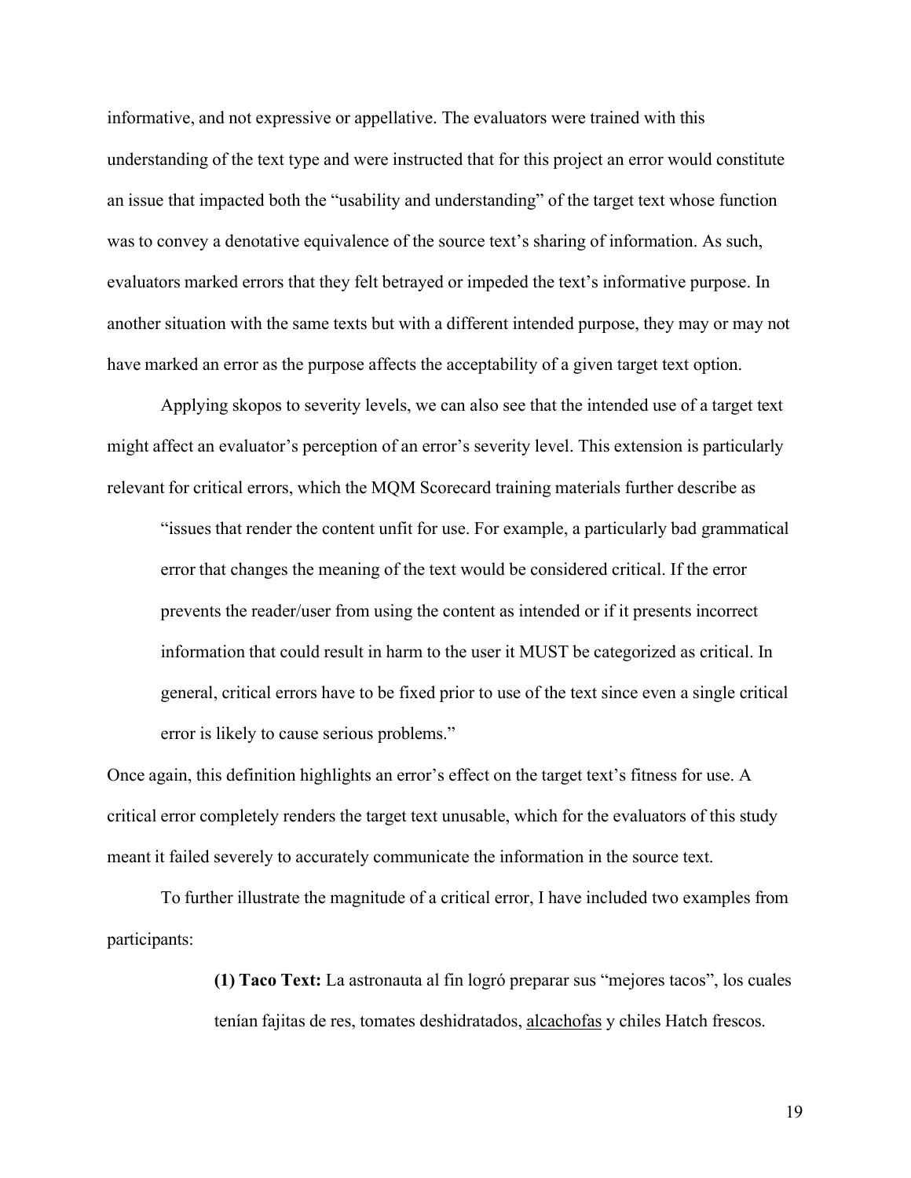informative, and not expressive or appellative. The evaluators were trained with this understanding of the text type and were instructed that for this project an error would constitute an issue that impacted both the "usability and understanding" of the target text whose function was to convey a denotative equivalence of the source text's sharing of information. As such, evaluators marked errors that they felt betrayed or impeded the text's informative purpose. In another situation with the same texts but with a different intended purpose, they may or may not have marked an error as the purpose affects the acceptability of a given target text option.

Applying skopos to severity levels, we can also see that the intended use of a target text might affect an evaluator's perception of an error's severity level. This extension is particularly relevant for critical errors, which the MQM Scorecard training materials further describe as

> "issues that render the content unfit for use. For example, a particularly bad grammatical error that changes the meaning of the text would be considered critical. If the error prevents the reader/user from using the content as intended or if it presents incorrect information that could result in harm to the user it MUST be categorized as critical. In general, critical errors have to be fixed prior to use of the text since even a single critical error is likely to cause serious problems."

Once again, this definition highlights an error's effect on the target text's fitness for use. A critical error completely renders the target text unusable, which for the evaluators of this study meant it failed severely to accurately communicate the information in the source text.

To further illustrate the magnitude of a critical error, I have included two examples from participants:

> **(1) Taco Text:** La astronauta al fin logró preparar sus "mejores tacos", los cuales tenían fajitas de res, tomates deshidratados, <u>alcachofas</u> y chiles Hatch frescos.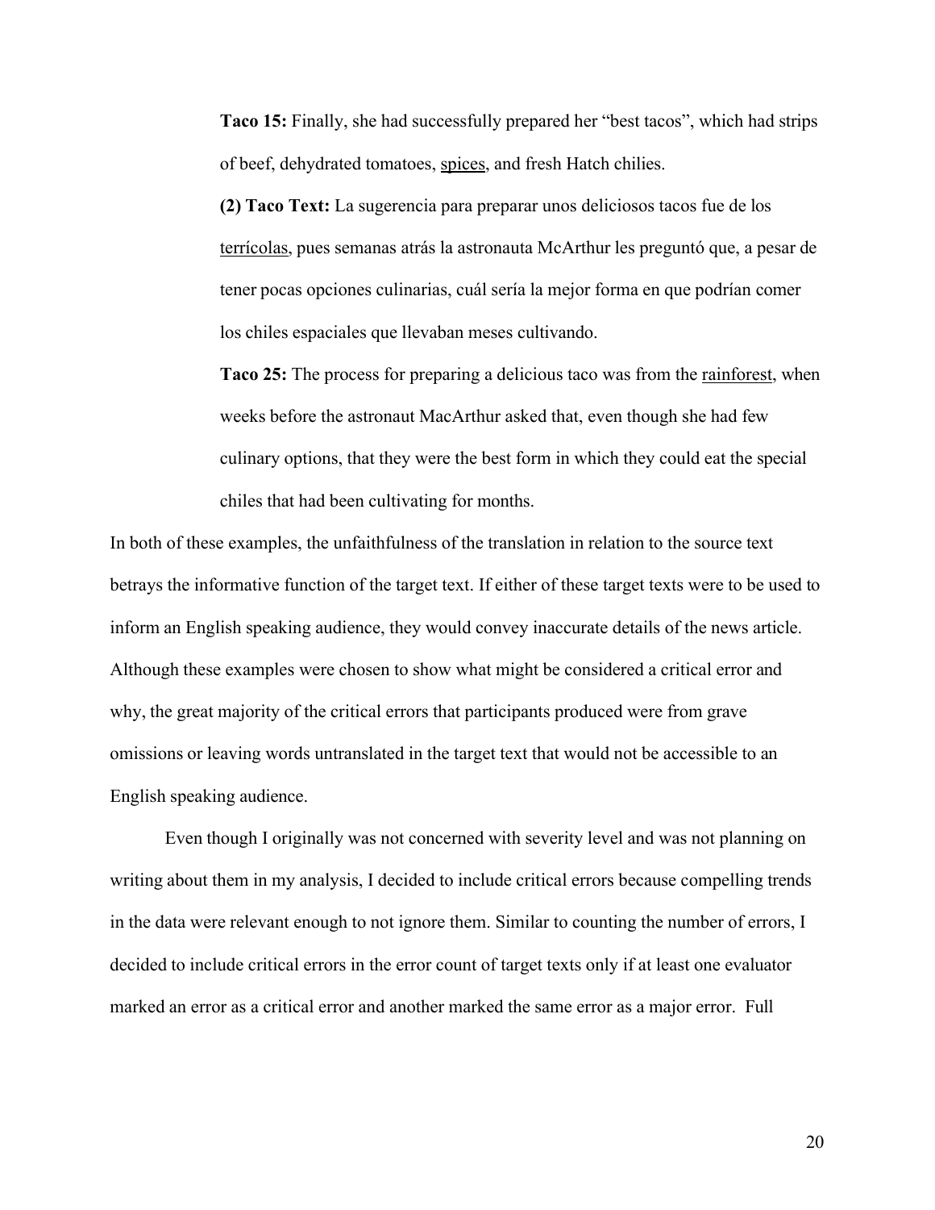**Taco 15:** Finally, she had successfully prepared her "best tacos", which had strips of beef, dehydrated tomatoes, <u>spices</u>, and fresh Hatch chilies.

**(2) Taco Text:** La sugerencia para preparar unos deliciosos tacos fue de los <u>terrícolas</u>, pues semanas atrás la astronauta McArthur les preguntó que, a pesar de tener pocas opciones culinarias, cuál sería la mejor forma en que podrían comer los chiles espaciales que llevaban meses cultivando.

**Taco 25:** The process for preparing a delicious taco was from the <u>rainforest</u>, when weeks before the astronaut MacArthur asked that, even though she had few culinary options, that they were the best form in which they could eat the special chiles that had been cultivating for months.

In both of these examples, the unfaithfulness of the translation in relation to the source text betrays the informative function of the target text. If either of these target texts were to be used to inform an English speaking audience, they would convey inaccurate details of the news article. Although these examples were chosen to show what might be considered a critical error and why, the great majority of the critical errors that participants produced were from grave omissions or leaving words untranslated in the target text that would not be accessible to an English speaking audience.

Even though I originally was not concerned with severity level and was not planning on writing about them in my analysis, I decided to include critical errors because compelling trends in the data were relevant enough to not ignore them. Similar to counting the number of errors, I decided to include critical errors in the error count of target texts only if at least one evaluator marked an error as a critical error and another marked the same error as a major error. Full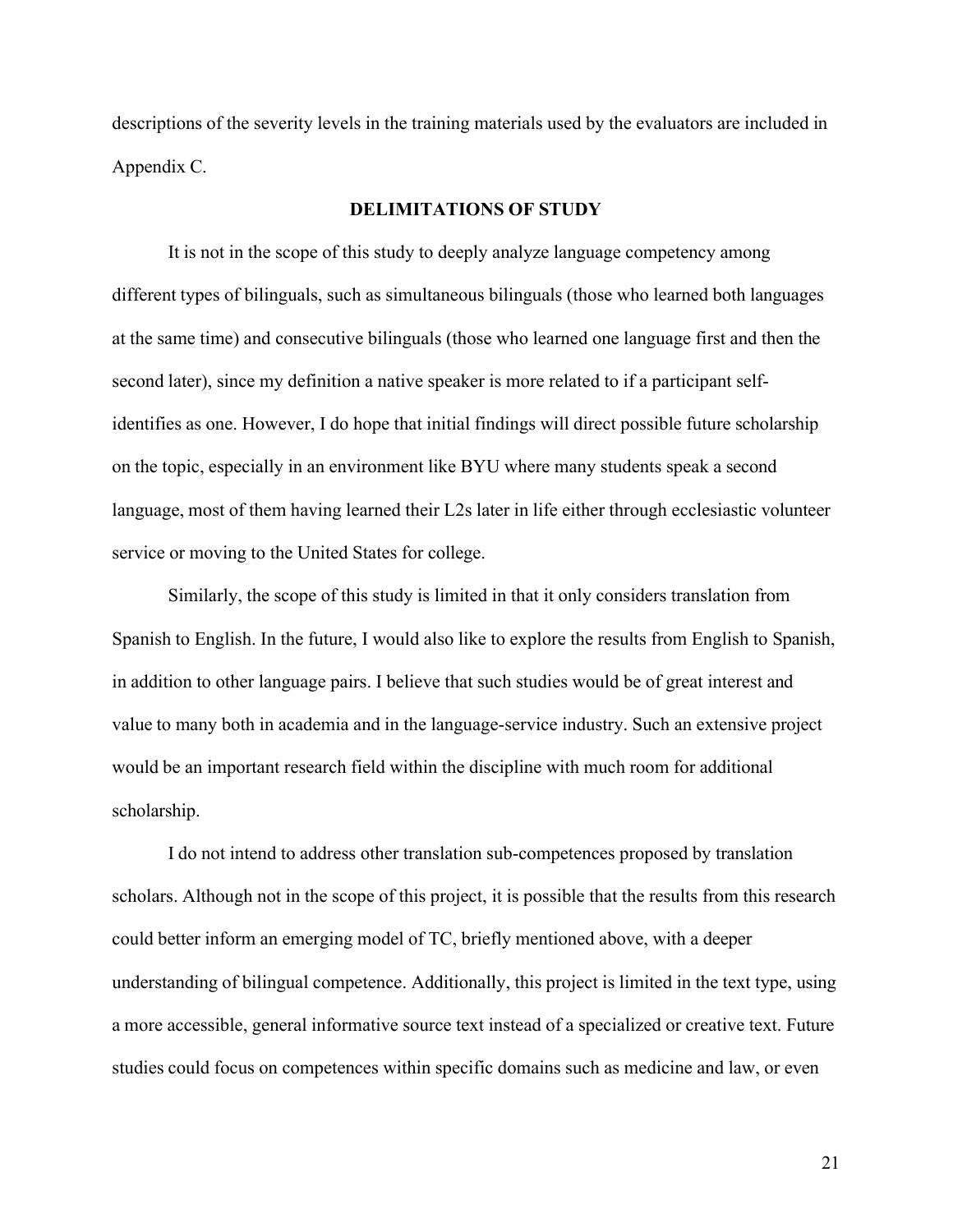descriptions of the severity levels in the training materials used by the evaluators are included in Appendix C.

## DELIMITATIONS OF STUDY

It is not in the scope of this study to deeply analyze language competency among different types of bilinguals, such as simultaneous bilinguals (those who learned both languages at the same time) and consecutive bilinguals (those who learned one language first and then the second later), since my definition a native speaker is more related to if a participant self-identifies as one. However, I do hope that initial findings will direct possible future scholarship on the topic, especially in an environment like BYU where many students speak a second language, most of them having learned their L2s later in life either through ecclesiastic volunteer service or moving to the United States for college.

Similarly, the scope of this study is limited in that it only considers translation from Spanish to English. In the future, I would also like to explore the results from English to Spanish, in addition to other language pairs. I believe that such studies would be of great interest and value to many both in academia and in the language-service industry. Such an extensive project would be an important research field within the discipline with much room for additional scholarship.

I do not intend to address other translation sub-competences proposed by translation scholars. Although not in the scope of this project, it is possible that the results from this research could better inform an emerging model of TC, briefly mentioned above, with a deeper understanding of bilingual competence. Additionally, this project is limited in the text type, using a more accessible, general informative source text instead of a specialized or creative text. Future studies could focus on competences within specific domains such as medicine and law, or even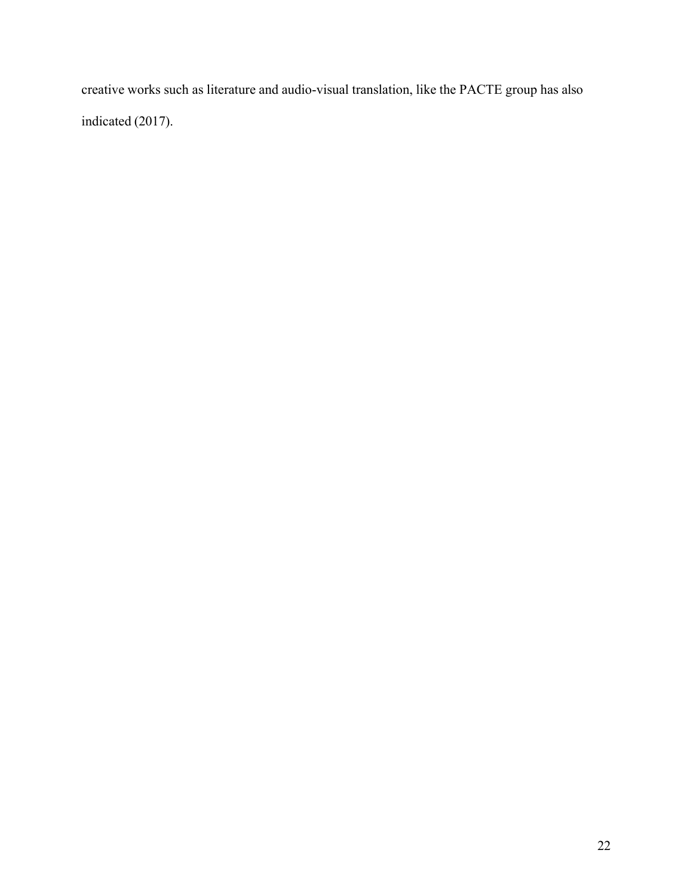creative works such as literature and audio-visual translation, like the PACTE group has also indicated (2017).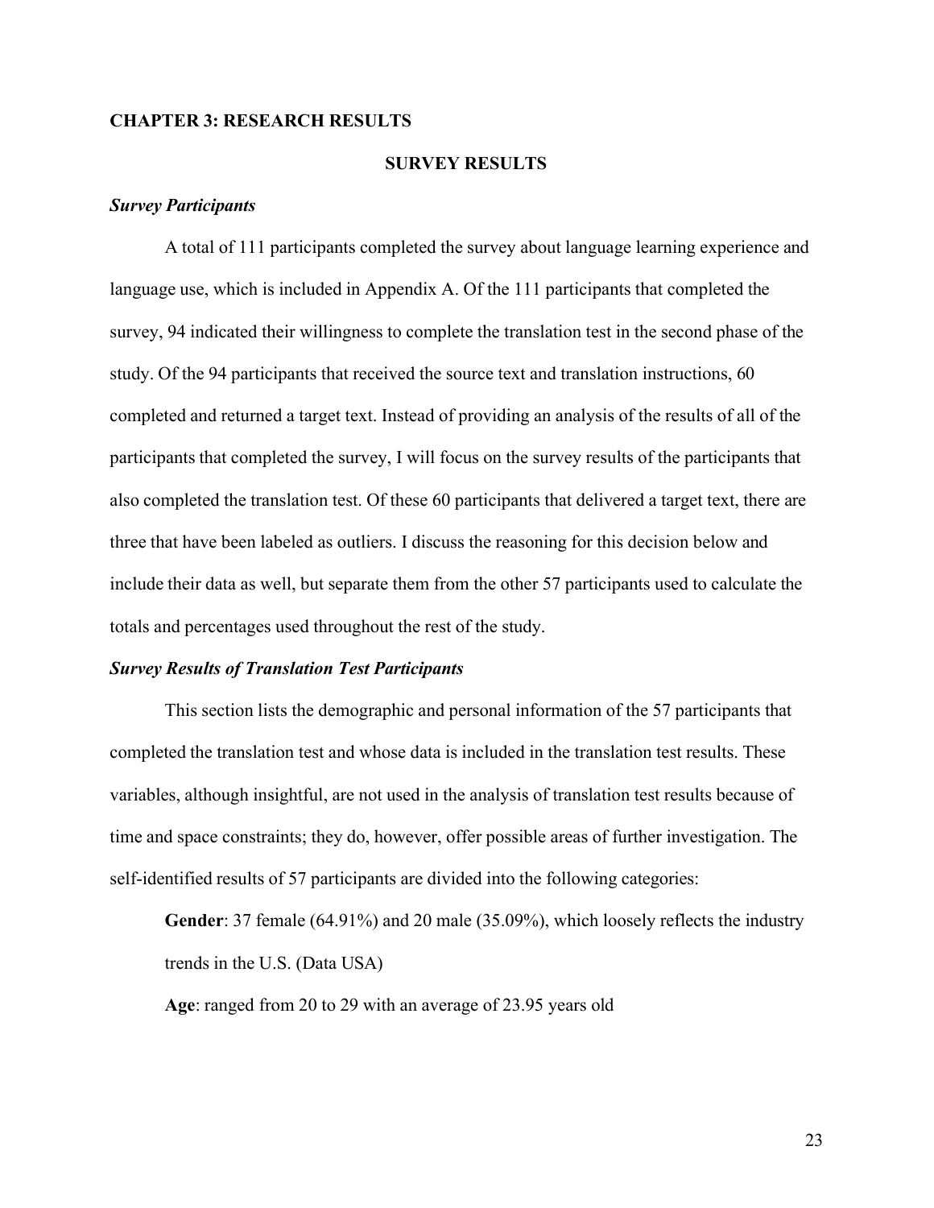# CHAPTER 3: RESEARCH RESULTS

## SURVEY RESULTS

### *Survey Participants*

A total of 111 participants completed the survey about language learning experience and language use, which is included in Appendix A. Of the 111 participants that completed the survey, 94 indicated their willingness to complete the translation test in the second phase of the study. Of the 94 participants that received the source text and translation instructions, 60 completed and returned a target text. Instead of providing an analysis of the results of all of the participants that completed the survey, I will focus on the survey results of the participants that also completed the translation test. Of these 60 participants that delivered a target text, there are three that have been labeled as outliers. I discuss the reasoning for this decision below and include their data as well, but separate them from the other 57 participants used to calculate the totals and percentages used throughout the rest of the study.

### *Survey Results of Translation Test Participants*

This section lists the demographic and personal information of the 57 participants that completed the translation test and whose data is included in the translation test results. These variables, although insightful, are not used in the analysis of translation test results because of time and space constraints; they do, however, offer possible areas of further investigation. The self-identified results of 57 participants are divided into the following categories:

**Gender**: 37 female (64.91%) and 20 male (35.09%), which loosely reflects the industry trends in the U.S. (Data USA)

**Age**: ranged from 20 to 29 with an average of 23.95 years old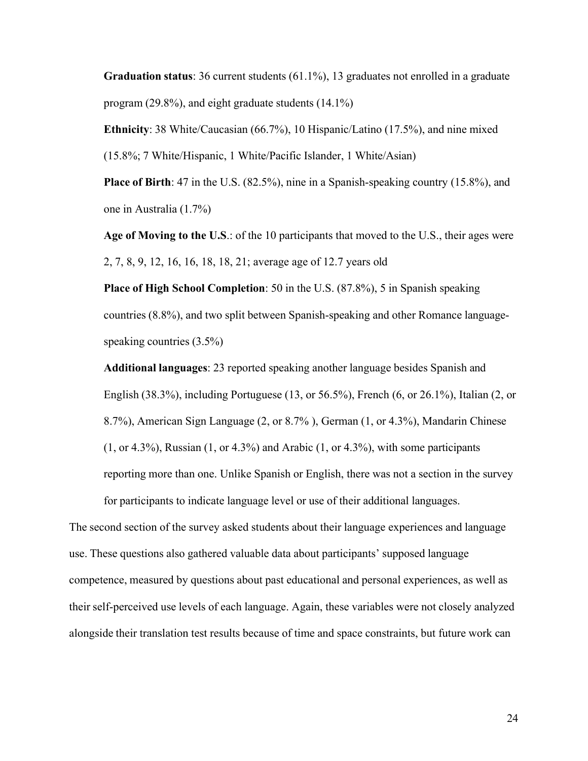**Graduation status**: 36 current students (61.1%), 13 graduates not enrolled in a graduate program (29.8%), and eight graduate students (14.1%)

**Ethnicity**: 38 White/Caucasian (66.7%), 10 Hispanic/Latino (17.5%), and nine mixed (15.8%; 7 White/Hispanic, 1 White/Pacific Islander, 1 White/Asian)

**Place of Birth**: 47 in the U.S. (82.5%), nine in a Spanish-speaking country (15.8%), and one in Australia (1.7%)

**Age of Moving to the U.S**.: of the 10 participants that moved to the U.S., their ages were 2, 7, 8, 9, 12, 16, 16, 18, 18, 21; average age of 12.7 years old

**Place of High School Completion**: 50 in the U.S. (87.8%), 5 in Spanish speaking countries (8.8%), and two split between Spanish-speaking and other Romance language-speaking countries (3.5%)

**Additional languages**: 23 reported speaking another language besides Spanish and English (38.3%), including Portuguese (13, or 56.5%), French (6, or 26.1%), Italian (2, or 8.7%), American Sign Language (2, or 8.7% ), German (1, or 4.3%), Mandarin Chinese (1, or 4.3%), Russian (1, or 4.3%) and Arabic (1, or 4.3%), with some participants reporting more than one. Unlike Spanish or English, there was not a section in the survey for participants to indicate language level or use of their additional languages.

The second section of the survey asked students about their language experiences and language use. These questions also gathered valuable data about participants' supposed language competence, measured by questions about past educational and personal experiences, as well as their self-perceived use levels of each language. Again, these variables were not closely analyzed alongside their translation test results because of time and space constraints, but future work can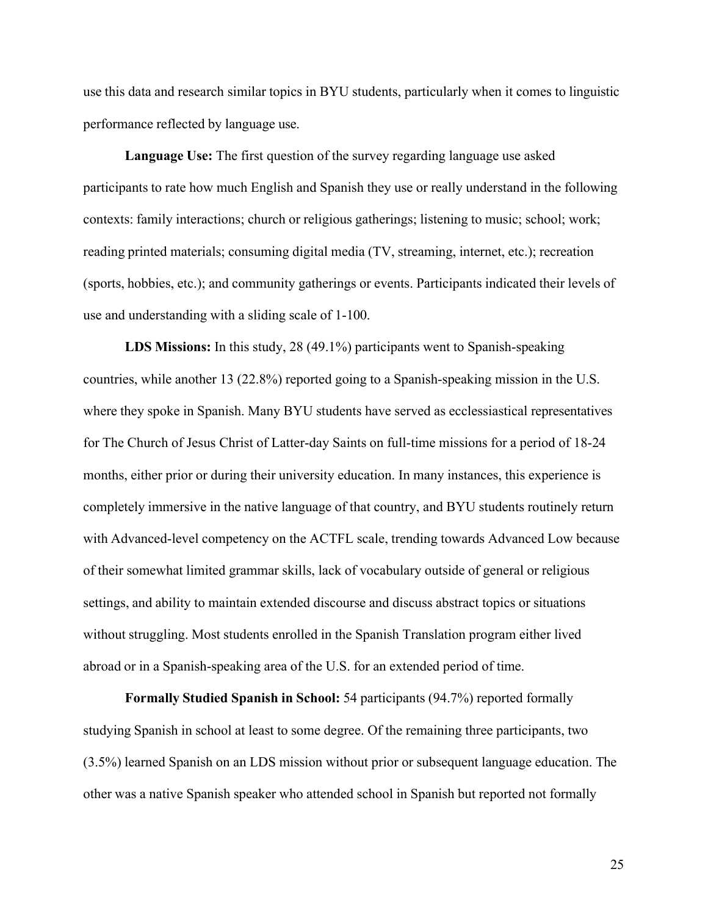use this data and research similar topics in BYU students, particularly when it comes to linguistic performance reflected by language use.

**Language Use:** The first question of the survey regarding language use asked participants to rate how much English and Spanish they use or really understand in the following contexts: family interactions; church or religious gatherings; listening to music; school; work; reading printed materials; consuming digital media (TV, streaming, internet, etc.); recreation (sports, hobbies, etc.); and community gatherings or events. Participants indicated their levels of use and understanding with a sliding scale of 1-100.

**LDS Missions:** In this study, 28 (49.1%) participants went to Spanish-speaking countries, while another 13 (22.8%) reported going to a Spanish-speaking mission in the U.S. where they spoke in Spanish. Many BYU students have served as ecclessiastical representatives for The Church of Jesus Christ of Latter-day Saints on full-time missions for a period of 18-24 months, either prior or during their university education. In many instances, this experience is completely immersive in the native language of that country, and BYU students routinely return with Advanced-level competency on the ACTFL scale, trending towards Advanced Low because of their somewhat limited grammar skills, lack of vocabulary outside of general or religious settings, and ability to maintain extended discourse and discuss abstract topics or situations without struggling. Most students enrolled in the Spanish Translation program either lived abroad or in a Spanish-speaking area of the U.S. for an extended period of time.

**Formally Studied Spanish in School:** 54 participants (94.7%) reported formally studying Spanish in school at least to some degree. Of the remaining three participants, two (3.5%) learned Spanish on an LDS mission without prior or subsequent language education. The other was a native Spanish speaker who attended school in Spanish but reported not formally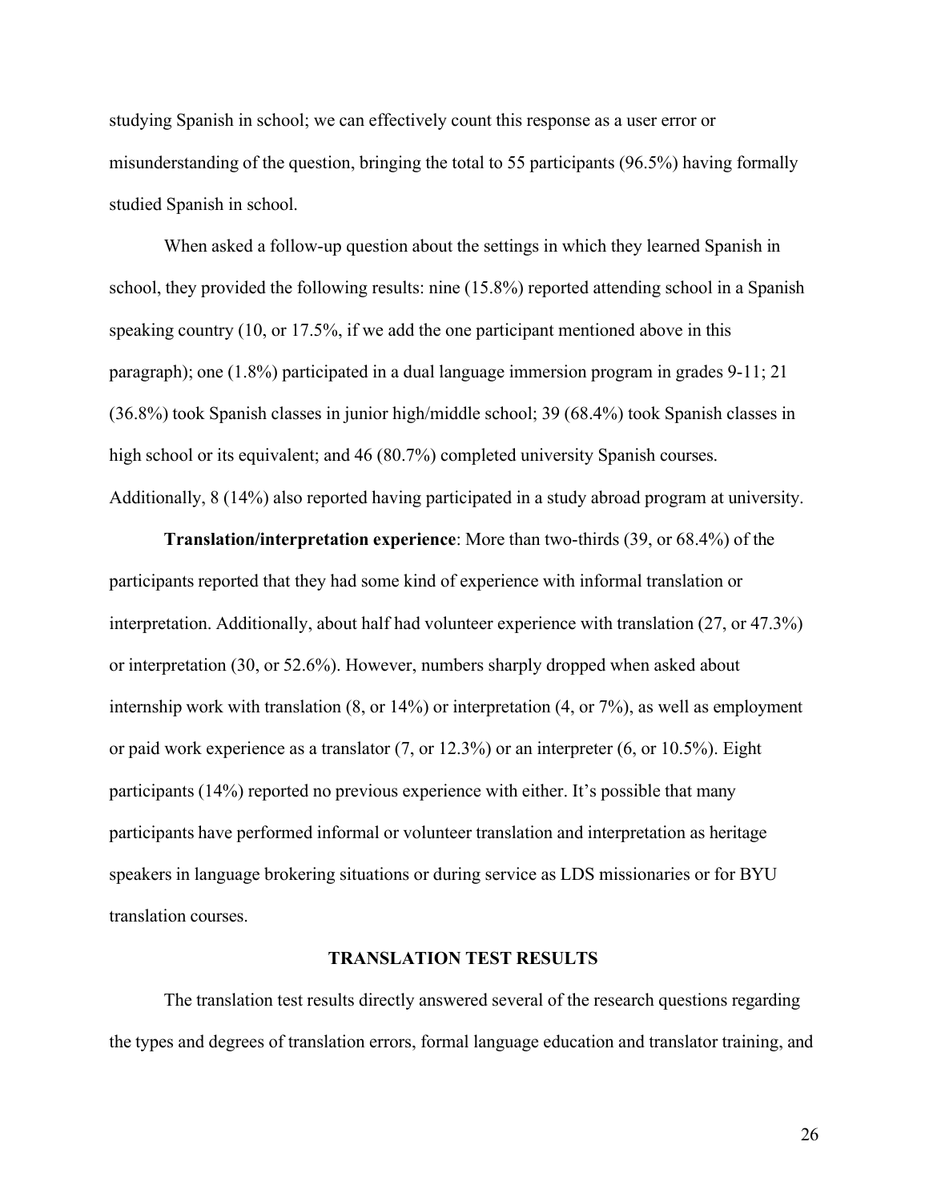studying Spanish in school; we can effectively count this response as a user error or misunderstanding of the question, bringing the total to 55 participants (96.5%) having formally studied Spanish in school.

When asked a follow-up question about the settings in which they learned Spanish in school, they provided the following results: nine (15.8%) reported attending school in a Spanish speaking country (10, or 17.5%, if we add the one participant mentioned above in this paragraph); one (1.8%) participated in a dual language immersion program in grades 9-11; 21 (36.8%) took Spanish classes in junior high/middle school; 39 (68.4%) took Spanish classes in high school or its equivalent; and 46 (80.7%) completed university Spanish courses. Additionally, 8 (14%) also reported having participated in a study abroad program at university.

**Translation/interpretation experience**: More than two-thirds (39, or 68.4%) of the participants reported that they had some kind of experience with informal translation or interpretation. Additionally, about half had volunteer experience with translation (27, or 47.3%) or interpretation (30, or 52.6%). However, numbers sharply dropped when asked about internship work with translation (8, or 14%) or interpretation (4, or 7%), as well as employment or paid work experience as a translator (7, or 12.3%) or an interpreter (6, or 10.5%). Eight participants (14%) reported no previous experience with either. It's possible that many participants have performed informal or volunteer translation and interpretation as heritage speakers in language brokering situations or during service as LDS missionaries or for BYU translation courses.

## TRANSLATION TEST RESULTS

The translation test results directly answered several of the research questions regarding the types and degrees of translation errors, formal language education and translator training, and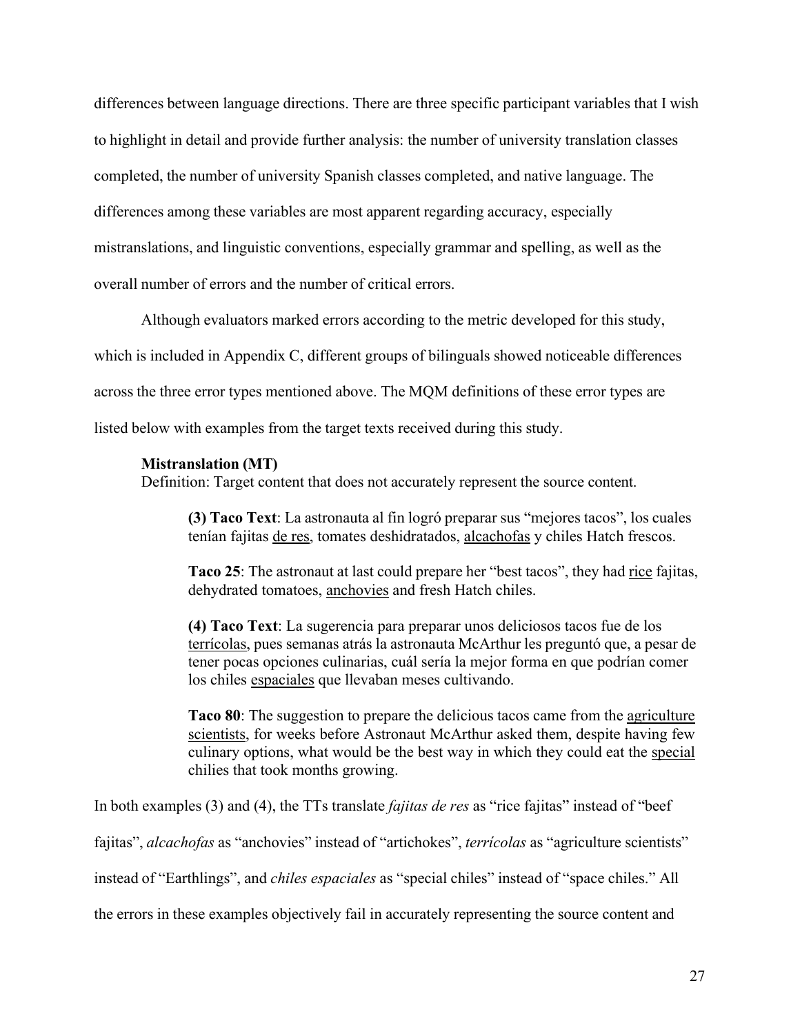differences between language directions. There are three specific participant variables that I wish to highlight in detail and provide further analysis: the number of university translation classes completed, the number of university Spanish classes completed, and native language. The differences among these variables are most apparent regarding accuracy, especially mistranslations, and linguistic conventions, especially grammar and spelling, as well as the overall number of errors and the number of critical errors.

Although evaluators marked errors according to the metric developed for this study, which is included in Appendix C, different groups of bilinguals showed noticeable differences across the three error types mentioned above. The MQM definitions of these error types are listed below with examples from the target texts received during this study.

> **Mistranslation (MT)**
> Definition: Target content that does not accurately represent the source content.
>
> > **(3) Taco Text**: La astronauta al fin logró preparar sus "mejores tacos", los cuales tenían fajitas <u>de res</u>, tomates deshidratados, <u>alcachofas</u> y chiles Hatch frescos.
> >
> > **Taco 25**: The astronaut at last could prepare her "best tacos", they had <u>rice</u> fajitas, dehydrated tomatoes, <u>anchovies</u> and fresh Hatch chiles.
> >
> > **(4) Taco Text**: La sugerencia para preparar unos deliciosos tacos fue de los <u>terrícolas</u>, pues semanas atrás la astronauta McArthur les preguntó que, a pesar de tener pocas opciones culinarias, cuál sería la mejor forma en que podrían comer los chiles <u>espaciales</u> que llevaban meses cultivando.
> >
> > **Taco 80**: The suggestion to prepare the delicious tacos came from the <u>agriculture scientists</u>, for weeks before Astronaut McArthur asked them, despite having few culinary options, what would be the best way in which they could eat the <u>special</u> chilies that took months growing.

In both examples (3) and (4), the TTs translate *fajitas de res* as "rice fajitas" instead of "beef fajitas", *alcachofas* as "anchovies" instead of "artichokes", *terrícolas* as "agriculture scientists" instead of "Earthlings", and *chiles espaciales* as "special chiles" instead of "space chiles." All the errors in these examples objectively fail in accurately representing the source content and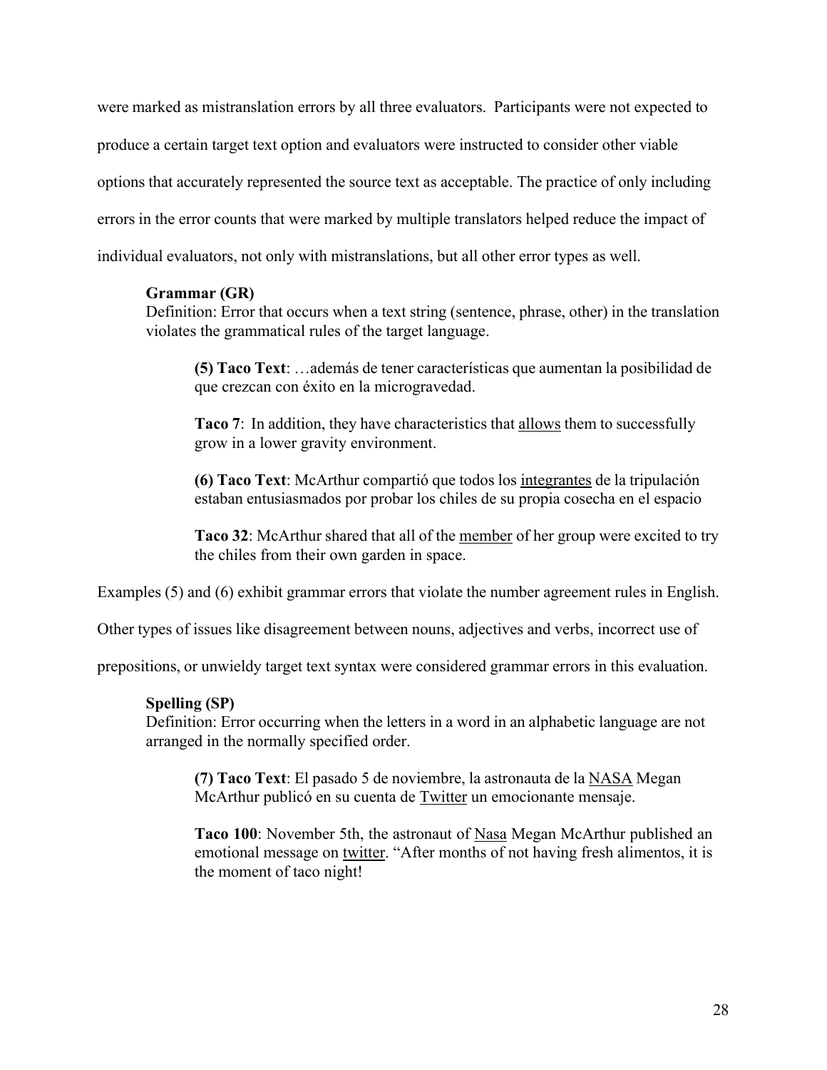were marked as mistranslation errors by all three evaluators. Participants were not expected to produce a certain target text option and evaluators were instructed to consider other viable options that accurately represented the source text as acceptable. The practice of only including errors in the error counts that were marked by multiple translators helped reduce the impact of individual evaluators, not only with mistranslations, but all other error types as well.

> **Grammar (GR)**
> Definition: Error that occurs when a text string (sentence, phrase, other) in the translation violates the grammatical rules of the target language.
>
> > **(5) Taco Text**: …además de tener características que aumentan la posibilidad de que crezcan con éxito en la microgravedad.
> >
> > **Taco 7**: In addition, they have characteristics that <u>allows</u> them to successfully grow in a lower gravity environment.
> >
> > **(6) Taco Text**: McArthur compartió que todos los <u>integrantes</u> de la tripulación estaban entusiasmados por probar los chiles de su propia cosecha en el espacio
> >
> > **Taco 32**: McArthur shared that all of the <u>member</u> of her group were excited to try the chiles from their own garden in space.

Examples (5) and (6) exhibit grammar errors that violate the number agreement rules in English. Other types of issues like disagreement between nouns, adjectives and verbs, incorrect use of prepositions, or unwieldy target text syntax were considered grammar errors in this evaluation.

> **Spelling (SP)**
> Definition: Error occurring when the letters in a word in an alphabetic language are not arranged in the normally specified order.
>
> > **(7) Taco Text**: El pasado 5 de noviembre, la astronauta de la <u>NASA</u> Megan McArthur publicó en su cuenta de <u>Twitter</u> un emocionante mensaje.
> >
> > **Taco 100**: November 5th, the astronaut of <u>Nasa</u> Megan McArthur published an emotional message on <u>twitter</u>. "After months of not having fresh alimentos, it is the moment of taco night!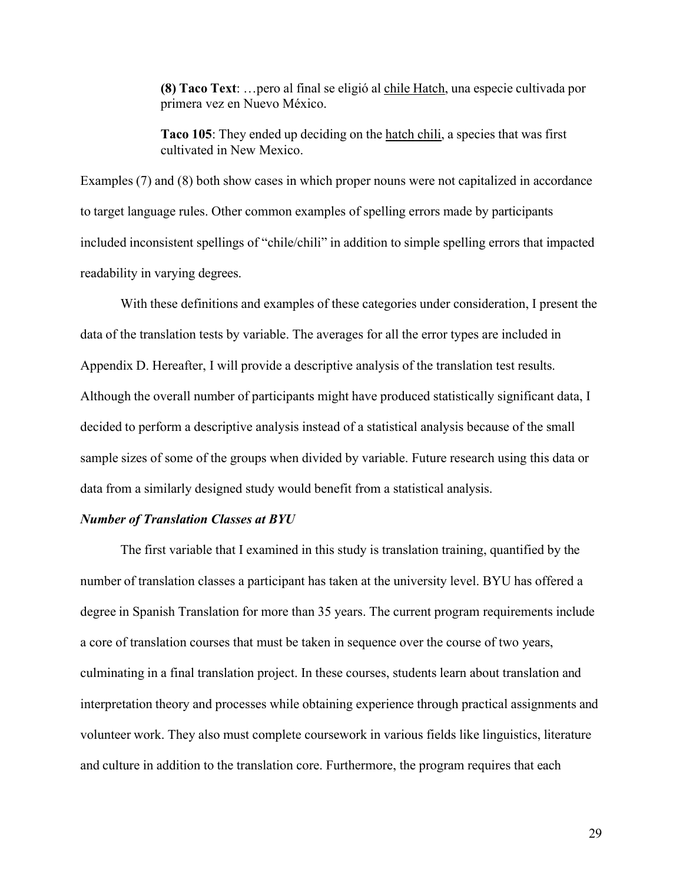> **(8) Taco Text**: …pero al final se eligió al <u>chile Hatch</u>, una especie cultivada por primera vez en Nuevo México.
>
> **Taco 105**: They ended up deciding on the <u>hatch chili</u>, a species that was first cultivated in New Mexico.

Examples (7) and (8) both show cases in which proper nouns were not capitalized in accordance to target language rules. Other common examples of spelling errors made by participants included inconsistent spellings of "chile/chili" in addition to simple spelling errors that impacted readability in varying degrees.

With these definitions and examples of these categories under consideration, I present the data of the translation tests by variable. The averages for all the error types are included in Appendix D. Hereafter, I will provide a descriptive analysis of the translation test results. Although the overall number of participants might have produced statistically significant data, I decided to perform a descriptive analysis instead of a statistical analysis because of the small sample sizes of some of the groups when divided by variable. Future research using this data or data from a similarly designed study would benefit from a statistical analysis.

### *Number of Translation Classes at BYU*

The first variable that I examined in this study is translation training, quantified by the number of translation classes a participant has taken at the university level. BYU has offered a degree in Spanish Translation for more than 35 years. The current program requirements include a core of translation courses that must be taken in sequence over the course of two years, culminating in a final translation project. In these courses, students learn about translation and interpretation theory and processes while obtaining experience through practical assignments and volunteer work. They also must complete coursework in various fields like linguistics, literature and culture in addition to the translation core. Furthermore, the program requires that each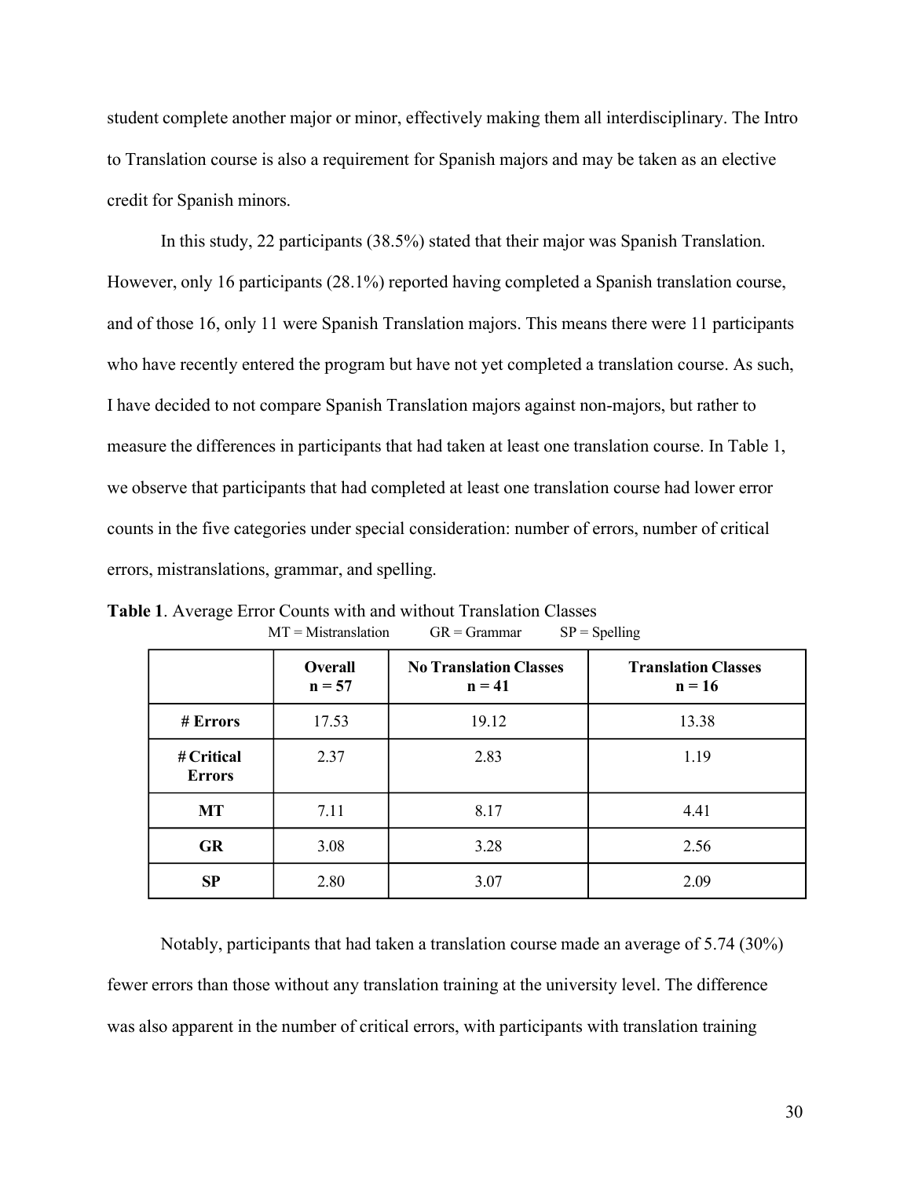student complete another major or minor, effectively making them all interdisciplinary. The Intro to Translation course is also a requirement for Spanish majors and may be taken as an elective credit for Spanish minors.

In this study, 22 participants (38.5%) stated that their major was Spanish Translation. However, only 16 participants (28.1%) reported having completed a Spanish translation course, and of those 16, only 11 were Spanish Translation majors. This means there were 11 participants who have recently entered the program but have not yet completed a translation course. As such, I have decided to not compare Spanish Translation majors against non-majors, but rather to measure the differences in participants that had taken at least one translation course. In Table 1, we observe that participants that had completed at least one translation course had lower error counts in the five categories under special consideration: number of errors, number of critical errors, mistranslations, grammar, and spelling.

**Table 1**. Average Error Counts with and without Translation Classes

MT = Mistranslation GR = Grammar SP = Spelling

| | **Overall n = 57** | **No Translation Classes n = 41** | **Translation Classes n = 16** |
|---|---|---|---|
| **# Errors** | 17.53 | 19.12 | 13.38 |
| **# Critical Errors** | 2.37 | 2.83 | 1.19 |
| **MT** | 7.11 | 8.17 | 4.41 |
| **GR** | 3.08 | 3.28 | 2.56 |
| **SP** | 2.80 | 3.07 | 2.09 |

Notably, participants that had taken a translation course made an average of 5.74 (30%) fewer errors than those without any translation training at the university level. The difference was also apparent in the number of critical errors, with participants with translation training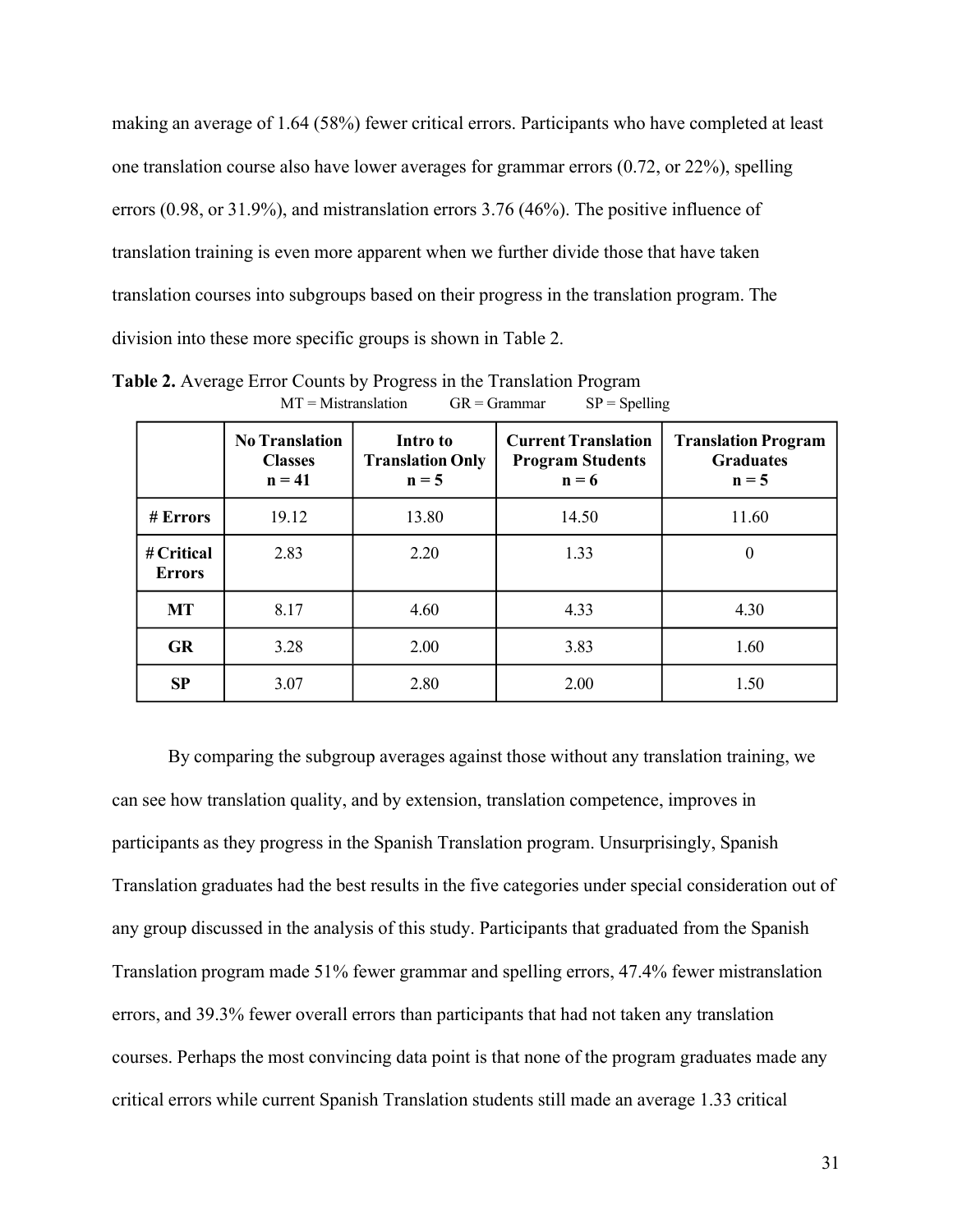making an average of 1.64 (58%) fewer critical errors. Participants who have completed at least one translation course also have lower averages for grammar errors (0.72, or 22%), spelling errors (0.98, or 31.9%), and mistranslation errors 3.76 (46%). The positive influence of translation training is even more apparent when we further divide those that have taken translation courses into subgroups based on their progress in the translation program. The division into these more specific groups is shown in Table 2.

**Table 2.** Average Error Counts by Progress in the Translation Program

MT = Mistranslation GR = Grammar SP = Spelling

| | **No Translation Classes n = 41** | **Intro to Translation Only n = 5** | **Current Translation Program Students n = 6** | **Translation Program Graduates n = 5** |
|---|---|---|---|---|
| **# Errors** | 19.12 | 13.80 | 14.50 | 11.60 |
| **# Critical Errors** | 2.83 | 2.20 | 1.33 | 0 |
| **MT** | 8.17 | 4.60 | 4.33 | 4.30 |
| **GR** | 3.28 | 2.00 | 3.83 | 1.60 |
| **SP** | 3.07 | 2.80 | 2.00 | 1.50 |

By comparing the subgroup averages against those without any translation training, we can see how translation quality, and by extension, translation competence, improves in participants as they progress in the Spanish Translation program. Unsurprisingly, Spanish Translation graduates had the best results in the five categories under special consideration out of any group discussed in the analysis of this study. Participants that graduated from the Spanish Translation program made 51% fewer grammar and spelling errors, 47.4% fewer mistranslation errors, and 39.3% fewer overall errors than participants that had not taken any translation courses. Perhaps the most convincing data point is that none of the program graduates made any critical errors while current Spanish Translation students still made an average 1.33 critical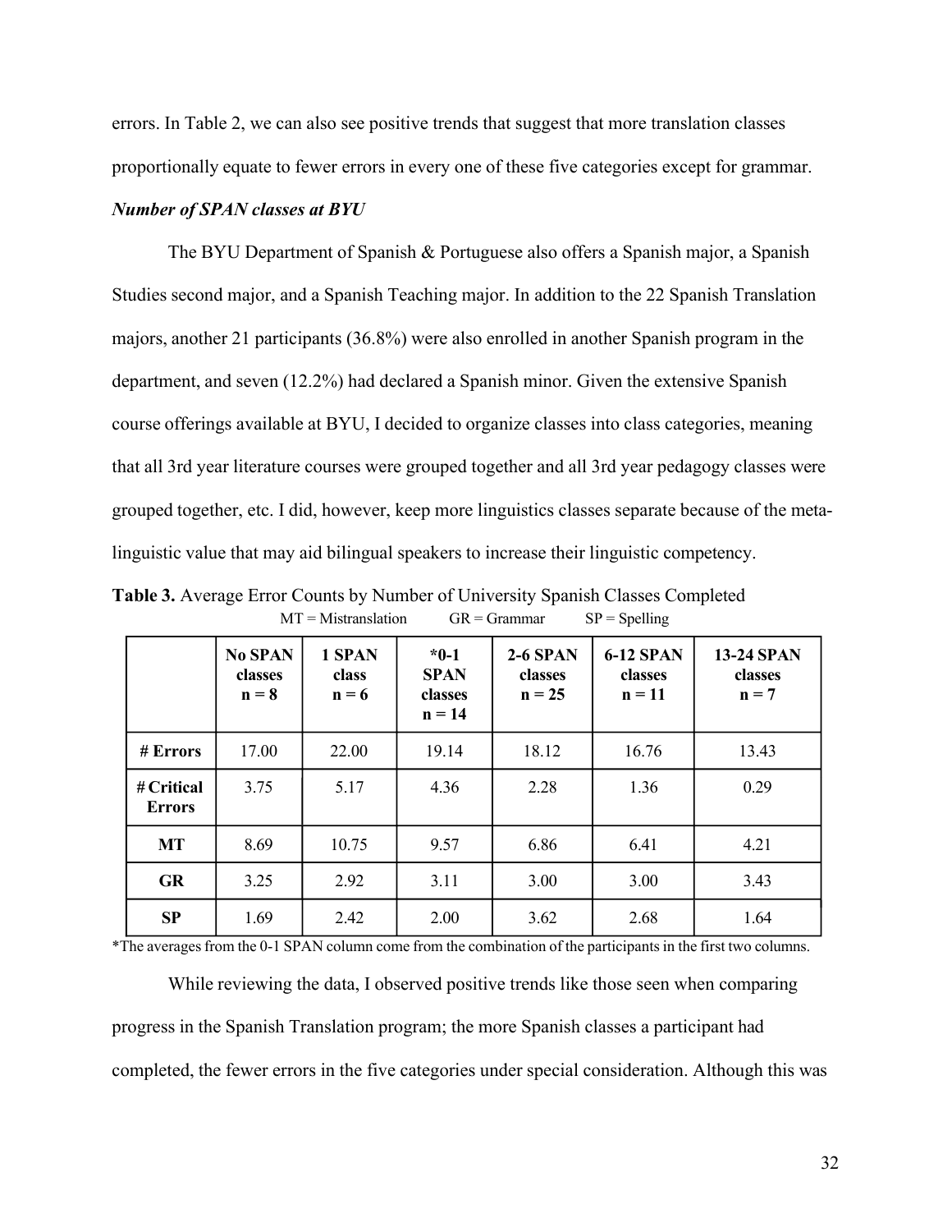errors. In Table 2, we can also see positive trends that suggest that more translation classes proportionally equate to fewer errors in every one of these five categories except for grammar.

***Number of SPAN classes at BYU***

The BYU Department of Spanish & Portuguese also offers a Spanish major, a Spanish Studies second major, and a Spanish Teaching major. In addition to the 22 Spanish Translation majors, another 21 participants (36.8%) were also enrolled in another Spanish program in the department, and seven (12.2%) had declared a Spanish minor. Given the extensive Spanish course offerings available at BYU, I decided to organize classes into class categories, meaning that all 3rd year literature courses were grouped together and all 3rd year pedagogy classes were grouped together, etc. I did, however, keep more linguistics classes separate because of the meta-linguistic value that may aid bilingual speakers to increase their linguistic competency.

**Table 3.** Average Error Counts by Number of University Spanish Classes Completed

MT = Mistranslation GR = Grammar SP = Spelling

| | **No SPAN classes n = 8** | **1 SPAN class n = 6** | ***0-1 SPAN classes n = 14** | **2-6 SPAN classes n = 25** | **6-12 SPAN classes n = 11** | **13-24 SPAN classes n = 7** |
|---|---|---|---|---|---|---|
| **# Errors** | 17.00 | 22.00 | 19.14 | 18.12 | 16.76 | 13.43 |
| **# Critical Errors** | 3.75 | 5.17 | 4.36 | 2.28 | 1.36 | 0.29 |
| **MT** | 8.69 | 10.75 | 9.57 | 6.86 | 6.41 | 4.21 |
| **GR** | 3.25 | 2.92 | 3.11 | 3.00 | 3.00 | 3.43 |
| **SP** | 1.69 | 2.42 | 2.00 | 3.62 | 2.68 | 1.64 |

*The averages from the 0-1 SPAN column come from the combination of the participants in the first two columns.

While reviewing the data, I observed positive trends like those seen when comparing progress in the Spanish Translation program; the more Spanish classes a participant had completed, the fewer errors in the five categories under special consideration. Although this was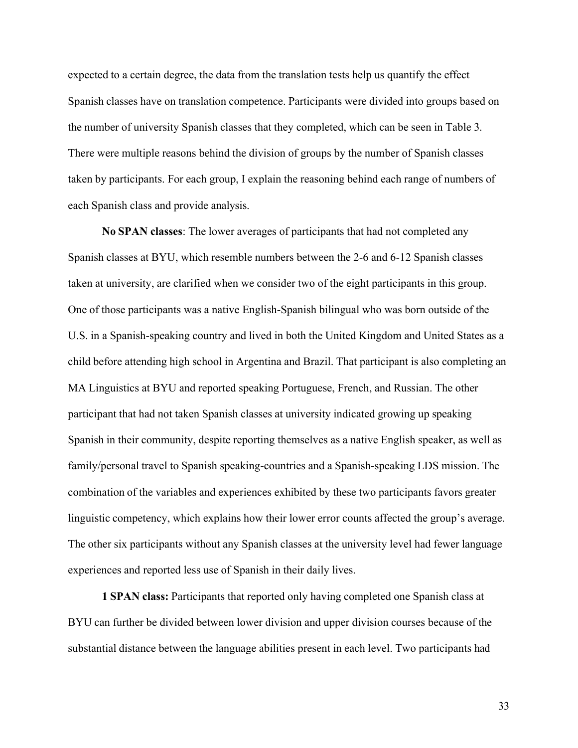expected to a certain degree, the data from the translation tests help us quantify the effect Spanish classes have on translation competence. Participants were divided into groups based on the number of university Spanish classes that they completed, which can be seen in Table 3. There were multiple reasons behind the division of groups by the number of Spanish classes taken by participants. For each group, I explain the reasoning behind each range of numbers of each Spanish class and provide analysis.

**No SPAN classes**: The lower averages of participants that had not completed any Spanish classes at BYU, which resemble numbers between the 2-6 and 6-12 Spanish classes taken at university, are clarified when we consider two of the eight participants in this group. One of those participants was a native English-Spanish bilingual who was born outside of the U.S. in a Spanish-speaking country and lived in both the United Kingdom and United States as a child before attending high school in Argentina and Brazil. That participant is also completing an MA Linguistics at BYU and reported speaking Portuguese, French, and Russian. The other participant that had not taken Spanish classes at university indicated growing up speaking Spanish in their community, despite reporting themselves as a native English speaker, as well as family/personal travel to Spanish speaking-countries and a Spanish-speaking LDS mission. The combination of the variables and experiences exhibited by these two participants favors greater linguistic competency, which explains how their lower error counts affected the group's average. The other six participants without any Spanish classes at the university level had fewer language experiences and reported less use of Spanish in their daily lives.

**1 SPAN class:** Participants that reported only having completed one Spanish class at BYU can further be divided between lower division and upper division courses because of the substantial distance between the language abilities present in each level. Two participants had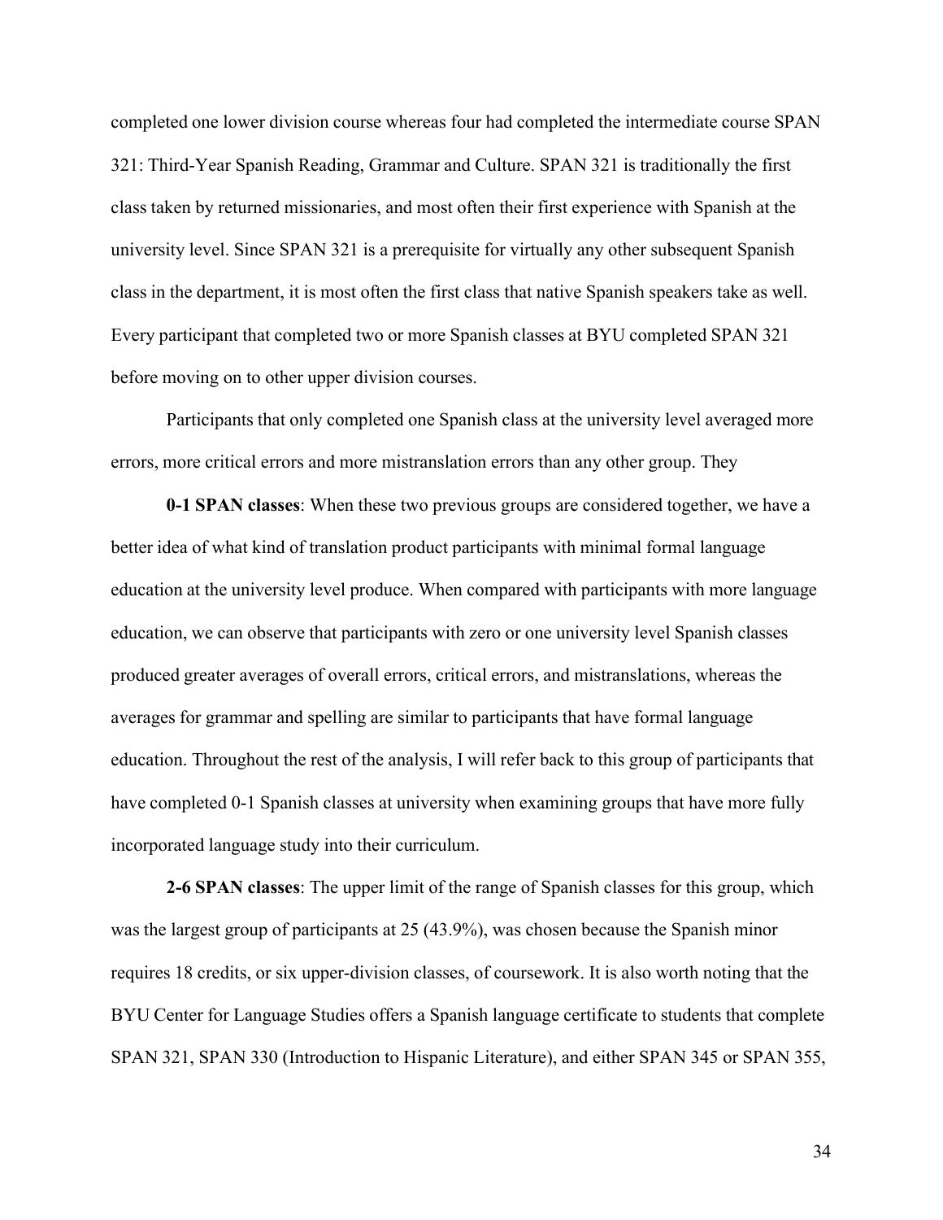completed one lower division course whereas four had completed the intermediate course SPAN 321: Third-Year Spanish Reading, Grammar and Culture. SPAN 321 is traditionally the first class taken by returned missionaries, and most often their first experience with Spanish at the university level. Since SPAN 321 is a prerequisite for virtually any other subsequent Spanish class in the department, it is most often the first class that native Spanish speakers take as well. Every participant that completed two or more Spanish classes at BYU completed SPAN 321 before moving on to other upper division courses.

Participants that only completed one Spanish class at the university level averaged more errors, more critical errors and more mistranslation errors than any other group. They

**0-1 SPAN classes**: When these two previous groups are considered together, we have a better idea of what kind of translation product participants with minimal formal language education at the university level produce. When compared with participants with more language education, we can observe that participants with zero or one university level Spanish classes produced greater averages of overall errors, critical errors, and mistranslations, whereas the averages for grammar and spelling are similar to participants that have formal language education. Throughout the rest of the analysis, I will refer back to this group of participants that have completed 0-1 Spanish classes at university when examining groups that have more fully incorporated language study into their curriculum.

**2-6 SPAN classes**: The upper limit of the range of Spanish classes for this group, which was the largest group of participants at 25 (43.9%), was chosen because the Spanish minor requires 18 credits, or six upper-division classes, of coursework. It is also worth noting that the BYU Center for Language Studies offers a Spanish language certificate to students that complete SPAN 321, SPAN 330 (Introduction to Hispanic Literature), and either SPAN 345 or SPAN 355,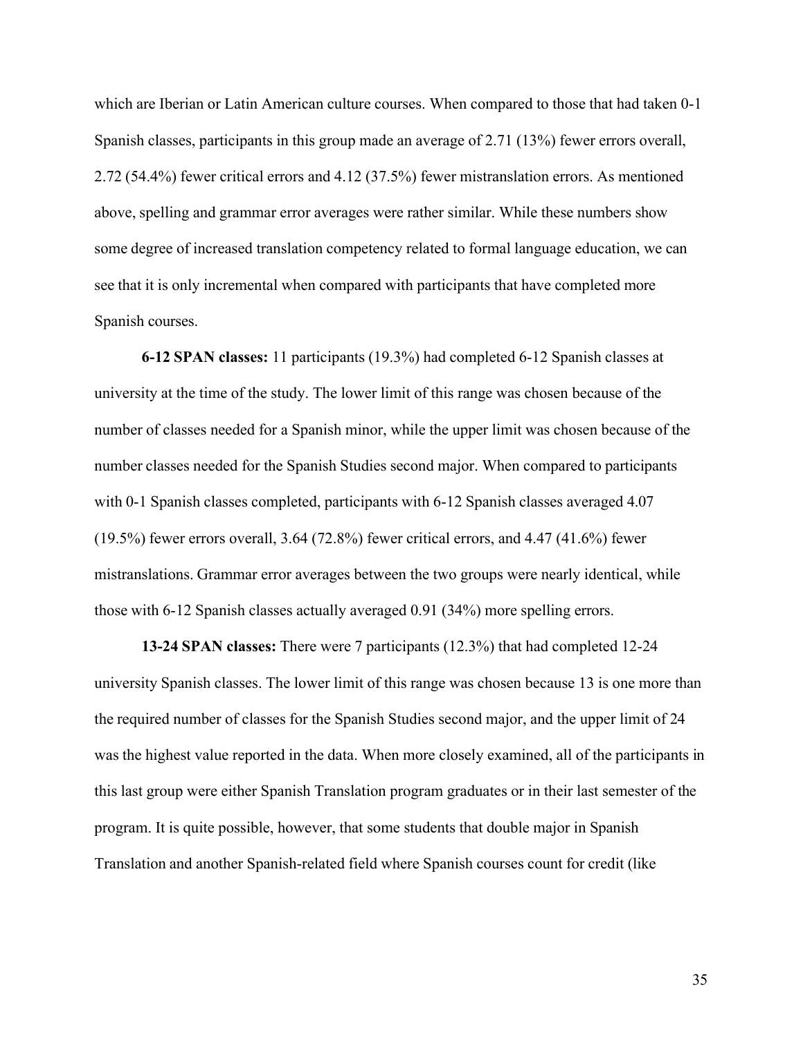which are Iberian or Latin American culture courses. When compared to those that had taken 0-1 Spanish classes, participants in this group made an average of 2.71 (13%) fewer errors overall, 2.72 (54.4%) fewer critical errors and 4.12 (37.5%) fewer mistranslation errors. As mentioned above, spelling and grammar error averages were rather similar. While these numbers show some degree of increased translation competency related to formal language education, we can see that it is only incremental when compared with participants that have completed more Spanish courses.

**6-12 SPAN classes:** 11 participants (19.3%) had completed 6-12 Spanish classes at university at the time of the study. The lower limit of this range was chosen because of the number of classes needed for a Spanish minor, while the upper limit was chosen because of the number classes needed for the Spanish Studies second major. When compared to participants with 0-1 Spanish classes completed, participants with 6-12 Spanish classes averaged 4.07 (19.5%) fewer errors overall, 3.64 (72.8%) fewer critical errors, and 4.47 (41.6%) fewer mistranslations. Grammar error averages between the two groups were nearly identical, while those with 6-12 Spanish classes actually averaged 0.91 (34%) more spelling errors.

**13-24 SPAN classes:** There were 7 participants (12.3%) that had completed 12-24 university Spanish classes. The lower limit of this range was chosen because 13 is one more than the required number of classes for the Spanish Studies second major, and the upper limit of 24 was the highest value reported in the data. When more closely examined, all of the participants in this last group were either Spanish Translation program graduates or in their last semester of the program. It is quite possible, however, that some students that double major in Spanish Translation and another Spanish-related field where Spanish courses count for credit (like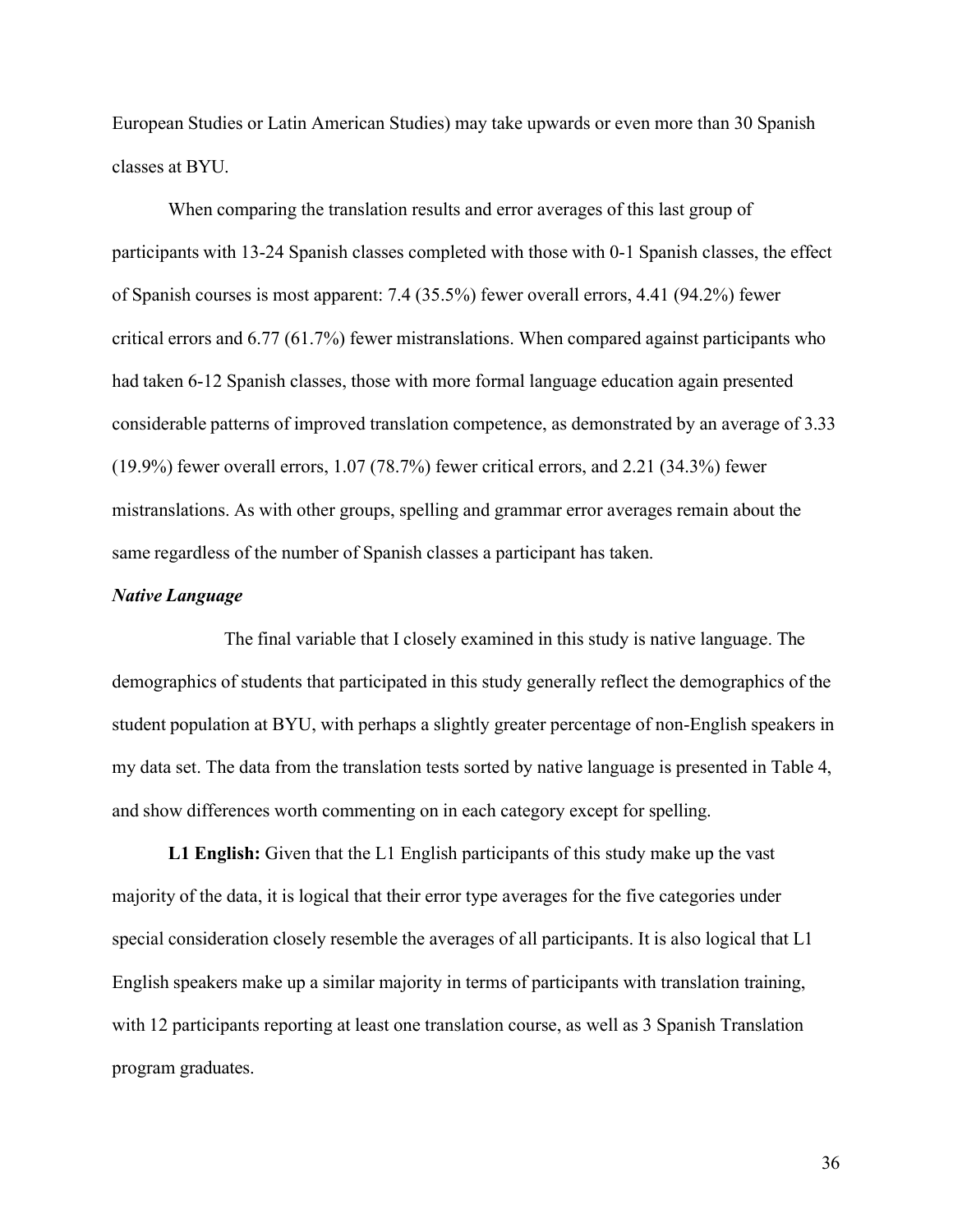European Studies or Latin American Studies) may take upwards or even more than 30 Spanish classes at BYU.

When comparing the translation results and error averages of this last group of participants with 13-24 Spanish classes completed with those with 0-1 Spanish classes, the effect of Spanish courses is most apparent: 7.4 (35.5%) fewer overall errors, 4.41 (94.2%) fewer critical errors and 6.77 (61.7%) fewer mistranslations. When compared against participants who had taken 6-12 Spanish classes, those with more formal language education again presented considerable patterns of improved translation competence, as demonstrated by an average of 3.33 (19.9%) fewer overall errors, 1.07 (78.7%) fewer critical errors, and 2.21 (34.3%) fewer mistranslations. As with other groups, spelling and grammar error averages remain about the same regardless of the number of Spanish classes a participant has taken.

***Native Language***

The final variable that I closely examined in this study is native language. The demographics of students that participated in this study generally reflect the demographics of the student population at BYU, with perhaps a slightly greater percentage of non-English speakers in my data set. The data from the translation tests sorted by native language is presented in Table 4, and show differences worth commenting on in each category except for spelling.

**L1 English:** Given that the L1 English participants of this study make up the vast majority of the data, it is logical that their error type averages for the five categories under special consideration closely resemble the averages of all participants. It is also logical that L1 English speakers make up a similar majority in terms of participants with translation training, with 12 participants reporting at least one translation course, as well as 3 Spanish Translation program graduates.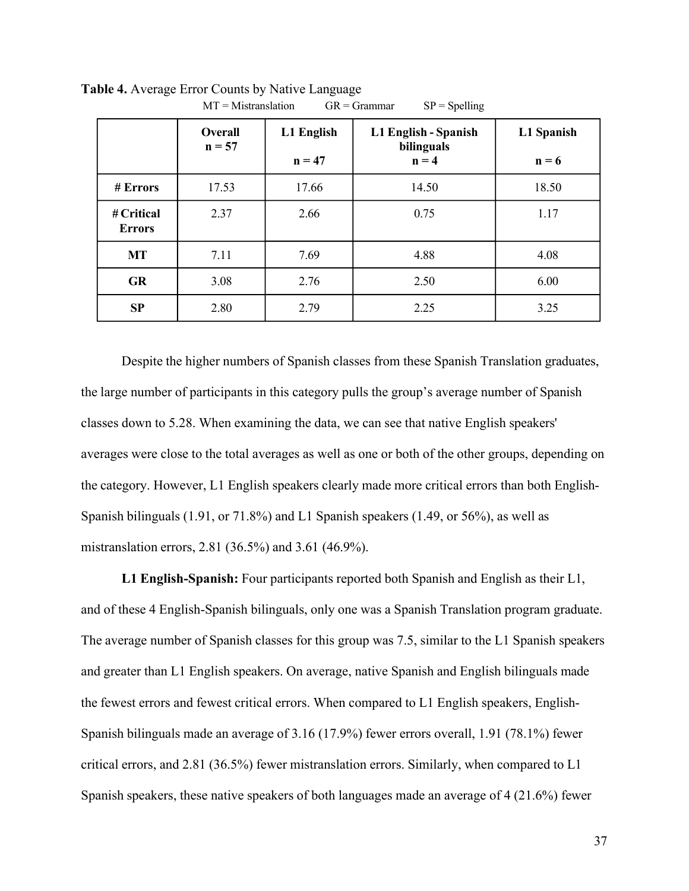**Table 4.** Average Error Counts by Native Language

MT = Mistranslation GR = Grammar SP = Spelling

| | Overall n = 57 | L1 English n = 47 | L1 English - Spanish bilinguals n = 4 | L1 Spanish n = 6 |
|---|---|---|---|---|
| **# Errors** | 17.53 | 17.66 | 14.50 | 18.50 |
| **# Critical Errors** | 2.37 | 2.66 | 0.75 | 1.17 |
| **MT** | 7.11 | 7.69 | 4.88 | 4.08 |
| **GR** | 3.08 | 2.76 | 2.50 | 6.00 |
| **SP** | 2.80 | 2.79 | 2.25 | 3.25 |

Despite the higher numbers of Spanish classes from these Spanish Translation graduates, the large number of participants in this category pulls the group's average number of Spanish classes down to 5.28. When examining the data, we can see that native English speakers' averages were close to the total averages as well as one or both of the other groups, depending on the category. However, L1 English speakers clearly made more critical errors than both English-Spanish bilinguals (1.91, or 71.8%) and L1 Spanish speakers (1.49, or 56%), as well as mistranslation errors, 2.81 (36.5%) and 3.61 (46.9%).

**L1 English-Spanish:** Four participants reported both Spanish and English as their L1, and of these 4 English-Spanish bilinguals, only one was a Spanish Translation program graduate. The average number of Spanish classes for this group was 7.5, similar to the L1 Spanish speakers and greater than L1 English speakers. On average, native Spanish and English bilinguals made the fewest errors and fewest critical errors. When compared to L1 English speakers, English-Spanish bilinguals made an average of 3.16 (17.9%) fewer errors overall, 1.91 (78.1%) fewer critical errors, and 2.81 (36.5%) fewer mistranslation errors. Similarly, when compared to L1 Spanish speakers, these native speakers of both languages made an average of 4 (21.6%) fewer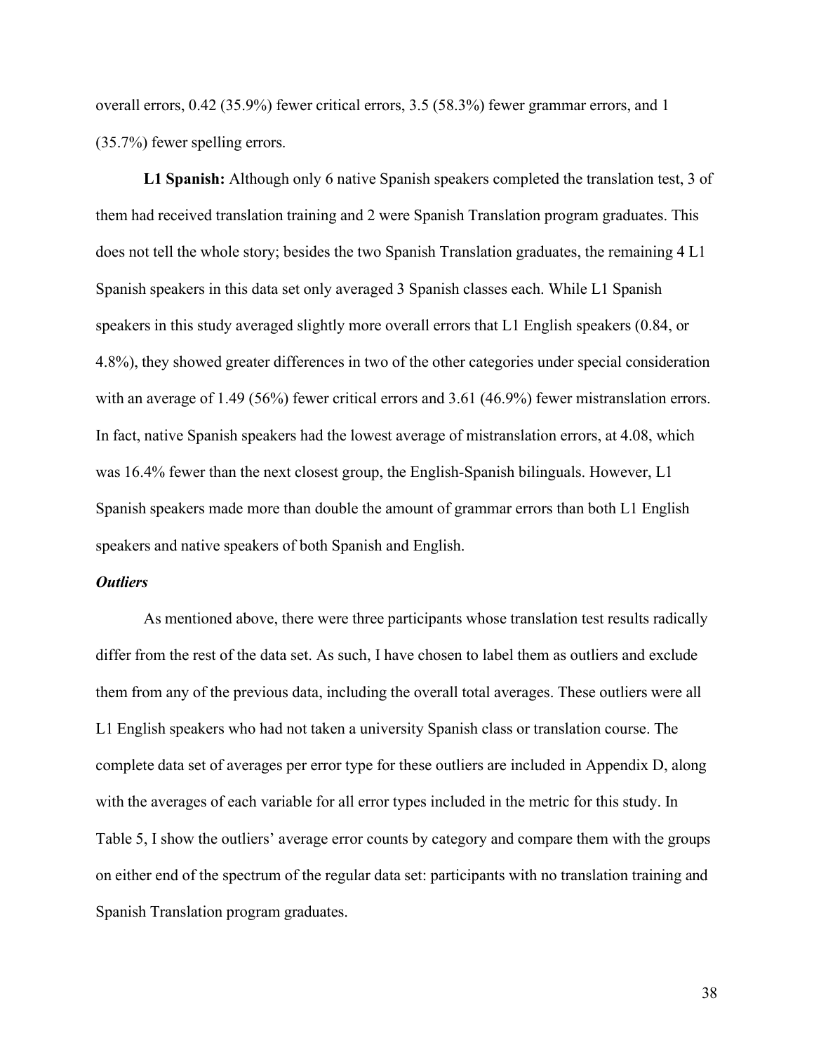overall errors, 0.42 (35.9%) fewer critical errors, 3.5 (58.3%) fewer grammar errors, and 1 (35.7%) fewer spelling errors.

**L1 Spanish:** Although only 6 native Spanish speakers completed the translation test, 3 of them had received translation training and 2 were Spanish Translation program graduates. This does not tell the whole story; besides the two Spanish Translation graduates, the remaining 4 L1 Spanish speakers in this data set only averaged 3 Spanish classes each. While L1 Spanish speakers in this study averaged slightly more overall errors that L1 English speakers (0.84, or 4.8%), they showed greater differences in two of the other categories under special consideration with an average of 1.49 (56%) fewer critical errors and 3.61 (46.9%) fewer mistranslation errors. In fact, native Spanish speakers had the lowest average of mistranslation errors, at 4.08, which was 16.4% fewer than the next closest group, the English-Spanish bilinguals. However, L1 Spanish speakers made more than double the amount of grammar errors than both L1 English speakers and native speakers of both Spanish and English.

***Outliers***

As mentioned above, there were three participants whose translation test results radically differ from the rest of the data set. As such, I have chosen to label them as outliers and exclude them from any of the previous data, including the overall total averages. These outliers were all L1 English speakers who had not taken a university Spanish class or translation course. The complete data set of averages per error type for these outliers are included in Appendix D, along with the averages of each variable for all error types included in the metric for this study. In Table 5, I show the outliers' average error counts by category and compare them with the groups on either end of the spectrum of the regular data set: participants with no translation training and Spanish Translation program graduates.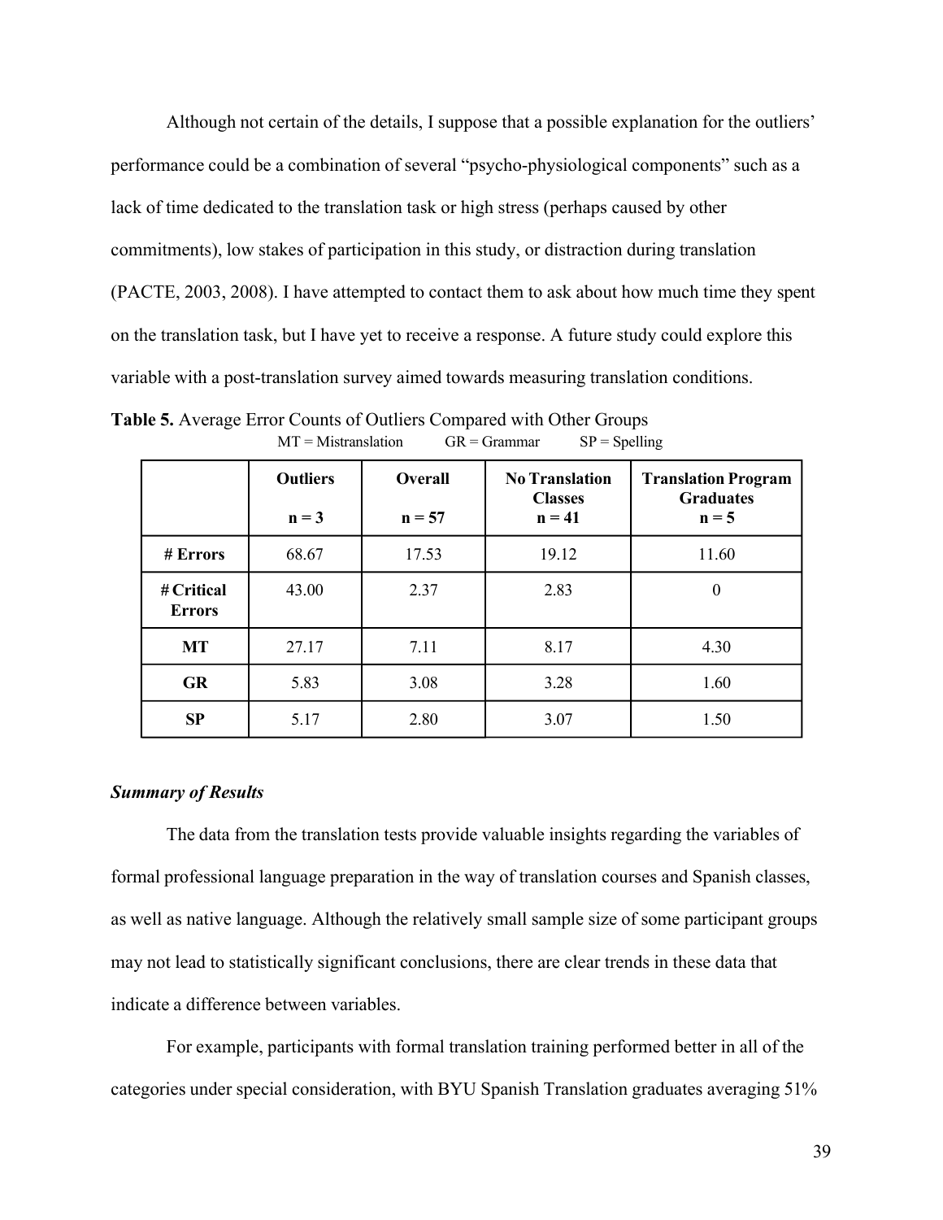Although not certain of the details, I suppose that a possible explanation for the outliers' performance could be a combination of several "psycho-physiological components" such as a lack of time dedicated to the translation task or high stress (perhaps caused by other commitments), low stakes of participation in this study, or distraction during translation (PACTE, 2003, 2008). I have attempted to contact them to ask about how much time they spent on the translation task, but I have yet to receive a response. A future study could explore this variable with a post-translation survey aimed towards measuring translation conditions.

**Table 5.** Average Error Counts of Outliers Compared with Other Groups

MT = Mistranslation GR = Grammar SP = Spelling

| | **Outliers** n = 3 | **Overall** n = 57 | **No Translation Classes** n = 41 | **Translation Program Graduates** n = 5 |
|---|---|---|---|---|
| **# Errors** | 68.67 | 17.53 | 19.12 | 11.60 |
| **# Critical Errors** | 43.00 | 2.37 | 2.83 | 0 |
| **MT** | 27.17 | 7.11 | 8.17 | 4.30 |
| **GR** | 5.83 | 3.08 | 3.28 | 1.60 |
| **SP** | 5.17 | 2.80 | 3.07 | 1.50 |

### *Summary of Results*

The data from the translation tests provide valuable insights regarding the variables of formal professional language preparation in the way of translation courses and Spanish classes, as well as native language. Although the relatively small sample size of some participant groups may not lead to statistically significant conclusions, there are clear trends in these data that indicate a difference between variables.

For example, participants with formal translation training performed better in all of the categories under special consideration, with BYU Spanish Translation graduates averaging 51%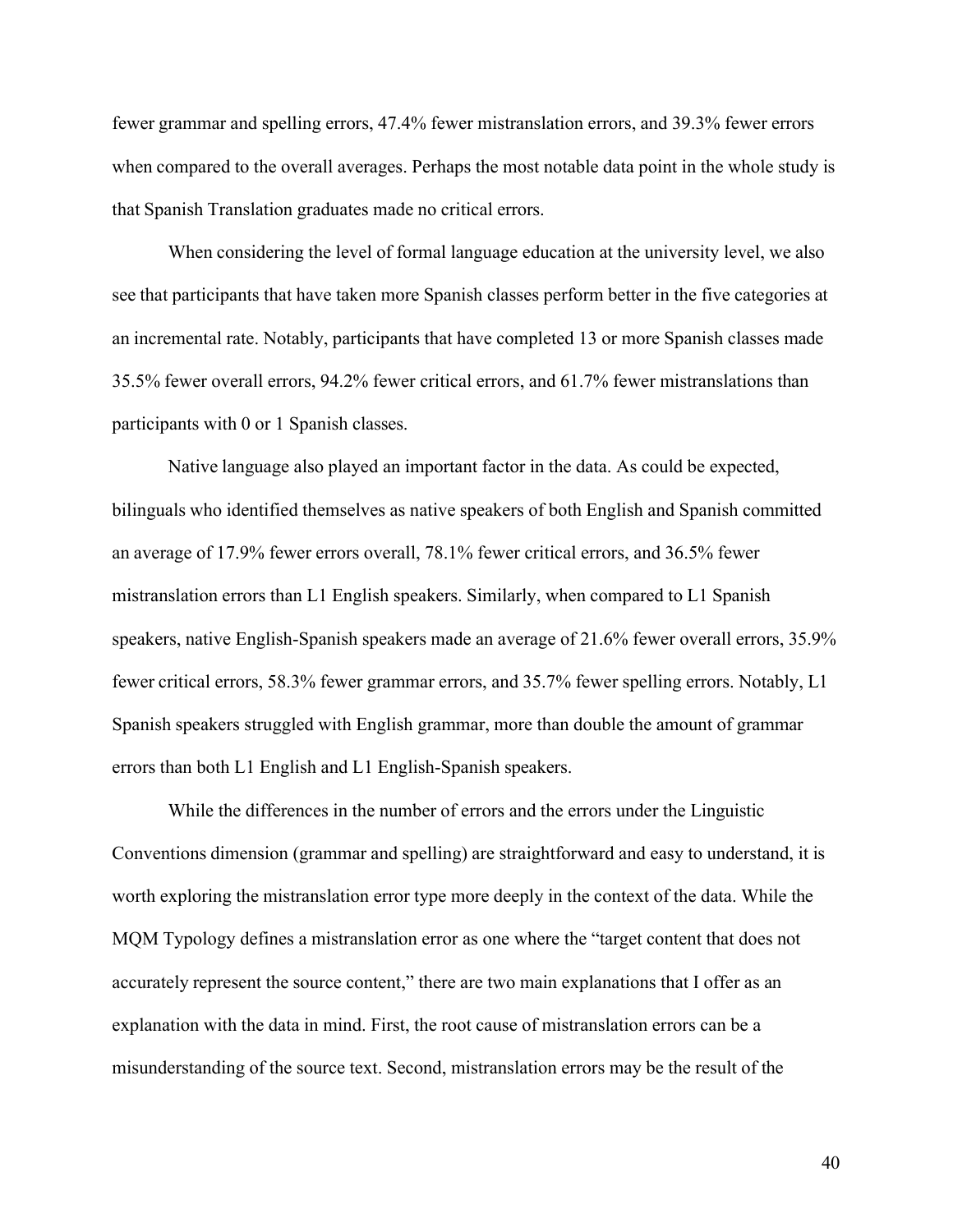fewer grammar and spelling errors, 47.4% fewer mistranslation errors, and 39.3% fewer errors when compared to the overall averages. Perhaps the most notable data point in the whole study is that Spanish Translation graduates made no critical errors.

When considering the level of formal language education at the university level, we also see that participants that have taken more Spanish classes perform better in the five categories at an incremental rate. Notably, participants that have completed 13 or more Spanish classes made 35.5% fewer overall errors, 94.2% fewer critical errors, and 61.7% fewer mistranslations than participants with 0 or 1 Spanish classes.

Native language also played an important factor in the data. As could be expected, bilinguals who identified themselves as native speakers of both English and Spanish committed an average of 17.9% fewer errors overall, 78.1% fewer critical errors, and 36.5% fewer mistranslation errors than L1 English speakers. Similarly, when compared to L1 Spanish speakers, native English-Spanish speakers made an average of 21.6% fewer overall errors, 35.9% fewer critical errors, 58.3% fewer grammar errors, and 35.7% fewer spelling errors. Notably, L1 Spanish speakers struggled with English grammar, more than double the amount of grammar errors than both L1 English and L1 English-Spanish speakers.

While the differences in the number of errors and the errors under the Linguistic Conventions dimension (grammar and spelling) are straightforward and easy to understand, it is worth exploring the mistranslation error type more deeply in the context of the data. While the MQM Typology defines a mistranslation error as one where the "target content that does not accurately represent the source content," there are two main explanations that I offer as an explanation with the data in mind. First, the root cause of mistranslation errors can be a misunderstanding of the source text. Second, mistranslation errors may be the result of the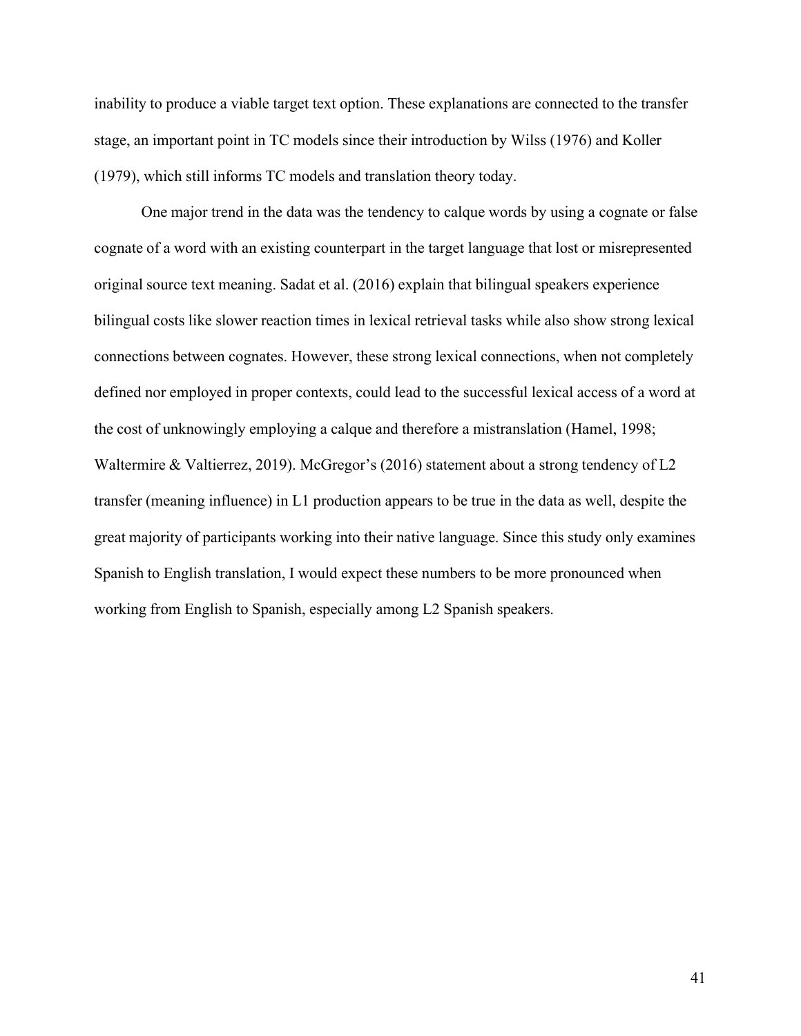inability to produce a viable target text option. These explanations are connected to the transfer stage, an important point in TC models since their introduction by Wilss (1976) and Koller (1979), which still informs TC models and translation theory today.

One major trend in the data was the tendency to calque words by using a cognate or false cognate of a word with an existing counterpart in the target language that lost or misrepresented original source text meaning. Sadat et al. (2016) explain that bilingual speakers experience bilingual costs like slower reaction times in lexical retrieval tasks while also show strong lexical connections between cognates. However, these strong lexical connections, when not completely defined nor employed in proper contexts, could lead to the successful lexical access of a word at the cost of unknowingly employing a calque and therefore a mistranslation (Hamel, 1998; Waltermire & Valtierrez, 2019). McGregor's (2016) statement about a strong tendency of L2 transfer (meaning influence) in L1 production appears to be true in the data as well, despite the great majority of participants working into their native language. Since this study only examines Spanish to English translation, I would expect these numbers to be more pronounced when working from English to Spanish, especially among L2 Spanish speakers.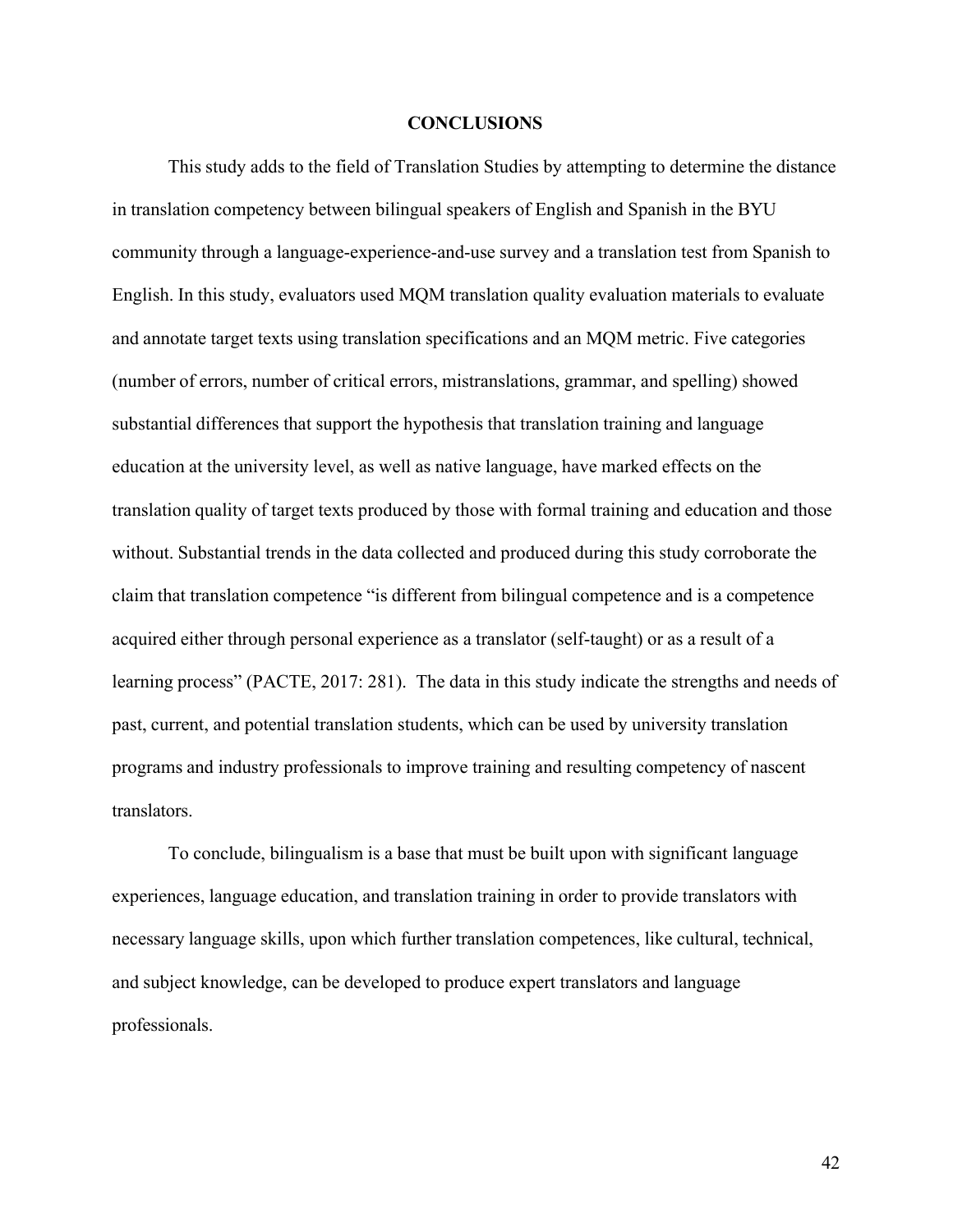# CONCLUSIONS

This study adds to the field of Translation Studies by attempting to determine the distance in translation competency between bilingual speakers of English and Spanish in the BYU community through a language-experience-and-use survey and a translation test from Spanish to English. In this study, evaluators used MQM translation quality evaluation materials to evaluate and annotate target texts using translation specifications and an MQM metric. Five categories (number of errors, number of critical errors, mistranslations, grammar, and spelling) showed substantial differences that support the hypothesis that translation training and language education at the university level, as well as native language, have marked effects on the translation quality of target texts produced by those with formal training and education and those without. Substantial trends in the data collected and produced during this study corroborate the claim that translation competence "is different from bilingual competence and is a competence acquired either through personal experience as a translator (self-taught) or as a result of a learning process" (PACTE, 2017: 281). The data in this study indicate the strengths and needs of past, current, and potential translation students, which can be used by university translation programs and industry professionals to improve training and resulting competency of nascent translators.

To conclude, bilingualism is a base that must be built upon with significant language experiences, language education, and translation training in order to provide translators with necessary language skills, upon which further translation competences, like cultural, technical, and subject knowledge, can be developed to produce expert translators and language professionals.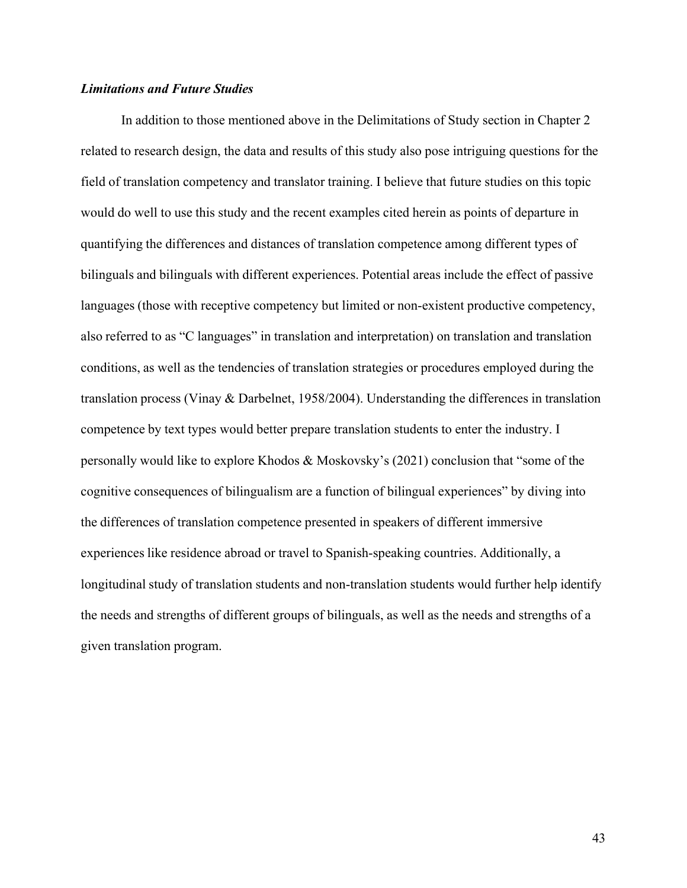### ***Limitations and Future Studies***

In addition to those mentioned above in the Delimitations of Study section in Chapter 2 related to research design, the data and results of this study also pose intriguing questions for the field of translation competency and translator training. I believe that future studies on this topic would do well to use this study and the recent examples cited herein as points of departure in quantifying the differences and distances of translation competence among different types of bilinguals and bilinguals with different experiences. Potential areas include the effect of passive languages (those with receptive competency but limited or non-existent productive competency, also referred to as "C languages" in translation and interpretation) on translation and translation conditions, as well as the tendencies of translation strategies or procedures employed during the translation process (Vinay & Darbelnet, 1958/2004). Understanding the differences in translation competence by text types would better prepare translation students to enter the industry. I personally would like to explore Khodos & Moskovsky's (2021) conclusion that "some of the cognitive consequences of bilingualism are a function of bilingual experiences" by diving into the differences of translation competence presented in speakers of different immersive experiences like residence abroad or travel to Spanish-speaking countries. Additionally, a longitudinal study of translation students and non-translation students would further help identify the needs and strengths of different groups of bilinguals, as well as the needs and strengths of a given translation program.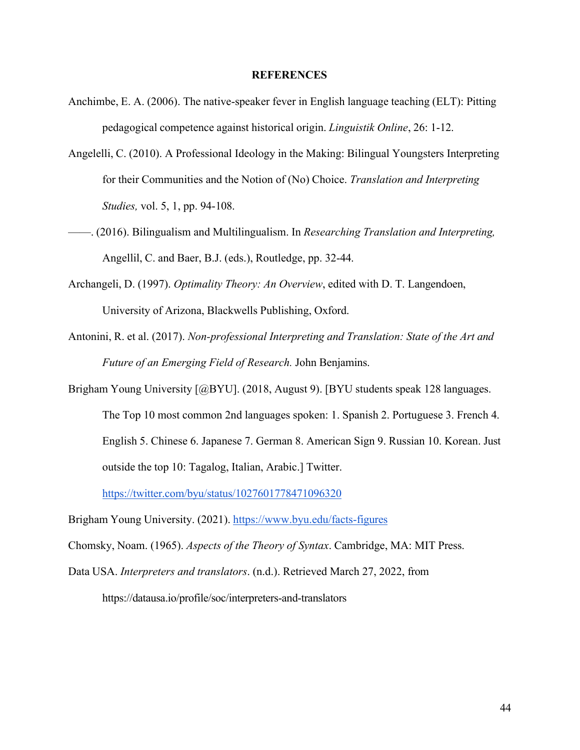# REFERENCES

Anchimbe, E. A. (2006). The native-speaker fever in English language teaching (ELT): Pitting pedagogical competence against historical origin. *Linguistik Online*, 26: 1-12.

Angelelli, C. (2010). A Professional Ideology in the Making: Bilingual Youngsters Interpreting for their Communities and the Notion of (No) Choice. *Translation and Interpreting Studies,* vol. 5, 1, pp. 94-108.

——. (2016). Bilingualism and Multilingualism. In *Researching Translation and Interpreting,* Angellil, C. and Baer, B.J. (eds.), Routledge, pp. 32-44.

Archangeli, D. (1997). *Optimality Theory: An Overview*, edited with D. T. Langendoen, University of Arizona, Blackwells Publishing, Oxford.

Antonini, R. et al. (2017). *Non-professional Interpreting and Translation: State of the Art and Future of an Emerging Field of Research.* John Benjamins.

Brigham Young University [@BYU]. (2018, August 9). [BYU students speak 128 languages. The Top 10 most common 2nd languages spoken: 1. Spanish 2. Portuguese 3. French 4. English 5. Chinese 6. Japanese 7. German 8. American Sign 9. Russian 10. Korean. Just outside the top 10: Tagalog, Italian, Arabic.] Twitter. https://twitter.com/byu/status/1027601778471096320

Brigham Young University. (2021). https://www.byu.edu/facts-figures

Chomsky, Noam. (1965). *Aspects of the Theory of Syntax*. Cambridge, MA: MIT Press.

Data USA. *Interpreters and translators*. (n.d.). Retrieved March 27, 2022, from https://datausa.io/profile/soc/interpreters-and-translators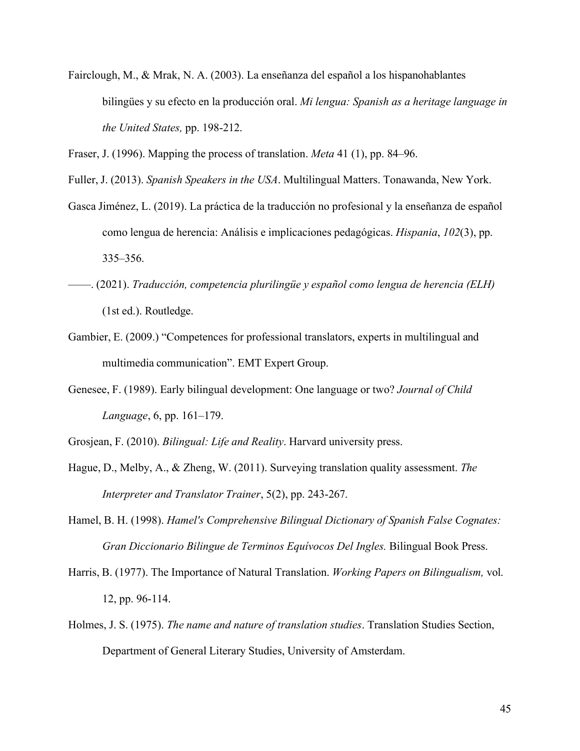Fairclough, M., & Mrak, N. A. (2003). La enseñanza del español a los hispanohablantes bilingües y su efecto en la producción oral. *Mi lengua: Spanish as a heritage language in the United States,* pp. 198-212.

Fraser, J. (1996). Mapping the process of translation. *Meta* 41 (1), pp. 84–96.

Fuller, J. (2013). *Spanish Speakers in the USA*. Multilingual Matters. Tonawanda, New York.

Gasca Jiménez, L. (2019). La práctica de la traducción no profesional y la enseñanza de español como lengua de herencia: Análisis e implicaciones pedagógicas. *Hispania*, *102*(3), pp. 335–356.

——. (2021). *Traducción, competencia plurilingüe y español como lengua de herencia (ELH)* (1st ed.). Routledge.

Gambier, E. (2009.) "Competences for professional translators, experts in multilingual and multimedia communication". EMT Expert Group.

Genesee, F. (1989). Early bilingual development: One language or two? *Journal of Child Language*, 6, pp. 161–179.

Grosjean, F. (2010). *Bilingual: Life and Reality*. Harvard university press.

Hague, D., Melby, A., & Zheng, W. (2011). Surveying translation quality assessment. *The Interpreter and Translator Trainer*, 5(2), pp. 243-267.

Hamel, B. H. (1998). *Hamel's Comprehensive Bilingual Dictionary of Spanish False Cognates: Gran Diccionario Bilingue de Terminos Equívocos Del Ingles.* Bilingual Book Press.

Harris, B. (1977). The Importance of Natural Translation. *Working Papers on Bilingualism,* vol. 12, pp. 96-114.

Holmes, J. S. (1975). *The name and nature of translation studies*. Translation Studies Section, Department of General Literary Studies, University of Amsterdam.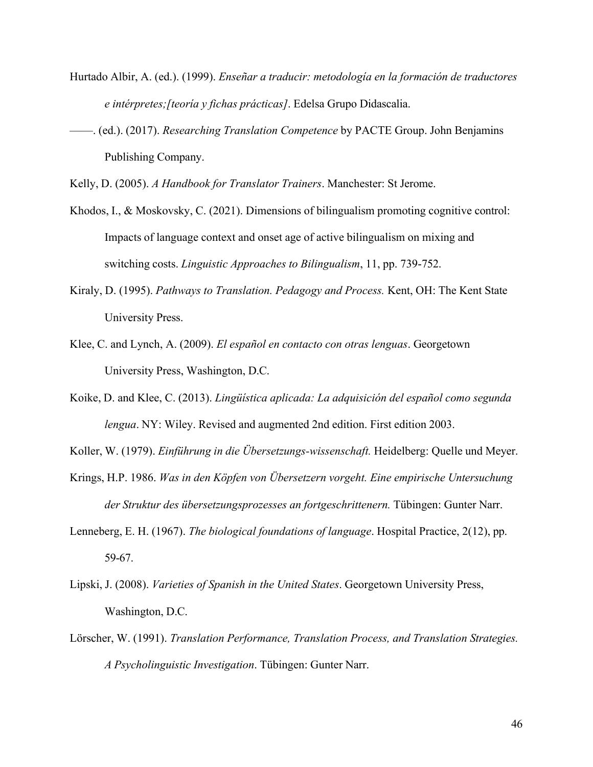Hurtado Albir, A. (ed.). (1999). *Enseñar a traducir: metodología en la formación de traductores e intérpretes;[teoría y fichas prácticas]*. Edelsa Grupo Didascalia.

——. (ed.). (2017). *Researching Translation Competence* by PACTE Group. John Benjamins Publishing Company.

Kelly, D. (2005). *A Handbook for Translator Trainers*. Manchester: St Jerome.

Khodos, I., & Moskovsky, C. (2021). Dimensions of bilingualism promoting cognitive control: Impacts of language context and onset age of active bilingualism on mixing and switching costs. *Linguistic Approaches to Bilingualism*, 11, pp. 739-752.

Kiraly, D. (1995). *Pathways to Translation. Pedagogy and Process.* Kent, OH: The Kent State University Press.

Klee, C. and Lynch, A. (2009). *El español en contacto con otras lenguas*. Georgetown University Press, Washington, D.C.

Koike, D. and Klee, C. (2013). *Lingüística aplicada: La adquisición del español como segunda lengua*. NY: Wiley. Revised and augmented 2nd edition. First edition 2003.

Koller, W. (1979). *Einführung in die Übersetzungs-wissenschaft.* Heidelberg: Quelle und Meyer.

Krings, H.P. 1986. *Was in den Köpfen von Übersetzern vorgeht. Eine empirische Untersuchung der Struktur des übersetzungsprozesses an fortgeschrittenern.* Tübingen: Gunter Narr.

Lenneberg, E. H. (1967). *The biological foundations of language*. Hospital Practice, 2(12), pp. 59-67.

Lipski, J. (2008). *Varieties of Spanish in the United States*. Georgetown University Press, Washington, D.C.

Lörscher, W. (1991). *Translation Performance, Translation Process, and Translation Strategies. A Psycholinguistic Investigation*. Tübingen: Gunter Narr.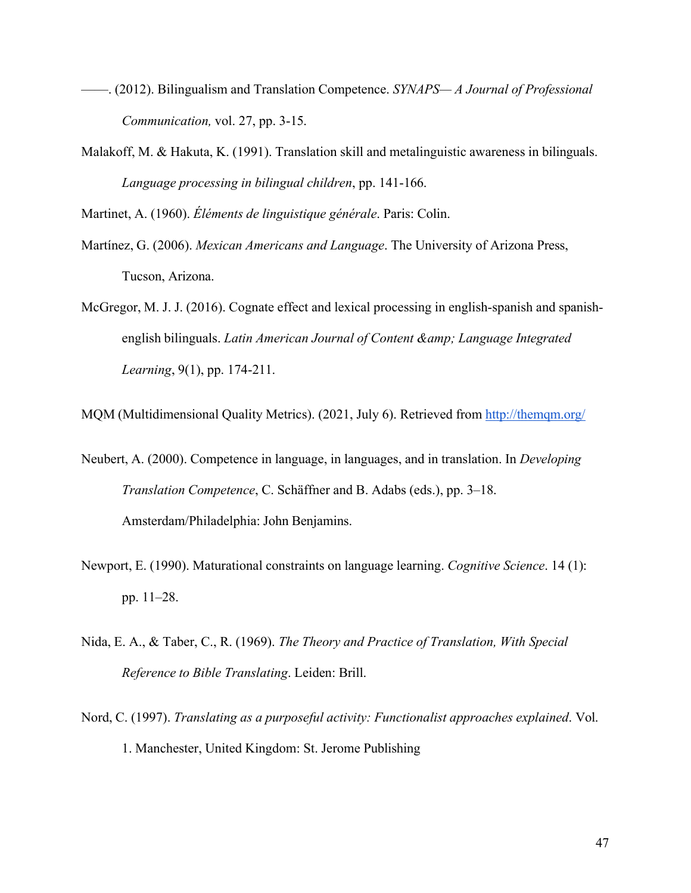——. (2012). Bilingualism and Translation Competence. *SYNAPS— A Journal of Professional Communication,* vol. 27, pp. 3-15.

Malakoff, M. & Hakuta, K. (1991). Translation skill and metalinguistic awareness in bilinguals. *Language processing in bilingual children*, pp. 141-166.

Martinet, A. (1960). *Éléments de linguistique générale*. Paris: Colin.

Martínez, G. (2006). *Mexican Americans and Language*. The University of Arizona Press, Tucson, Arizona.

McGregor, M. J. J. (2016). Cognate effect and lexical processing in english-spanish and spanish-english bilinguals. *Latin American Journal of Content &amp; Language Integrated Learning*, 9(1), pp. 174-211.

MQM (Multidimensional Quality Metrics). (2021, July 6). Retrieved from http://themqm.org/

Neubert, A. (2000). Competence in language, in languages, and in translation. In *Developing Translation Competence*, C. Schäffner and B. Adabs (eds.), pp. 3–18. Amsterdam/Philadelphia: John Benjamins.

Newport, E. (1990). Maturational constraints on language learning. *Cognitive Science*. 14 (1): pp. 11–28.

Nida, E. A., & Taber, C., R. (1969). *The Theory and Practice of Translation, With Special Reference to Bible Translating*. Leiden: Brill.

Nord, C. (1997). *Translating as a purposeful activity: Functionalist approaches explained*. Vol. 1. Manchester, United Kingdom: St. Jerome Publishing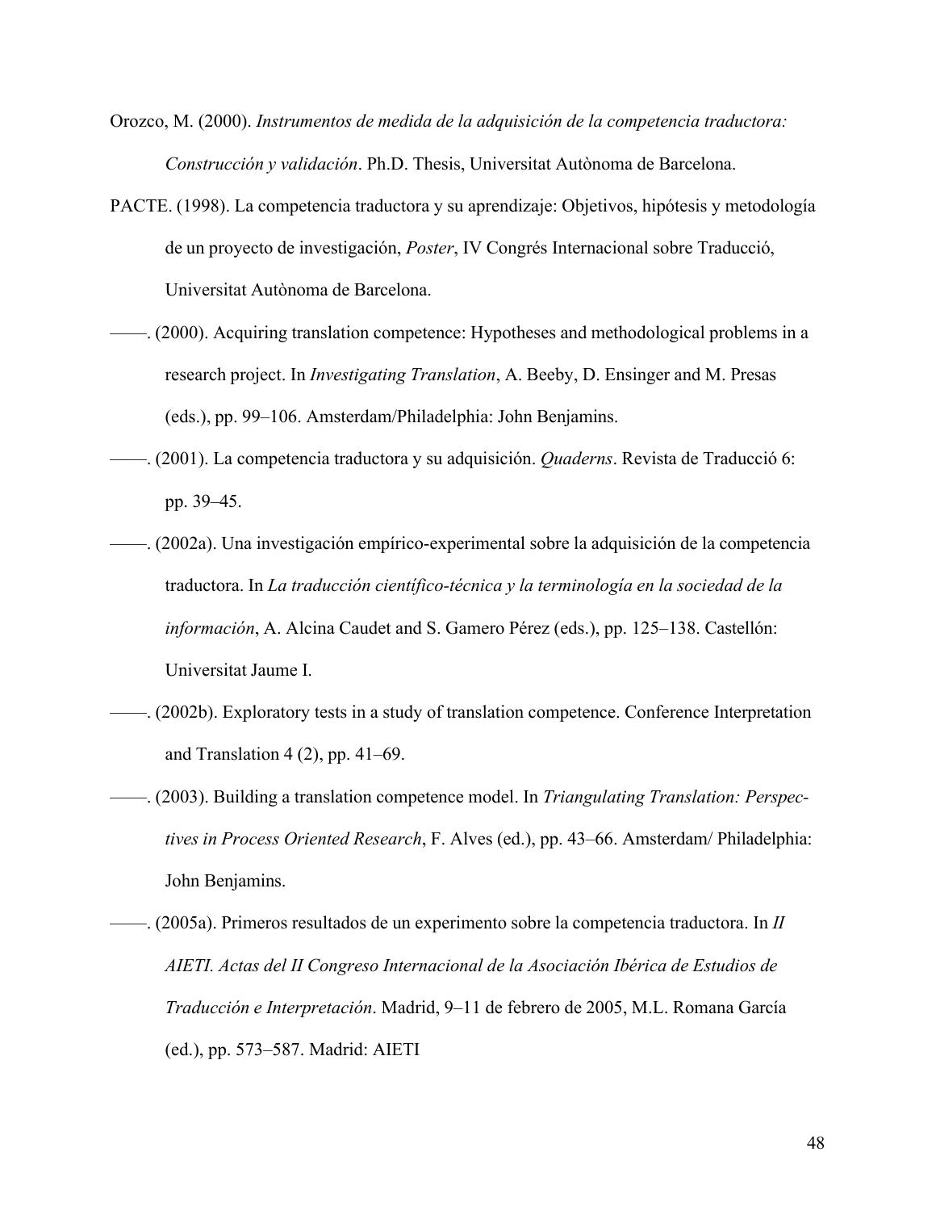Orozco, M. (2000). *Instrumentos de medida de la adquisición de la competencia traductora: Construcción y validación*. Ph.D. Thesis, Universitat Autònoma de Barcelona.

PACTE. (1998). La competencia traductora y su aprendizaje: Objetivos, hipótesis y metodología de un proyecto de investigación, *Poster*, IV Congrés Internacional sobre Traducció, Universitat Autònoma de Barcelona.

——. (2000). Acquiring translation competence: Hypotheses and methodological problems in a research project. In *Investigating Translation*, A. Beeby, D. Ensinger and M. Presas (eds.), pp. 99–106. Amsterdam/Philadelphia: John Benjamins.

——. (2001). La competencia traductora y su adquisición. *Quaderns*. Revista de Traducció 6: pp. 39–45.

——. (2002a). Una investigación empírico-experimental sobre la adquisición de la competencia traductora. In *La traducción científico-técnica y la terminología en la sociedad de la información*, A. Alcina Caudet and S. Gamero Pérez (eds.), pp. 125–138. Castellón: Universitat Jaume I.

——. (2002b). Exploratory tests in a study of translation competence. Conference Interpretation and Translation 4 (2), pp. 41–69.

——. (2003). Building a translation competence model. In *Triangulating Translation: Perspectives in Process Oriented Research*, F. Alves (ed.), pp. 43–66. Amsterdam/ Philadelphia: John Benjamins.

——. (2005a). Primeros resultados de un experimento sobre la competencia traductora. In *II AIETI. Actas del II Congreso Internacional de la Asociación Ibérica de Estudios de Traducción e Interpretación*. Madrid, 9–11 de febrero de 2005, M.L. Romana García (ed.), pp. 573–587. Madrid: AIETI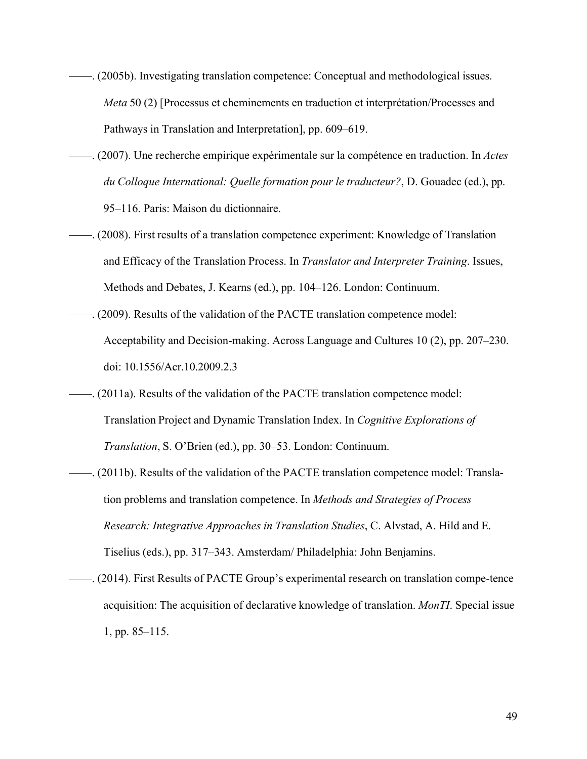——. (2005b). Investigating translation competence: Conceptual and methodological issues. *Meta* 50 (2) [Processus et cheminements en traduction et interprétation/Processes and Pathways in Translation and Interpretation], pp. 609–619.

——. (2007). Une recherche empirique expérimentale sur la compétence en traduction. In *Actes du Colloque International: Quelle formation pour le traducteur?*, D. Gouadec (ed.), pp. 95–116. Paris: Maison du dictionnaire.

——. (2008). First results of a translation competence experiment: Knowledge of Translation and Efficacy of the Translation Process. In *Translator and Interpreter Training*. Issues, Methods and Debates, J. Kearns (ed.), pp. 104–126. London: Continuum.

——. (2009). Results of the validation of the PACTE translation competence model: Acceptability and Decision-making. Across Language and Cultures 10 (2), pp. 207–230. doi: 10.1556/Acr.10.2009.2.3

——. (2011a). Results of the validation of the PACTE translation competence model: Translation Project and Dynamic Translation Index. In *Cognitive Explorations of Translation*, S. O'Brien (ed.), pp. 30–53. London: Continuum.

——. (2011b). Results of the validation of the PACTE translation competence model: Translation problems and translation competence. In *Methods and Strategies of Process Research: Integrative Approaches in Translation Studies*, C. Alvstad, A. Hild and E. Tiselius (eds.), pp. 317–343. Amsterdam/ Philadelphia: John Benjamins.

——. (2014). First Results of PACTE Group's experimental research on translation compe-tence acquisition: The acquisition of declarative knowledge of translation. *MonTI*. Special issue 1, pp. 85–115.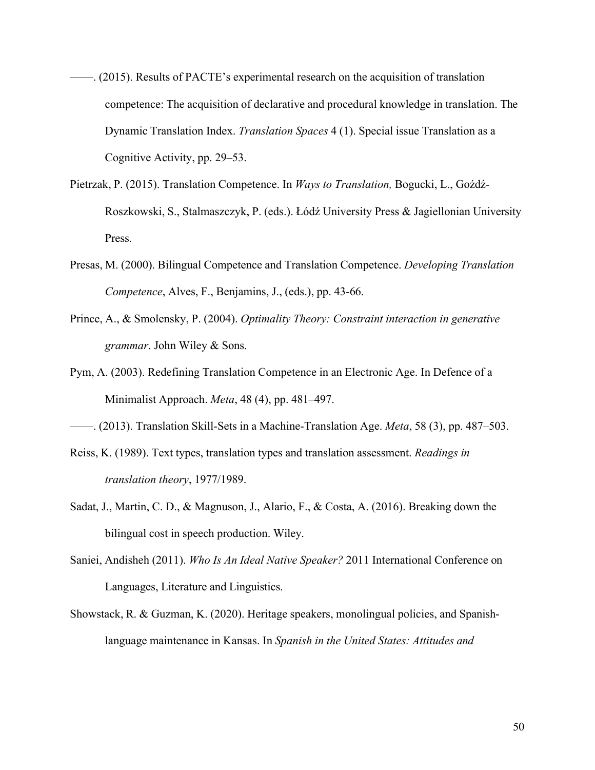——. (2015). Results of PACTE's experimental research on the acquisition of translation competence: The acquisition of declarative and procedural knowledge in translation. The Dynamic Translation Index. *Translation Spaces* 4 (1). Special issue Translation as a Cognitive Activity, pp. 29–53.

Pietrzak, P. (2015). Translation Competence. In *Ways to Translation,* Bogucki, L., Goźdź-Roszkowski, S., Stalmaszczyk, P. (eds.). Łódź University Press & Jagiellonian University Press.

Presas, M. (2000). Bilingual Competence and Translation Competence. *Developing Translation Competence*, Alves, F., Benjamins, J., (eds.), pp. 43-66.

Prince, A., & Smolensky, P. (2004). *Optimality Theory: Constraint interaction in generative grammar*. John Wiley & Sons.

Pym, A. (2003). Redefining Translation Competence in an Electronic Age. In Defence of a Minimalist Approach. *Meta*, 48 (4), pp. 481–497.

——. (2013). Translation Skill-Sets in a Machine-Translation Age. *Meta*, 58 (3), pp. 487–503.

Reiss, K. (1989). Text types, translation types and translation assessment. *Readings in translation theory*, 1977/1989.

Sadat, J., Martin, C. D., & Magnuson, J., Alario, F., & Costa, A. (2016). Breaking down the bilingual cost in speech production. Wiley.

Saniei, Andisheh (2011). *Who Is An Ideal Native Speaker?* 2011 International Conference on Languages, Literature and Linguistics.

Showstack, R. & Guzman, K. (2020). Heritage speakers, monolingual policies, and Spanish-language maintenance in Kansas. In *Spanish in the United States: Attitudes and*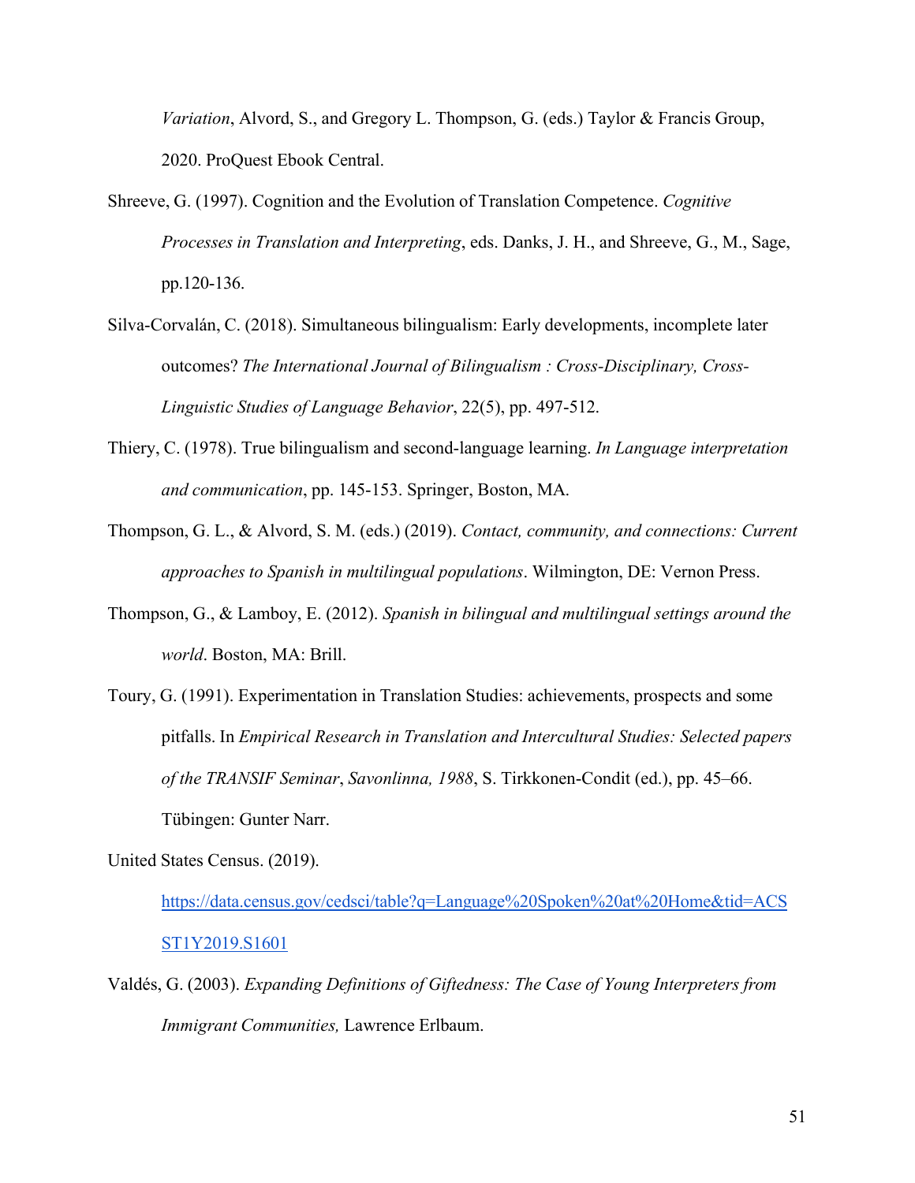*Variation*, Alvord, S., and Gregory L. Thompson, G. (eds.) Taylor & Francis Group, 2020. ProQuest Ebook Central.

Shreeve, G. (1997). Cognition and the Evolution of Translation Competence. *Cognitive Processes in Translation and Interpreting*, eds. Danks, J. H., and Shreeve, G., M., Sage, pp.120-136.

Silva-Corvalán, C. (2018). Simultaneous bilingualism: Early developments, incomplete later outcomes? *The International Journal of Bilingualism : Cross-Disciplinary, Cross-Linguistic Studies of Language Behavior*, 22(5), pp. 497-512.

Thiery, C. (1978). True bilingualism and second-language learning. *In Language interpretation and communication*, pp. 145-153. Springer, Boston, MA.

Thompson, G. L., & Alvord, S. M. (eds.) (2019). *Contact, community, and connections: Current approaches to Spanish in multilingual populations*. Wilmington, DE: Vernon Press.

Thompson, G., & Lamboy, E. (2012). *Spanish in bilingual and multilingual settings around the world*. Boston, MA: Brill.

Toury, G. (1991). Experimentation in Translation Studies: achievements, prospects and some pitfalls. In *Empirical Research in Translation and Intercultural Studies: Selected papers of the TRANSIF Seminar*, *Savonlinna, 1988*, S. Tirkkonen-Condit (ed.), pp. 45–66. Tübingen: Gunter Narr.

United States Census. (2019). https://data.census.gov/cedsci/table?q=Language%20Spoken%20at%20Home&tid=ACSST1Y2019.S1601

Valdés, G. (2003). *Expanding Definitions of Giftedness: The Case of Young Interpreters from Immigrant Communities,* Lawrence Erlbaum.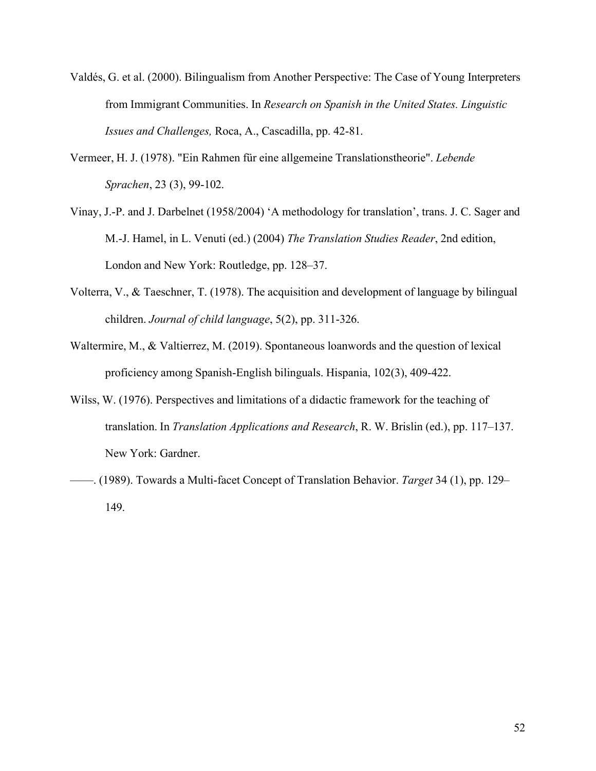Valdés, G. et al. (2000). Bilingualism from Another Perspective: The Case of Young Interpreters from Immigrant Communities. In *Research on Spanish in the United States. Linguistic Issues and Challenges,* Roca, A., Cascadilla, pp. 42-81.

Vermeer, H. J. (1978). "Ein Rahmen für eine allgemeine Translationstheorie". *Lebende Sprachen*, 23 (3), 99-102.

Vinay, J.-P. and J. Darbelnet (1958/2004) 'A methodology for translation', trans. J. C. Sager and M.-J. Hamel, in L. Venuti (ed.) (2004) *The Translation Studies Reader*, 2nd edition, London and New York: Routledge, pp. 128–37.

Volterra, V., & Taeschner, T. (1978). The acquisition and development of language by bilingual children. *Journal of child language*, 5(2), pp. 311-326.

Waltermire, M., & Valtierrez, M. (2019). Spontaneous loanwords and the question of lexical proficiency among Spanish-English bilinguals. Hispania, 102(3), 409-422.

Wilss, W. (1976). Perspectives and limitations of a didactic framework for the teaching of translation. In *Translation Applications and Research*, R. W. Brislin (ed.), pp. 117–137. New York: Gardner.

——. (1989). Towards a Multi-facet Concept of Translation Behavior. *Target* 34 (1), pp. 129–149.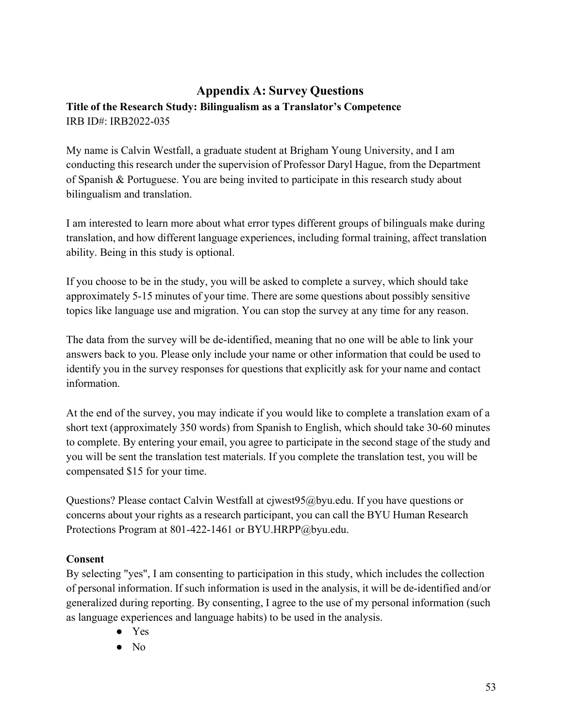## Appendix A: Survey Questions

**Title of the Research Study: Bilingualism as a Translator's Competence**
IRB ID#: IRB2022-035

My name is Calvin Westfall, a graduate student at Brigham Young University, and I am conducting this research under the supervision of Professor Daryl Hague, from the Department of Spanish & Portuguese. You are being invited to participate in this research study about bilingualism and translation.

I am interested to learn more about what error types different groups of bilinguals make during translation, and how different language experiences, including formal training, affect translation ability. Being in this study is optional.

If you choose to be in the study, you will be asked to complete a survey, which should take approximately 5-15 minutes of your time. There are some questions about possibly sensitive topics like language use and migration. You can stop the survey at any time for any reason.

The data from the survey will be de-identified, meaning that no one will be able to link your answers back to you. Please only include your name or other information that could be used to identify you in the survey responses for questions that explicitly ask for your name and contact information.

At the end of the survey, you may indicate if you would like to complete a translation exam of a short text (approximately 350 words) from Spanish to English, which should take 30-60 minutes to complete. By entering your email, you agree to participate in the second stage of the study and you will be sent the translation test materials. If you complete the translation test, you will be compensated $15 for your time.

Questions? Please contact Calvin Westfall at cjwest95@byu.edu. If you have questions or concerns about your rights as a research participant, you can call the BYU Human Research Protections Program at 801-422-1461 or BYU.HRPP@byu.edu.

**Consent**
By selecting "yes", I am consenting to participation in this study, which includes the collection of personal information. If such information is used in the analysis, it will be de-identified and/or generalized during reporting. By consenting, I agree to the use of my personal information (such as language experiences and language habits) to be used in the analysis.

- Yes
- No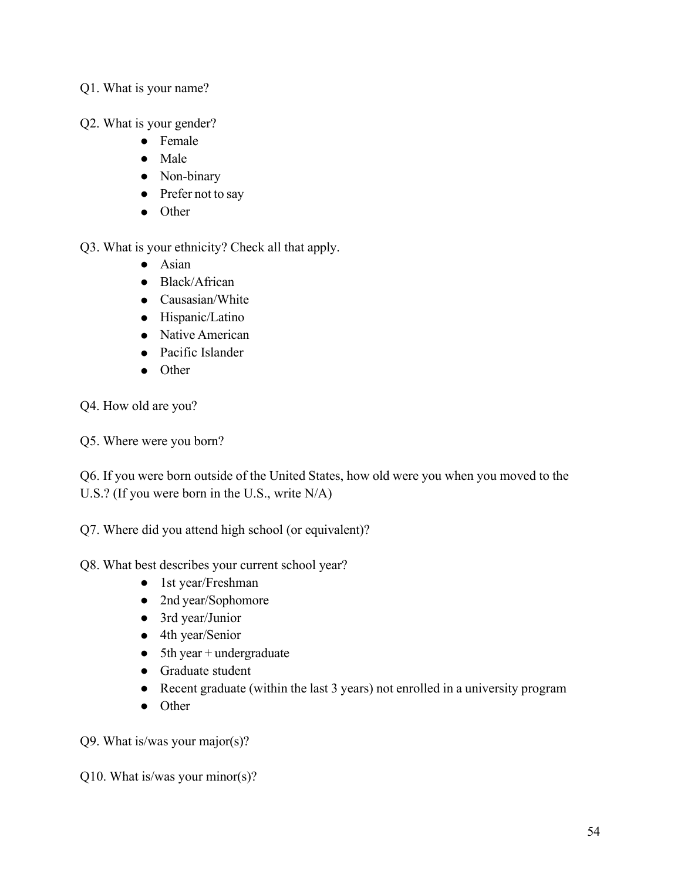Q1. What is your name?

Q2. What is your gender?

- Female
- Male
- Non-binary
- Prefer not to say
- Other

Q3. What is your ethnicity? Check all that apply.

- Asian
- Black/African
- Causasian/White
- Hispanic/Latino
- Native American
- Pacific Islander
- Other

Q4. How old are you?

Q5. Where were you born?

Q6. If you were born outside of the United States, how old were you when you moved to the U.S.? (If you were born in the U.S., write N/A)

Q7. Where did you attend high school (or equivalent)?

Q8. What best describes your current school year?

- 1st year/Freshman
- 2nd year/Sophomore
- 3rd year/Junior
- 4th year/Senior
- 5th year + undergraduate
- Graduate student
- Recent graduate (within the last 3 years) not enrolled in a university program
- Other

Q9. What is/was your major(s)?

Q10. What is/was your minor(s)?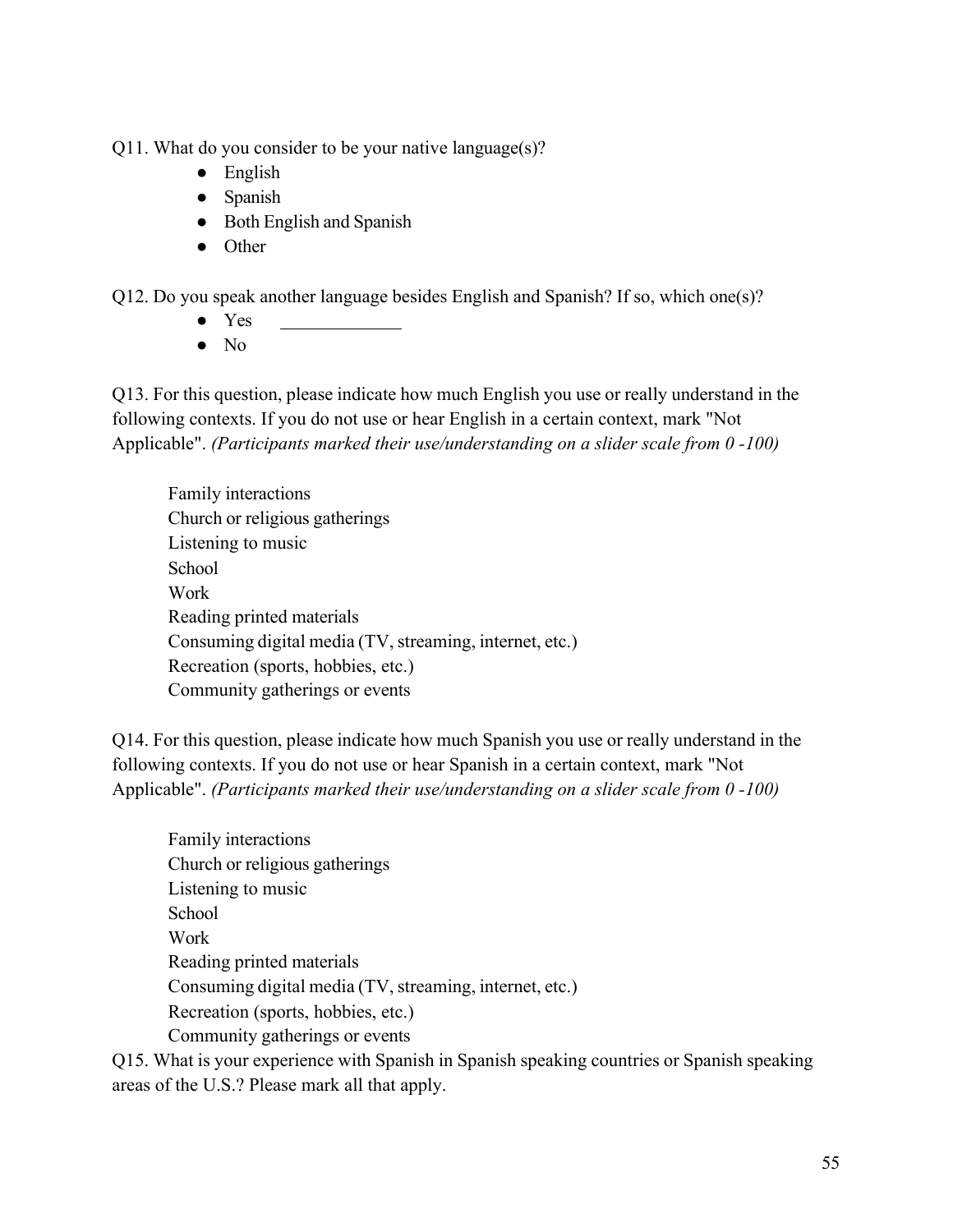Q11. What do you consider to be your native language(s)?

- English
- Spanish
- Both English and Spanish
- Other

Q12. Do you speak another language besides English and Spanish? If so, which one(s)?

- Yes ____________
- No

Q13. For this question, please indicate how much English you use or really understand in the following contexts. If you do not use or hear English in a certain context, mark "Not Applicable". *(Participants marked their use/understanding on a slider scale from 0 -100)*

Family interactions
Church or religious gatherings
Listening to music
School
Work
Reading printed materials
Consuming digital media (TV, streaming, internet, etc.)
Recreation (sports, hobbies, etc.)
Community gatherings or events

Q14. For this question, please indicate how much Spanish you use or really understand in the following contexts. If you do not use or hear Spanish in a certain context, mark "Not Applicable". *(Participants marked their use/understanding on a slider scale from 0 -100)*

Family interactions
Church or religious gatherings
Listening to music
School
Work
Reading printed materials
Consuming digital media (TV, streaming, internet, etc.)
Recreation (sports, hobbies, etc.)
Community gatherings or events

Q15. What is your experience with Spanish in Spanish speaking countries or Spanish speaking areas of the U.S.? Please mark all that apply.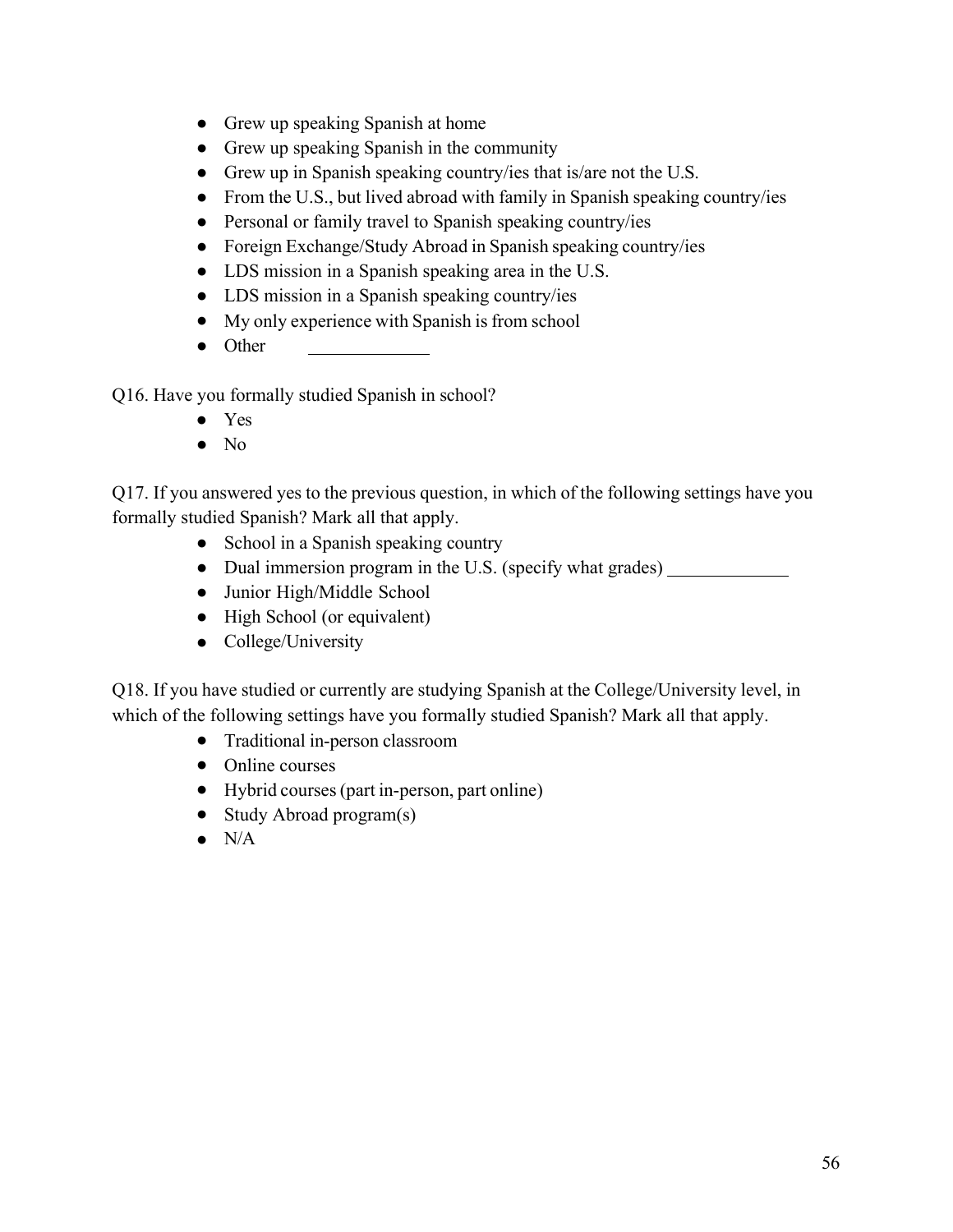- Grew up speaking Spanish at home
- Grew up speaking Spanish in the community
- Grew up in Spanish speaking country/ies that is/are not the U.S.
- From the U.S., but lived abroad with family in Spanish speaking country/ies
- Personal or family travel to Spanish speaking country/ies
- Foreign Exchange/Study Abroad in Spanish speaking country/ies
- LDS mission in a Spanish speaking area in the U.S.
- LDS mission in a Spanish speaking country/ies
- My only experience with Spanish is from school
- Other _____________

Q16. Have you formally studied Spanish in school?

- Yes
- No

Q17. If you answered yes to the previous question, in which of the following settings have you formally studied Spanish? Mark all that apply.

- School in a Spanish speaking country
- Dual immersion program in the U.S. (specify what grades) _____________
- Junior High/Middle School
- High School (or equivalent)
- College/University

Q18. If you have studied or currently are studying Spanish at the College/University level, in which of the following settings have you formally studied Spanish? Mark all that apply.

- Traditional in-person classroom
- Online courses
- Hybrid courses (part in-person, part online)
- Study Abroad program(s)
- N/A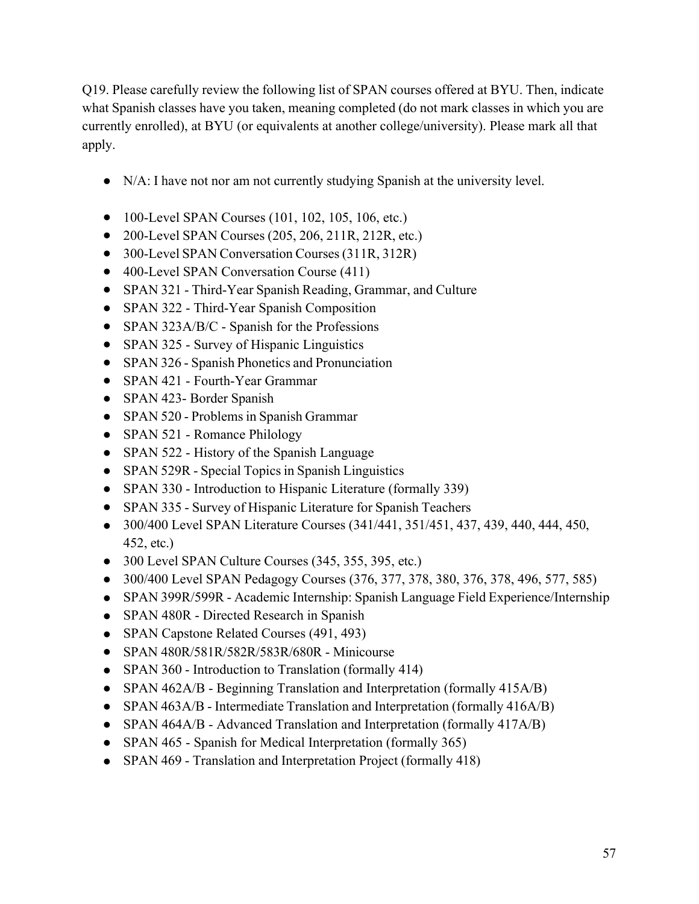Q19. Please carefully review the following list of SPAN courses offered at BYU. Then, indicate what Spanish classes have you taken, meaning completed (do not mark classes in which you are currently enrolled), at BYU (or equivalents at another college/university). Please mark all that apply.

- N/A: I have not nor am not currently studying Spanish at the university level.

- 100-Level SPAN Courses (101, 102, 105, 106, etc.)
- 200-Level SPAN Courses (205, 206, 211R, 212R, etc.)
- 300-Level SPAN Conversation Courses (311R, 312R)
- 400-Level SPAN Conversation Course (411)
- SPAN 321 - Third-Year Spanish Reading, Grammar, and Culture
- SPAN 322 - Third-Year Spanish Composition
- SPAN 323A/B/C - Spanish for the Professions
- SPAN 325 - Survey of Hispanic Linguistics
- SPAN 326 - Spanish Phonetics and Pronunciation
- SPAN 421 - Fourth-Year Grammar
- SPAN 423- Border Spanish
- SPAN 520 - Problems in Spanish Grammar
- SPAN 521 - Romance Philology
- SPAN 522 - History of the Spanish Language
- SPAN 529R - Special Topics in Spanish Linguistics
- SPAN 330 - Introduction to Hispanic Literature (formally 339)
- SPAN 335 - Survey of Hispanic Literature for Spanish Teachers
- 300/400 Level SPAN Literature Courses (341/441, 351/451, 437, 439, 440, 444, 450, 452, etc.)
- 300 Level SPAN Culture Courses (345, 355, 395, etc.)
- 300/400 Level SPAN Pedagogy Courses (376, 377, 378, 380, 376, 378, 496, 577, 585)
- SPAN 399R/599R - Academic Internship: Spanish Language Field Experience/Internship
- SPAN 480R - Directed Research in Spanish
- SPAN Capstone Related Courses (491, 493)
- SPAN 480R/581R/582R/583R/680R - Minicourse
- SPAN 360 - Introduction to Translation (formally 414)
- SPAN 462A/B - Beginning Translation and Interpretation (formally 415A/B)
- SPAN 463A/B - Intermediate Translation and Interpretation (formally 416A/B)
- SPAN 464A/B - Advanced Translation and Interpretation (formally 417A/B)
- SPAN 465 - Spanish for Medical Interpretation (formally 365)
- SPAN 469 - Translation and Interpretation Project (formally 418)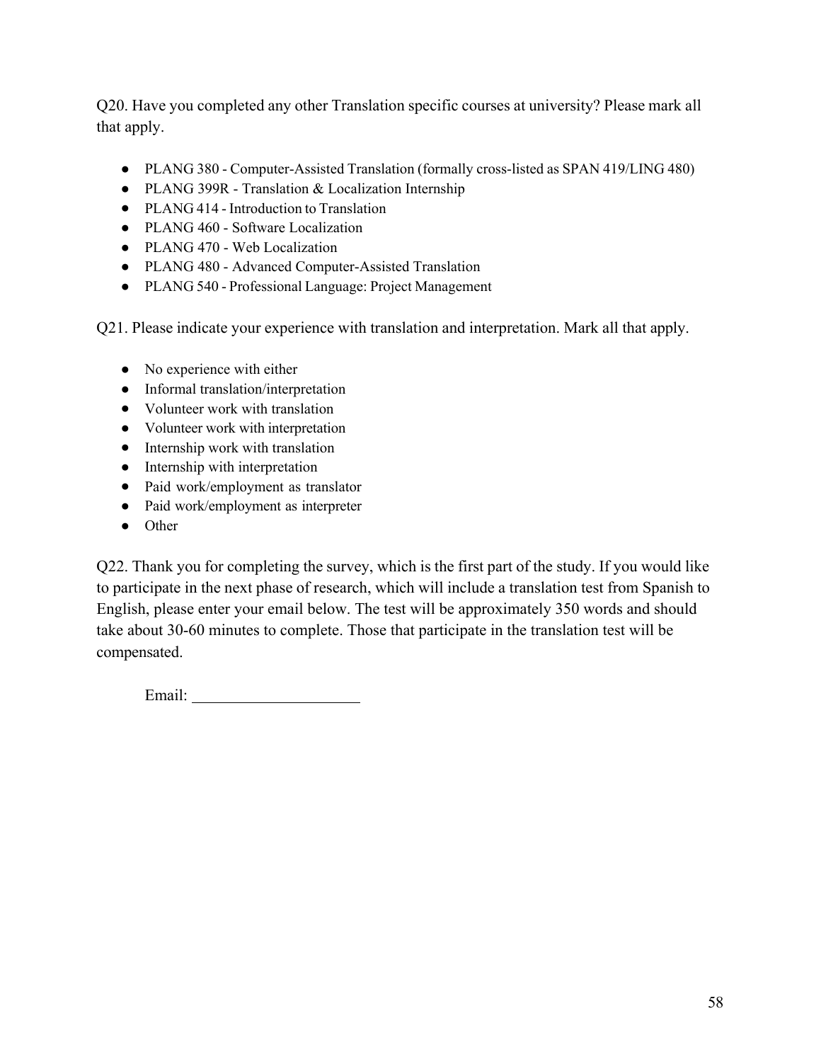Q20. Have you completed any other Translation specific courses at university? Please mark all that apply.

- PLANG 380 - Computer-Assisted Translation (formally cross-listed as SPAN 419/LING 480)
- PLANG 399R - Translation & Localization Internship
- PLANG 414 - Introduction to Translation
- PLANG 460 - Software Localization
- PLANG 470 - Web Localization
- PLANG 480 - Advanced Computer-Assisted Translation
- PLANG 540 - Professional Language: Project Management

Q21. Please indicate your experience with translation and interpretation. Mark all that apply.

- No experience with either
- Informal translation/interpretation
- Volunteer work with translation
- Volunteer work with interpretation
- Internship work with translation
- Internship with interpretation
- Paid work/employment as translator
- Paid work/employment as interpreter
- Other

Q22. Thank you for completing the survey, which is the first part of the study. If you would like to participate in the next phase of research, which will include a translation test from Spanish to English, please enter your email below. The test will be approximately 350 words and should take about 30-60 minutes to complete. Those that participate in the translation test will be compensated.

Email: ____________________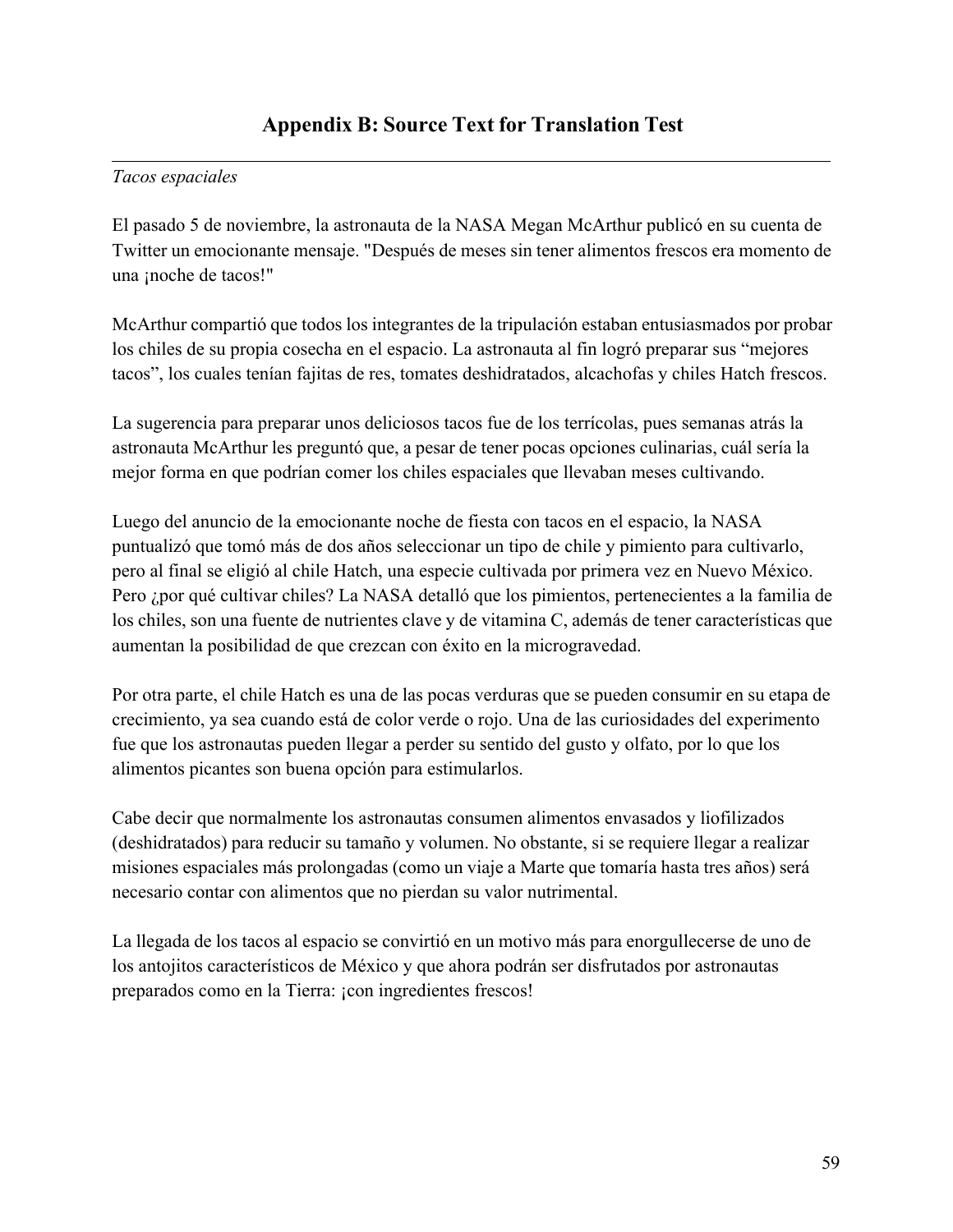## Appendix B: Source Text for Translation Test

---

*Tacos espaciales*

El pasado 5 de noviembre, la astronauta de la NASA Megan McArthur publicó en su cuenta de Twitter un emocionante mensaje. "Después de meses sin tener alimentos frescos era momento de una ¡noche de tacos!"

McArthur compartió que todos los integrantes de la tripulación estaban entusiasmados por probar los chiles de su propia cosecha en el espacio. La astronauta al fin logró preparar sus “mejores tacos”, los cuales tenían fajitas de res, tomates deshidratados, alcachofas y chiles Hatch frescos.

La sugerencia para preparar unos deliciosos tacos fue de los terrícolas, pues semanas atrás la astronauta McArthur les preguntó que, a pesar de tener pocas opciones culinarias, cuál sería la mejor forma en que podrían comer los chiles espaciales que llevaban meses cultivando.

Luego del anuncio de la emocionante noche de fiesta con tacos en el espacio, la NASA puntualizó que tomó más de dos años seleccionar un tipo de chile y pimiento para cultivarlo, pero al final se eligió al chile Hatch, una especie cultivada por primera vez en Nuevo México. Pero ¿por qué cultivar chiles? La NASA detalló que los pimientos, pertenecientes a la familia de los chiles, son una fuente de nutrientes clave y de vitamina C, además de tener características que aumentan la posibilidad de que crezcan con éxito en la microgravedad.

Por otra parte, el chile Hatch es una de las pocas verduras que se pueden consumir en su etapa de crecimiento, ya sea cuando está de color verde o rojo. Una de las curiosidades del experimento fue que los astronautas pueden llegar a perder su sentido del gusto y olfato, por lo que los alimentos picantes son buena opción para estimularlos.

Cabe decir que normalmente los astronautas consumen alimentos envasados y liofilizados (deshidratados) para reducir su tamaño y volumen. No obstante, si se requiere llegar a realizar misiones espaciales más prolongadas (como un viaje a Marte que tomaría hasta tres años) será necesario contar con alimentos que no pierdan su valor nutrimental.

La llegada de los tacos al espacio se convirtió en un motivo más para enorgullecerse de uno de los antojitos característicos de México y que ahora podrán ser disfrutados por astronautas preparados como en la Tierra: ¡con ingredientes frescos!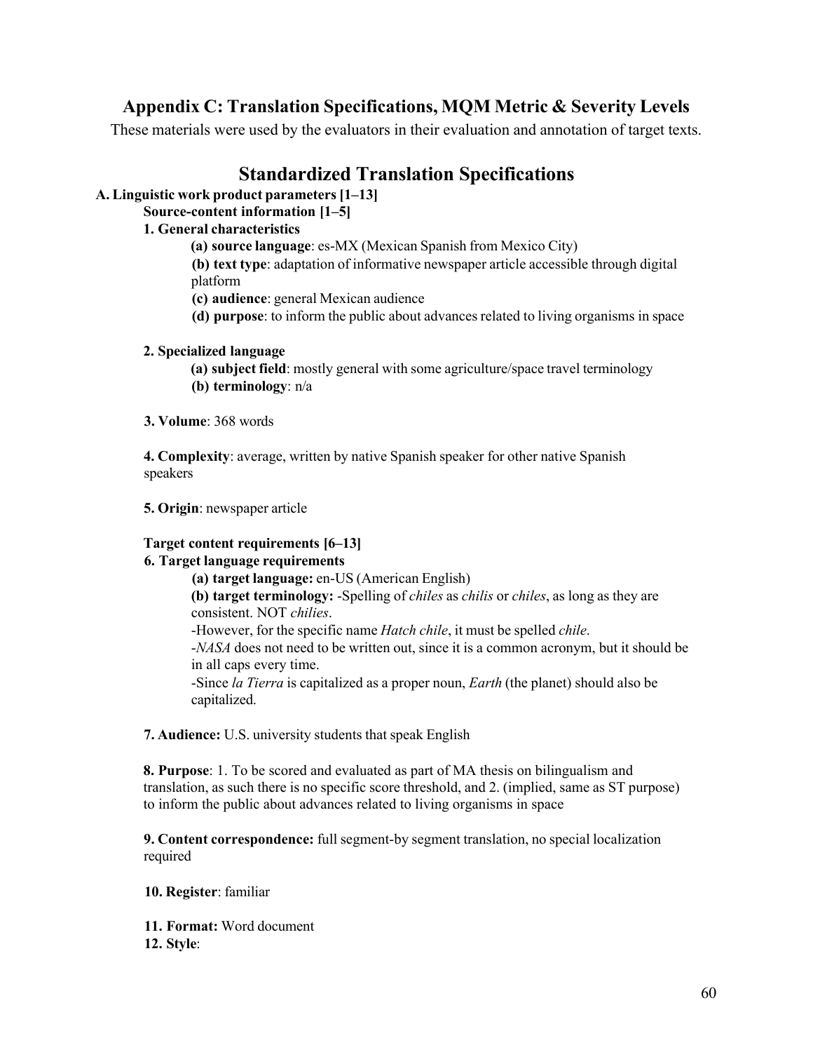## Appendix C: Translation Specifications, MQM Metric & Severity Levels

These materials were used by the evaluators in their evaluation and annotation of target texts.

# Standardized Translation Specifications

**A. Linguistic work product parameters [1–13]**

**Source-content information [1–5]**

**1. General characteristics**

**(a) source language**: es-MX (Mexican Spanish from Mexico City)

**(b) text type**: adaptation of informative newspaper article accessible through digital platform

**(c) audience**: general Mexican audience

**(d) purpose**: to inform the public about advances related to living organisms in space

**2. Specialized language**

**(a) subject field**: mostly general with some agriculture/space travel terminology

**(b) terminology**: n/a

**3. Volume**: 368 words

**4. Complexity**: average, written by native Spanish speaker for other native Spanish speakers

**5. Origin**: newspaper article

**Target content requirements [6–13]**

**6. Target language requirements**

**(a) target language:** en-US (American English)

**(b) target terminology:** -Spelling of *chiles* as *chilis* or *chiles*, as long as they are consistent. NOT *chilies*.

-However, for the specific name *Hatch chile*, it must be spelled *chile*.

-*NASA* does not need to be written out, since it is a common acronym, but it should be in all caps every time.

-Since *la Tierra* is capitalized as a proper noun, *Earth* (the planet) should also be capitalized.

**7. Audience:** U.S. university students that speak English

**8. Purpose**: 1. To be scored and evaluated as part of MA thesis on bilingualism and translation, as such there is no specific score threshold, and 2. (implied, same as ST purpose) to inform the public about advances related to living organisms in space

**9. Content correspondence:** full segment-by segment translation, no special localization required

**10. Register**: familiar

**11. Format:** Word document

**12. Style**: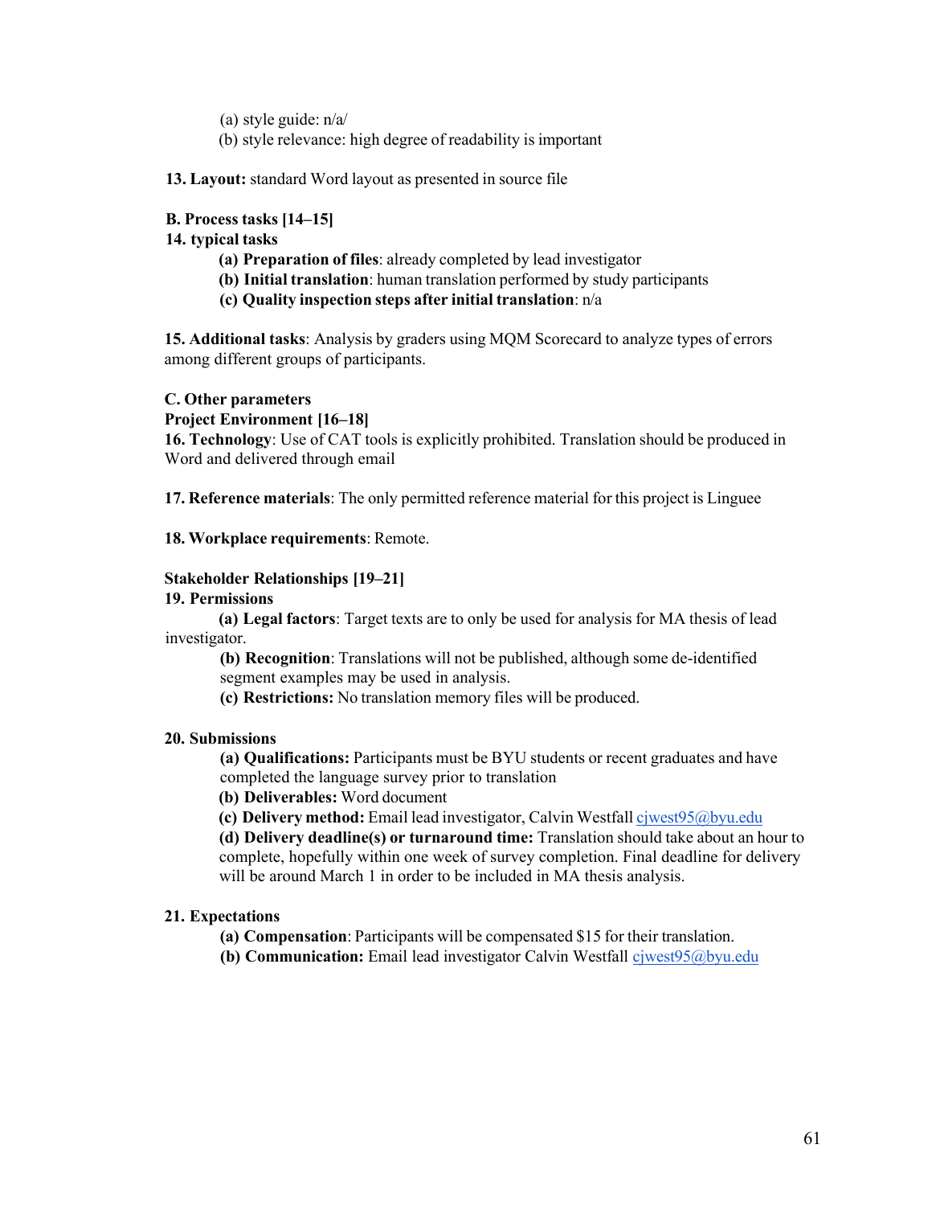(a) style guide: n/a/

(b) style relevance: high degree of readability is important

**13. Layout:** standard Word layout as presented in source file

**B. Process tasks [14–15]**

**14. typical tasks**

**(a) Preparation of files**: already completed by lead investigator

**(b) Initial translation**: human translation performed by study participants

**(c) Quality inspection steps after initial translation**: n/a

**15. Additional tasks**: Analysis by graders using MQM Scorecard to analyze types of errors among different groups of participants.

**C. Other parameters**

**Project Environment [16–18]**

**16. Technology**: Use of CAT tools is explicitly prohibited. Translation should be produced in Word and delivered through email

**17. Reference materials**: The only permitted reference material for this project is Linguee

**18. Workplace requirements**: Remote.

**Stakeholder Relationships [19–21]**

**19. Permissions**

**(a) Legal factors**: Target texts are to only be used for analysis for MA thesis of lead investigator.

**(b) Recognition**: Translations will not be published, although some de-identified segment examples may be used in analysis.

**(c) Restrictions:** No translation memory files will be produced.

**20. Submissions**

**(a) Qualifications:** Participants must be BYU students or recent graduates and have completed the language survey prior to translation

**(b) Deliverables:** Word document

**(c) Delivery method:** Email lead investigator, Calvin Westfall cjwest95@byu.edu

**(d) Delivery deadline(s) or turnaround time:** Translation should take about an hour to complete, hopefully within one week of survey completion. Final deadline for delivery will be around March 1 in order to be included in MA thesis analysis.

**21. Expectations**

**(a) Compensation**: Participants will be compensated $15 for their translation.

**(b) Communication:** Email lead investigator Calvin Westfall cjwest95@byu.edu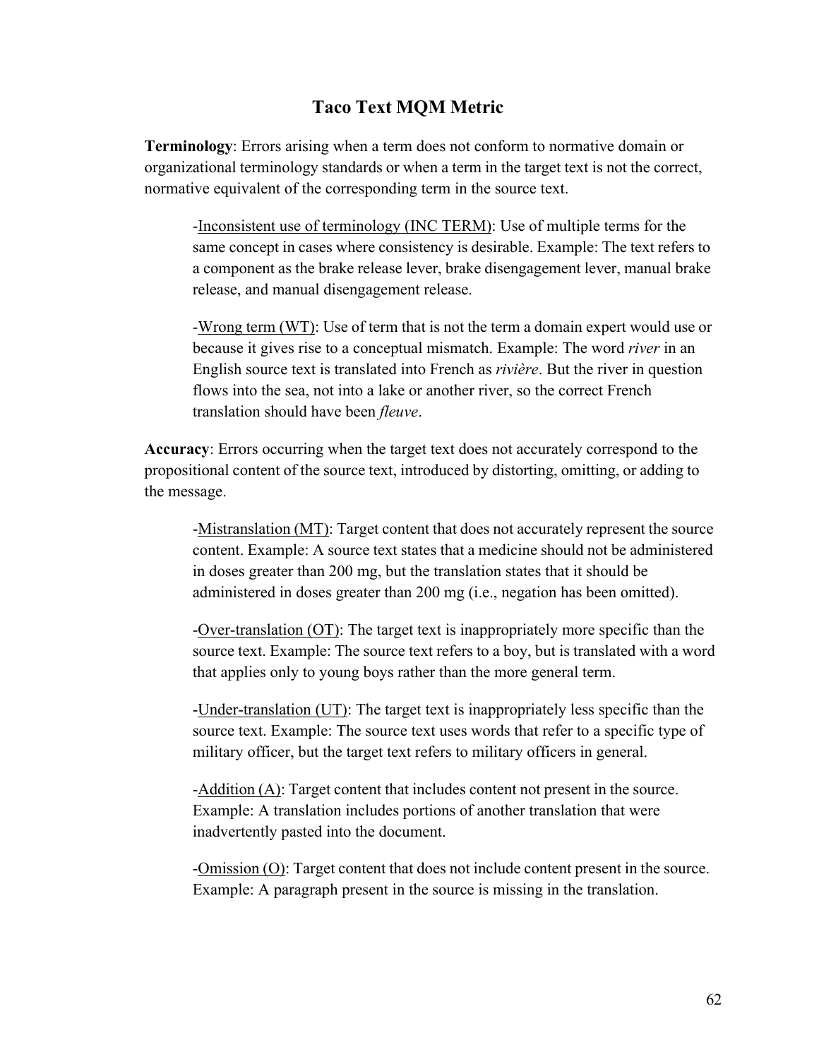# Taco Text MQM Metric

**Terminology**: Errors arising when a term does not conform to normative domain or organizational terminology standards or when a term in the target text is not the correct, normative equivalent of the corresponding term in the source text.

> -<u>Inconsistent use of terminology (INC TERM)</u>: Use of multiple terms for the same concept in cases where consistency is desirable. Example: The text refers to a component as the brake release lever, brake disengagement lever, manual brake release, and manual disengagement release.
>
> -<u>Wrong term (WT)</u>: Use of term that is not the term a domain expert would use or because it gives rise to a conceptual mismatch. Example: The word *river* in an English source text is translated into French as *rivière*. But the river in question flows into the sea, not into a lake or another river, so the correct French translation should have been *fleuve*.

**Accuracy**: Errors occurring when the target text does not accurately correspond to the propositional content of the source text, introduced by distorting, omitting, or adding to the message.

> -<u>Mistranslation (MT)</u>: Target content that does not accurately represent the source content. Example: A source text states that a medicine should not be administered in doses greater than 200 mg, but the translation states that it should be administered in doses greater than 200 mg (i.e., negation has been omitted).
>
> -<u>Over-translation (OT)</u>: The target text is inappropriately more specific than the source text. Example: The source text refers to a boy, but is translated with a word that applies only to young boys rather than the more general term.
>
> -<u>Under-translation (UT)</u>: The target text is inappropriately less specific than the source text. Example: The source text uses words that refer to a specific type of military officer, but the target text refers to military officers in general.
>
> -<u>Addition (A)</u>: Target content that includes content not present in the source. Example: A translation includes portions of another translation that were inadvertently pasted into the document.
>
> -<u>Omission (O)</u>: Target content that does not include content present in the source. Example: A paragraph present in the source is missing in the translation.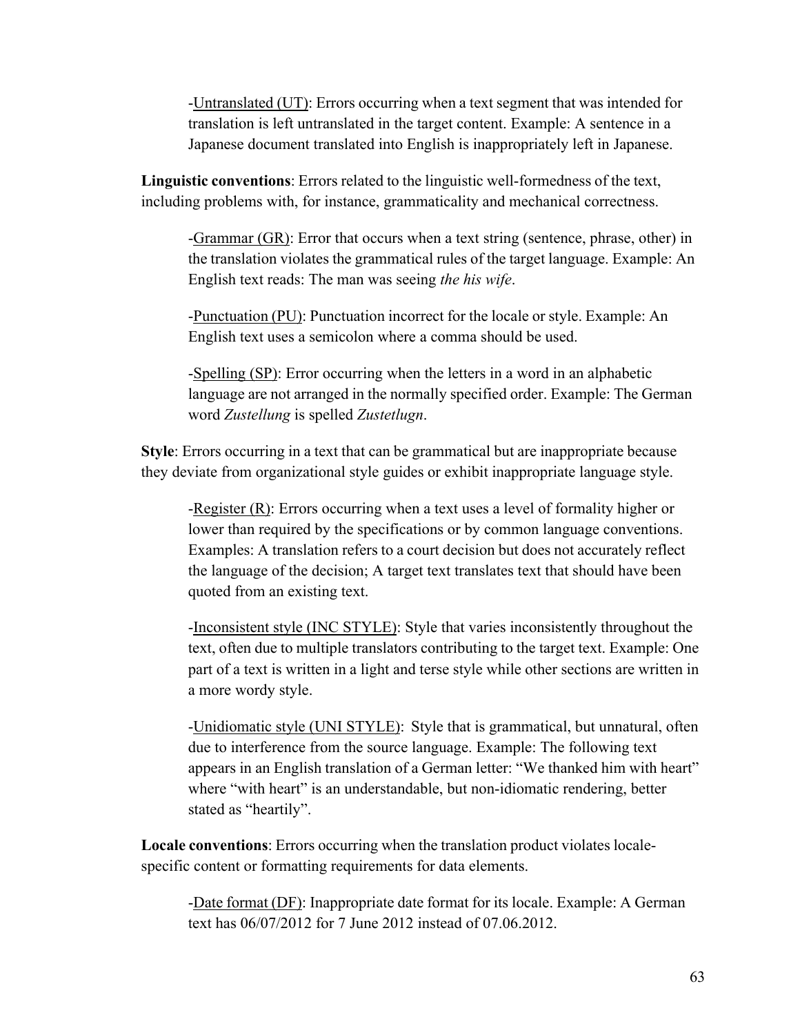-Untranslated (UT): Errors occurring when a text segment that was intended for translation is left untranslated in the target content. Example: A sentence in a Japanese document translated into English is inappropriately left in Japanese.

**Linguistic conventions**: Errors related to the linguistic well-formedness of the text, including problems with, for instance, grammaticality and mechanical correctness.

-Grammar (GR): Error that occurs when a text string (sentence, phrase, other) in the translation violates the grammatical rules of the target language. Example: An English text reads: The man was seeing *the his wife*.

-Punctuation (PU): Punctuation incorrect for the locale or style. Example: An English text uses a semicolon where a comma should be used.

-Spelling (SP): Error occurring when the letters in a word in an alphabetic language are not arranged in the normally specified order. Example: The German word *Zustellung* is spelled *Zustetlugn*.

**Style**: Errors occurring in a text that can be grammatical but are inappropriate because they deviate from organizational style guides or exhibit inappropriate language style.

-Register (R): Errors occurring when a text uses a level of formality higher or lower than required by the specifications or by common language conventions. Examples: A translation refers to a court decision but does not accurately reflect the language of the decision; A target text translates text that should have been quoted from an existing text.

-Inconsistent style (INC STYLE): Style that varies inconsistently throughout the text, often due to multiple translators contributing to the target text. Example: One part of a text is written in a light and terse style while other sections are written in a more wordy style.

-Unidiomatic style (UNI STYLE): Style that is grammatical, but unnatural, often due to interference from the source language. Example: The following text appears in an English translation of a German letter: "We thanked him with heart" where "with heart" is an understandable, but non-idiomatic rendering, better stated as "heartily".

**Locale conventions**: Errors occurring when the translation product violates locale-specific content or formatting requirements for data elements.

-Date format (DF): Inappropriate date format for its locale. Example: A German text has 06/07/2012 for 7 June 2012 instead of 07.06.2012.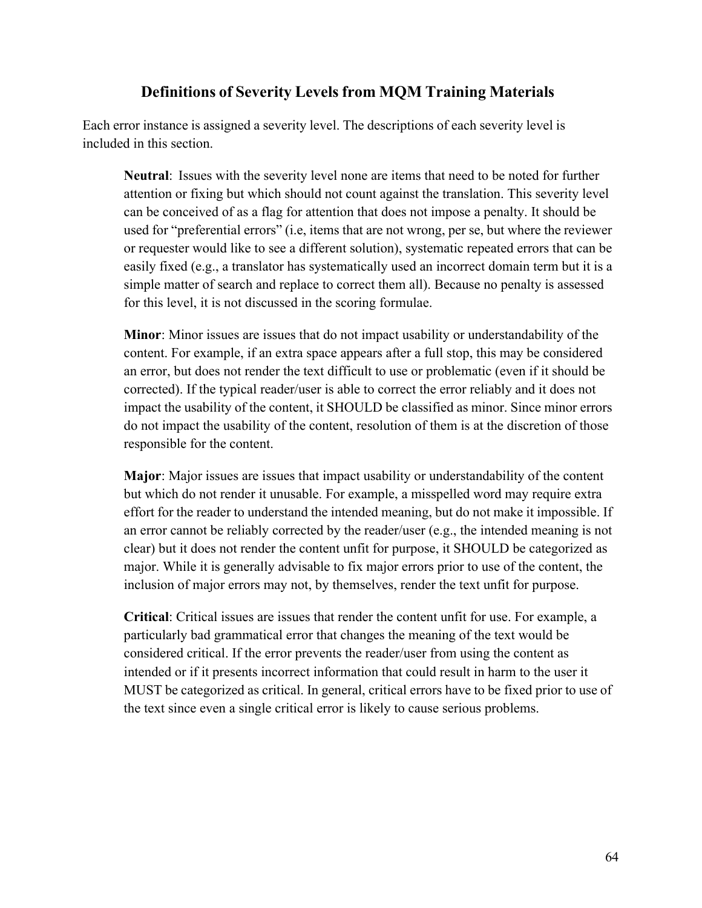## Definitions of Severity Levels from MQM Training Materials

Each error instance is assigned a severity level. The descriptions of each severity level is included in this section.

**Neutral**: Issues with the severity level none are items that need to be noted for further attention or fixing but which should not count against the translation. This severity level can be conceived of as a flag for attention that does not impose a penalty. It should be used for "preferential errors" (i.e, items that are not wrong, per se, but where the reviewer or requester would like to see a different solution), systematic repeated errors that can be easily fixed (e.g., a translator has systematically used an incorrect domain term but it is a simple matter of search and replace to correct them all). Because no penalty is assessed for this level, it is not discussed in the scoring formulae.

**Minor**: Minor issues are issues that do not impact usability or understandability of the content. For example, if an extra space appears after a full stop, this may be considered an error, but does not render the text difficult to use or problematic (even if it should be corrected). If the typical reader/user is able to correct the error reliably and it does not impact the usability of the content, it SHOULD be classified as minor. Since minor errors do not impact the usability of the content, resolution of them is at the discretion of those responsible for the content.

**Major**: Major issues are issues that impact usability or understandability of the content but which do not render it unusable. For example, a misspelled word may require extra effort for the reader to understand the intended meaning, but do not make it impossible. If an error cannot be reliably corrected by the reader/user (e.g., the intended meaning is not clear) but it does not render the content unfit for purpose, it SHOULD be categorized as major. While it is generally advisable to fix major errors prior to use of the content, the inclusion of major errors may not, by themselves, render the text unfit for purpose.

**Critical**: Critical issues are issues that render the content unfit for use. For example, a particularly bad grammatical error that changes the meaning of the text would be considered critical. If the error prevents the reader/user from using the content as intended or if it presents incorrect information that could result in harm to the user it MUST be categorized as critical. In general, critical errors have to be fixed prior to use of the text since even a single critical error is likely to cause serious problems.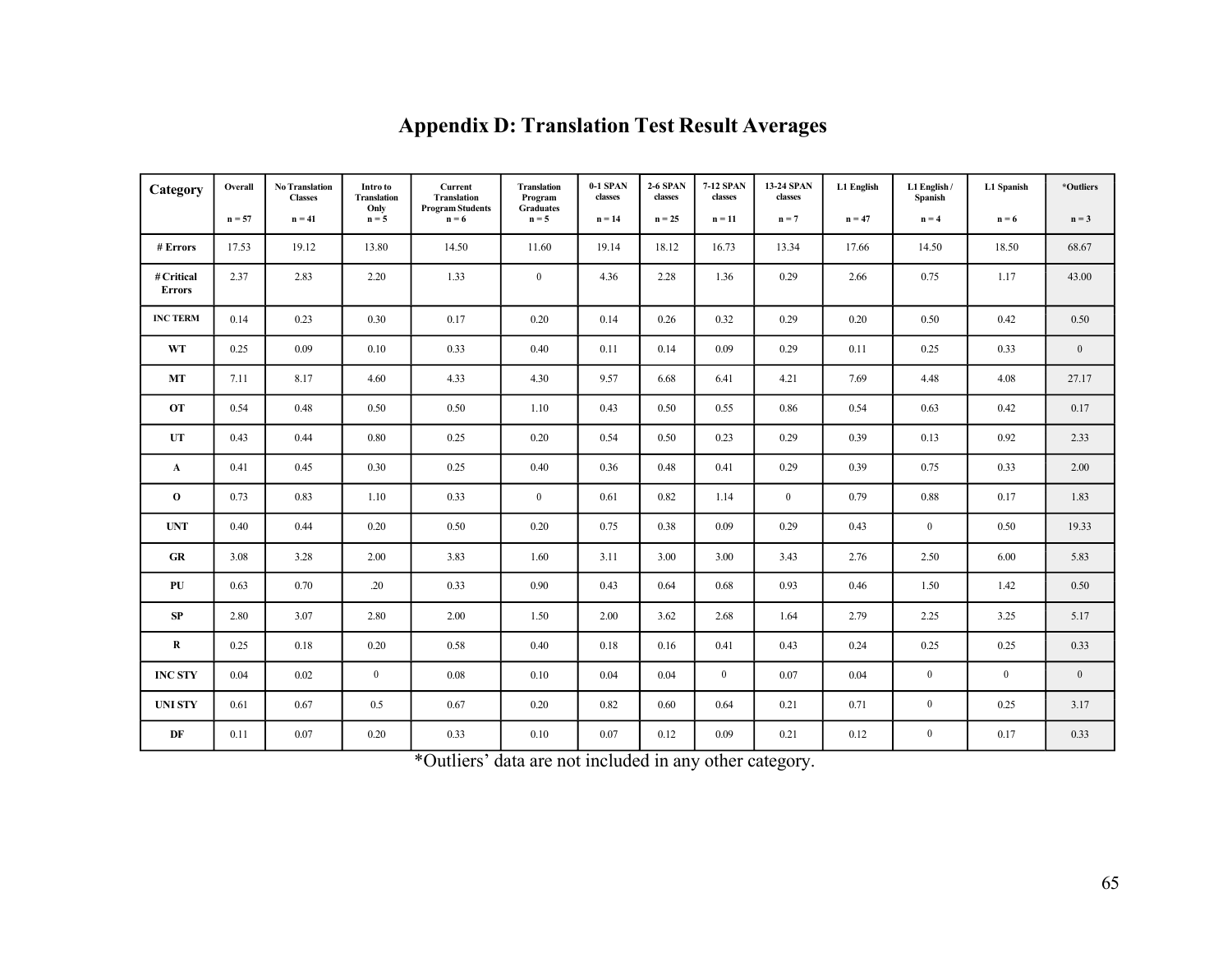# Appendix D: Translation Test Result Averages

| Category | Overall<br>n = 57 | No Translation Classes<br>n = 41 | Intro to Translation Only<br>n = 5 | Current Translation Program Students<br>n = 6 | Translation Program Graduates<br>n = 5 | 0-1 SPAN classes<br>n = 14 | 2-6 SPAN classes<br>n = 25 | 7-12 SPAN classes<br>n = 11 | 13-24 SPAN classes<br>n = 7 | L1 English<br>n = 47 | L1 English / Spanish<br>n = 4 | L1 Spanish<br>n = 6 | *Outliers<br>n = 3 |
|---|---|---|---|---|---|---|---|---|---|---|---|---|---|
| # Errors | 17.53 | 19.12 | 13.80 | 14.50 | 11.60 | 19.14 | 18.12 | 16.73 | 13.34 | 17.66 | 14.50 | 18.50 | 68.67 |
| # Critical Errors | 2.37 | 2.83 | 2.20 | 1.33 | 0 | 4.36 | 2.28 | 1.36 | 0.29 | 2.66 | 0.75 | 1.17 | 43.00 |
| INC TERM | 0.14 | 0.23 | 0.30 | 0.17 | 0.20 | 0.14 | 0.26 | 0.32 | 0.29 | 0.20 | 0.50 | 0.42 | 0.50 |
| WT | 0.25 | 0.09 | 0.10 | 0.33 | 0.40 | 0.11 | 0.14 | 0.09 | 0.29 | 0.11 | 0.25 | 0.33 | 0 |
| MT | 7.11 | 8.17 | 4.60 | 4.33 | 4.30 | 9.57 | 6.68 | 6.41 | 4.21 | 7.69 | 4.48 | 4.08 | 27.17 |
| OT | 0.54 | 0.48 | 0.50 | 0.50 | 1.10 | 0.43 | 0.50 | 0.55 | 0.86 | 0.54 | 0.63 | 0.42 | 0.17 |
| UT | 0.43 | 0.44 | 0.80 | 0.25 | 0.20 | 0.54 | 0.50 | 0.23 | 0.29 | 0.39 | 0.13 | 0.92 | 2.33 |
| A | 0.41 | 0.45 | 0.30 | 0.25 | 0.40 | 0.36 | 0.48 | 0.41 | 0.29 | 0.39 | 0.75 | 0.33 | 2.00 |
| O | 0.73 | 0.83 | 1.10 | 0.33 | 0 | 0.61 | 0.82 | 1.14 | 0 | 0.79 | 0.88 | 0.17 | 1.83 |
| UNT | 0.40 | 0.44 | 0.20 | 0.50 | 0.20 | 0.75 | 0.38 | 0.09 | 0.29 | 0.43 | 0 | 0.50 | 19.33 |
| GR | 3.08 | 3.28 | 2.00 | 3.83 | 1.60 | 3.11 | 3.00 | 3.00 | 3.43 | 2.76 | 2.50 | 6.00 | 5.83 |
| PU | 0.63 | 0.70 | .20 | 0.33 | 0.90 | 0.43 | 0.64 | 0.68 | 0.93 | 0.46 | 1.50 | 1.42 | 0.50 |
| SP | 2.80 | 3.07 | 2.80 | 2.00 | 1.50 | 2.00 | 3.62 | 2.68 | 1.64 | 2.79 | 2.25 | 3.25 | 5.17 |
| R | 0.25 | 0.18 | 0.20 | 0.58 | 0.40 | 0.18 | 0.16 | 0.41 | 0.43 | 0.24 | 0.25 | 0.25 | 0.33 |
| INC STY | 0.04 | 0.02 | 0 | 0.08 | 0.10 | 0.04 | 0.04 | 0 | 0.07 | 0.04 | 0 | 0 | 0 |
| UNI STY | 0.61 | 0.67 | 0.5 | 0.67 | 0.20 | 0.82 | 0.60 | 0.64 | 0.21 | 0.71 | 0 | 0.25 | 3.17 |
| DF | 0.11 | 0.07 | 0.20 | 0.33 | 0.10 | 0.07 | 0.12 | 0.09 | 0.21 | 0.12 | 0 | 0.17 | 0.33 |

*Outliers' data are not included in any other category.